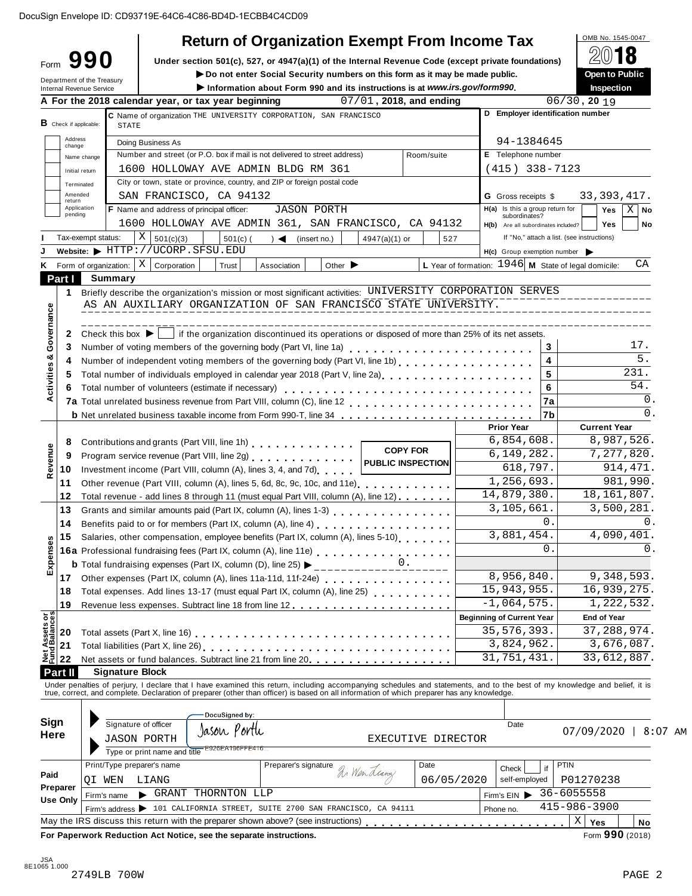DocuSign Envelope ID: CD93719E-64C6-4C86-BD4D-1ECBB4C4CD09

# Form 990 — Return of Organization Exempt From Income Tax

OMB No. 1545-0047

**2018**

**Open to Public Inspection**

Under section 501(c), 527, or 4947(a)(1) of the Internal Revenue Code (except private foundations)

▶ Do not enter Social Security numbers on this form as it may be made public.

▶ Information about Form 990 and its instructions is at www.irs.gov/form990.

Department of the Treasury
Internal Revenue Service

**A** For the 2018 calendar year, or tax year beginning 07/01, 2018, and ending 06/30, 2019

**B** Check if applicable: Address change; Name change; Initial return; Terminated; Amended return; Application pending

**C** Name of organization: THE UNIVERSITY CORPORATION, SAN FRANCISCO STATE

Doing Business As

Number and street (or P.O. box if mail is not delivered to street address): 1600 HOLLOWAY AVE ADMIN BLDG RM 361 — Room/suite

City or town, state or province, country, and ZIP or foreign postal code: SAN FRANCISCO, CA 94132

**D** Employer identification number: 94-1384645

**E** Telephone number: (415) 338-7123

**G** Gross receipts $ 33,393,417.

**F** Name and address of principal officer: JASON PORTH, 1600 HOLLOWAY AVE ADMIN 361, SAN FRANCISCO, CA 94132

**H(a)** Is this a group return for subordinates? Yes [ ] No [X]

**H(b)** Are all subordinates included? Yes [ ] No [ ] If "No," attach a list. (see instructions)

**H(c)** Group exemption number ▶

**I** Tax-exempt status: [X] 501(c)(3) [ ] 501(c) ( ) ◀ (insert no.) [ ] 4947(a)(1) or [ ] 527

**J** Website: ▶ HTTP://UCORP.SFSU.EDU

**K** Form of organization: [X] Corporation [ ] Trust [ ] Association [ ] Other ▶

**L** Year of formation: 1946 **M** State of legal domicile: CA

## Part I Summary

**Activities & Governance**

1 Briefly describe the organization's mission or most significant activities: UNIVERSITY CORPORATION SERVES AS AN AUXILIARY ORGANIZATION OF SAN FRANCISCO STATE UNIVERSITY.

2 Check this box ▶ [ ] if the organization discontinued its operations or disposed of more than 25% of its net assets.

| | | | |
|---|---|---|---|
| 3 | Number of voting members of the governing body (Part VI, line 1a) | 3 | 17. |
| 4 | Number of independent voting members of the governing body (Part VI, line 1b) | 4 | 5. |
| 5 | Total number of individuals employed in calendar year 2018 (Part V, line 2a) | 5 | 231. |
| 6 | Total number of volunteers (estimate if necessary) | 6 | 54. |
| 7a | Total unrelated business revenue from Part VIII, column (C), line 12 | 7a | 0. |
| b | Net unrelated business taxable income from Form 990-T, line 34 | 7b | 0. |

COPY FOR PUBLIC INSPECTION

| | | | Prior Year | Current Year |
|---|---|---|---|---|
| **Revenue** | 8 | Contributions and grants (Part VIII, line 1h) | 6,854,608. | 8,987,526. |
| | 9 | Program service revenue (Part VIII, line 2g) | 6,149,282. | 7,277,820. |
| | 10 | Investment income (Part VIII, column (A), lines 3, 4, and 7d) | 618,797. | 914,471. |
| | 11 | Other revenue (Part VIII, column (A), lines 5, 6d, 8c, 9c, 10c, and 11e) | 1,256,693. | 981,990. |
| | 12 | Total revenue - add lines 8 through 11 (must equal Part VIII, column (A), line 12) | 14,879,380. | 18,161,807. |
| **Expenses** | 13 | Grants and similar amounts paid (Part IX, column (A), lines 1-3) | 3,105,661. | 3,500,281. |
| | 14 | Benefits paid to or for members (Part IX, column (A), line 4) | 0. | 0. |
| | 15 | Salaries, other compensation, employee benefits (Part IX, column (A), lines 5-10) | 3,881,454. | 4,090,401. |
| | 16a | Professional fundraising fees (Part IX, column (A), line 11e) | 0. | 0. |
| | b | Total fundraising expenses (Part IX, column (D), line 25) ▶ 0. | | |
| | 17 | Other expenses (Part IX, column (A), lines 11a-11d, 11f-24e) | 8,956,840. | 9,348,593. |
| | 18 | Total expenses. Add lines 13-17 (must equal Part IX, column (A), line 25) | 15,943,955. | 16,939,275. |
| | 19 | Revenue less expenses. Subtract line 18 from line 12 | -1,064,575. | 1,222,532. |
| | | | **Beginning of Current Year** | **End of Year** |
| **Net Assets or Fund Balances** | 20 | Total assets (Part X, line 16) | 35,576,393. | 37,288,974. |
| | 21 | Total liabilities (Part X, line 26) | 3,824,962. | 3,676,087. |
| | 22 | Net assets or fund balances. Subtract line 21 from line 20 | 31,751,431. | 33,612,887. |

## Part II Signature Block

Under penalties of perjury, I declare that I have examined this return, including accompanying schedules and statements, and to the best of my knowledge and belief, it is true, correct, and complete. Declaration of preparer (other than officer) is based on all information of which preparer has any knowledge.

**Sign Here**

Signature of officer: DocuSigned by: Jason Porth — E926EA136FFE416...

Date: 07/09/2020 | 8:07 AM

JASON PORTH — EXECUTIVE DIRECTOR

Type or print name and title

**Paid Preparer Use Only**

| Print/Type preparer's name | Preparer's signature | Date | Check [ ] if self-employed | PTIN |
|---|---|---|---|---|
| QI WEN LIANG | Qi Wen Liang | 06/05/2020 | | P01270238 |

Firm's name ▶ GRANT THORNTON LLP — Firm's EIN ▶ 36-6055558

Firm's address ▶ 101 CALIFORNIA STREET, SUITE 2700 SAN FRANCISCO, CA 94111 — Phone no. 415-986-3900

May the IRS discuss this return with the preparer shown above? (see instructions) [X] Yes [ ] No

**For Paperwork Reduction Act Notice, see the separate instructions.** Form **990** (2018)

JSA
8E1065 1.000

2749LB 700W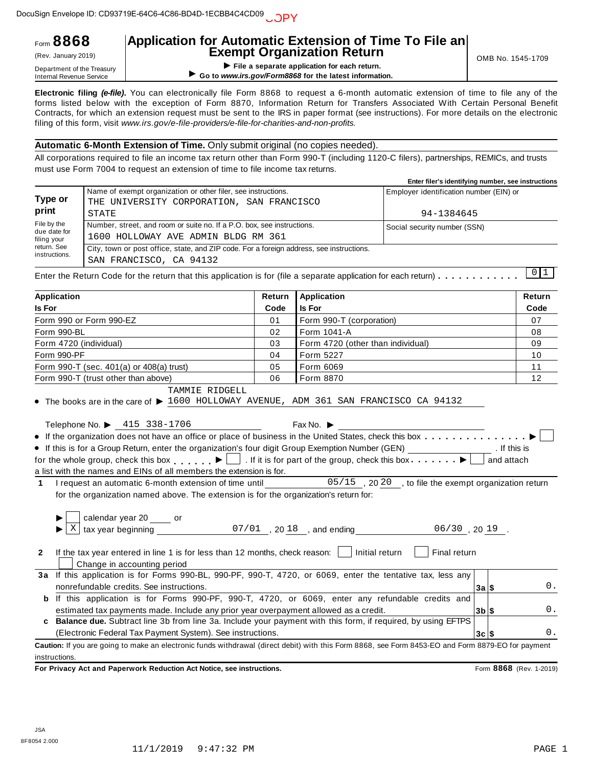DocuSign Envelope ID: CD93719E-64C6-4C86-BD4D-1ECBB4C4CD09 COPY

Form **8868** (Rev. January 2019) Department of the Treasury Internal Revenue Service

# Application for Automatic Extension of Time To File an Exempt Organization Return

▶ **File a separate application for each return.**
▶ **Go to *www.irs.gov/Form8868* for the latest information.**

OMB No. 1545-1709

**Electronic filing *(e-file)*.** You can electronically file Form 8868 to request a 6-month automatic extension of time to file any of the forms listed below with the exception of Form 8870, Information Return for Transfers Associated With Certain Personal Benefit Contracts, for which an extension request must be sent to the IRS in paper format (see instructions). For more details on the electronic filing of this form, visit *www.irs.gov/e-file-providers/e-file-for-charities-and-non-profits.*

**Automatic 6-Month Extension of Time.** Only submit original (no copies needed).

All corporations required to file an income tax return other than Form 990-T (including 1120-C filers), partnerships, REMICs, and trusts must use Form 7004 to request an extension of time to file income tax returns.

| **Type or print** File by the due date for filing your return. See instructions. | Name of exempt organization or other filer, see instructions. THE UNIVERSITY CORPORATION, SAN FRANCISCO STATE | **Enter filer's identifying number, see instructions** Employer identification number (EIN) or 94-1384645 |
|---|---|---|
| | Number, street, and room or suite no. If a P.O. box, see instructions. 1600 HOLLOWAY AVE ADMIN BLDG RM 361 | Social security number (SSN) |
| | City, town or post office, state, and ZIP code. For a foreign address, see instructions. SAN FRANCISCO, CA 94132 | |

Enter the Return Code for the return that this application is for (file a separate application for each return) . . . . . . . . . . . 01

| Application Is For | Return Code | Application Is For | Return Code |
|---|---|---|---|
| Form 990 or Form 990-EZ | 01 | Form 990-T (corporation) | 07 |
| Form 990-BL | 02 | Form 1041-A | 08 |
| Form 4720 (individual) | 03 | Form 4720 (other than individual) | 09 |
| Form 990-PF | 04 | Form 5227 | 10 |
| Form 990-T (sec. 401(a) or 408(a) trust) | 05 | Form 6069 | 11 |
| Form 990-T (trust other than above) | 06 | Form 8870 | 12 |

- The books are in the care of ▶ TAMMIE RIDGELL 1600 HOLLOWAY AVENUE, ADM 361 SAN FRANCISCO CA 94132

Telephone No. ▶ 415 338-1706 Fax No. ▶

- If the organization does not have an office or place of business in the United States, check this box . . . . . . . . . . . . . . . ▶ ☐
- If this is for a Group Return, enter the organization's four digit Group Exemption Number (GEN) ______ . If this is for the whole group, check this box . . . . . . ▶ ☐ . If it is for part of the group, check this box . . . . . . . ▶ ☐ and attach a list with the names and EINs of all members the extension is for.

**1** I request an automatic 6-month extension of time until 05/15 , 20 20 , to file the exempt organization return for the organization named above. The extension is for the organization's return for:

▶ ☐ calendar year 20 ____ or
▶ ☒ tax year beginning 07/01 , 20 18 , and ending 06/30 , 20 19 .

**2** If the tax year entered in line 1 is for less than 12 months, check reason: ☐ Initial return ☐ Final return ☐ Change in accounting period

| | | | |
|---|---|---|---|
| **3a** | If this application is for Forms 990-BL, 990-PF, 990-T, 4720, or 6069, enter the tentative tax, less any nonrefundable credits. See instructions. | 3a | $ 0. |
| **b** | If this application is for Forms 990-PF, 990-T, 4720, or 6069, enter any refundable credits and estimated tax payments made. Include any prior year overpayment allowed as a credit. | 3b | $ 0. |
| **c** | **Balance due.** Subtract line 3b from line 3a. Include your payment with this form, if required, by using EFTPS (Electronic Federal Tax Payment System). See instructions. | 3c | $ 0. |

**Caution:** If you are going to make an electronic funds withdrawal (direct debit) with this Form 8868, see Form 8453-EO and Form 8879-EO for payment instructions.

**For Privacy Act and Paperwork Reduction Act Notice, see instructions.** Form **8868** (Rev. 1-2019)

JSA 8F8054 2.000

11/1/2019 9:47:32 PM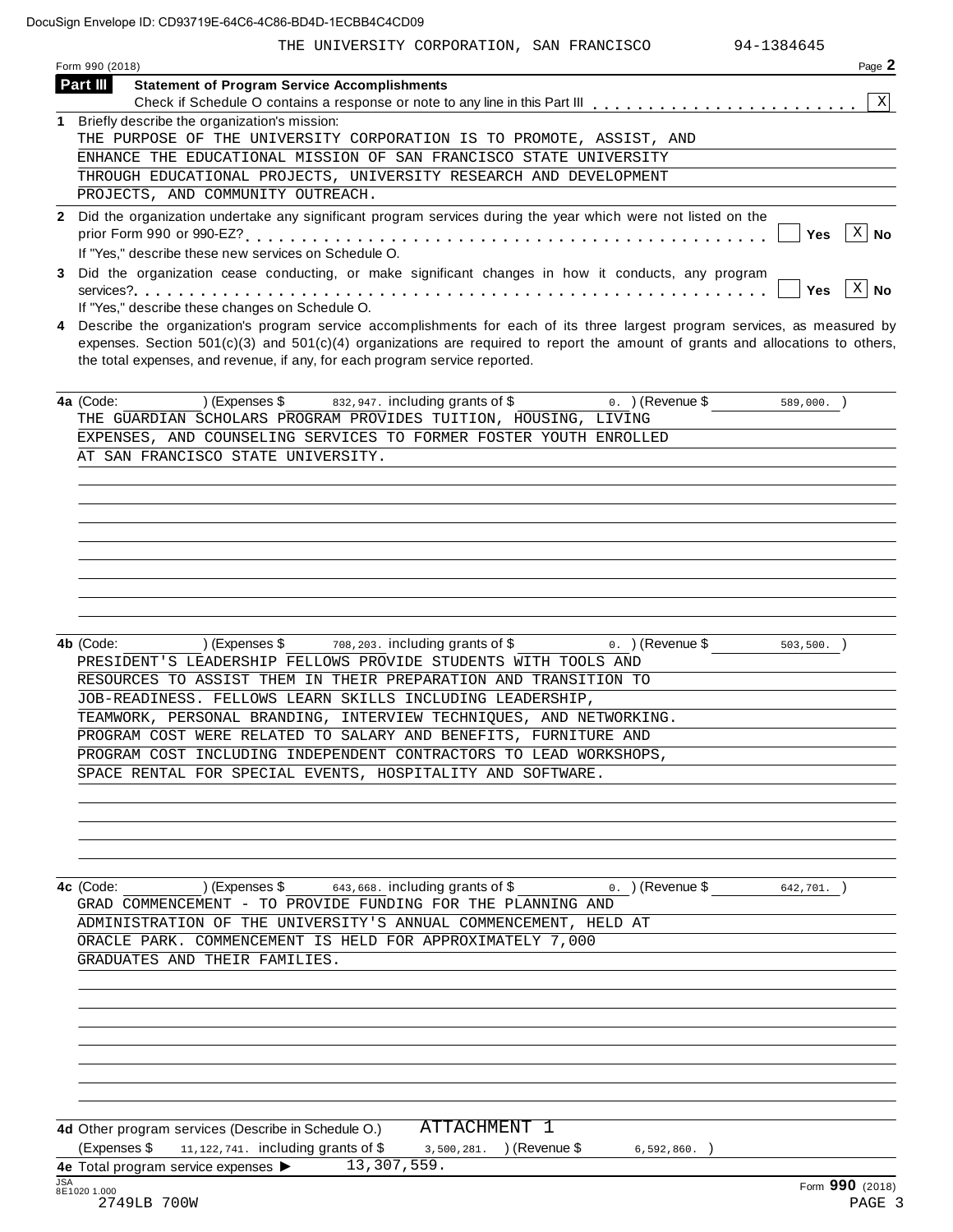THE UNIVERSITY CORPORATION, SAN FRANCISCO 94-1384645

Form 990 (2018)

## Part III Statement of Program Service Accomplishments

Check if Schedule O contains a response or note to any line in this Part III . . . . . . . . . . . . . . . . . . . . . . . . [X]

**1** Briefly describe the organization's mission:

THE PURPOSE OF THE UNIVERSITY CORPORATION IS TO PROMOTE, ASSIST, AND ENHANCE THE EDUCATIONAL MISSION OF SAN FRANCISCO STATE UNIVERSITY THROUGH EDUCATIONAL PROJECTS, UNIVERSITY RESEARCH AND DEVELOPMENT PROJECTS, AND COMMUNITY OUTREACH.

**2** Did the organization undertake any significant program services during the year which were not listed on the prior Form 990 or 990-EZ? . . . . . . . . . . . . . . . . . . . . . . . . . . . . . . . . . . . . . . . . . . . . [ ] Yes [X] No

If "Yes," describe these new services on Schedule O.

**3** Did the organization cease conducting, or make significant changes in how it conducts, any program services? . . . . . . . . . . . . . . . . . . . . . . . . . . . . . . . . . . . . . . . . . . . . . . . . . . . . . . [ ] Yes [X] No

If "Yes," describe these changes on Schedule O.

**4** Describe the organization's program service accomplishments for each of its three largest program services, as measured by expenses. Section 501(c)(3) and 501(c)(4) organizations are required to report the amount of grants and allocations to others, the total expenses, and revenue, if any, for each program service reported.

**4a** (Code: ) (Expenses $ 832,947. including grants of $ 0. ) (Revenue $ 589,000. )

THE GUARDIAN SCHOLARS PROGRAM PROVIDES TUITION, HOUSING, LIVING EXPENSES, AND COUNSELING SERVICES TO FORMER FOSTER YOUTH ENROLLED AT SAN FRANCISCO STATE UNIVERSITY.

**4b** (Code: ) (Expenses $ 708,203. including grants of $ 0. ) (Revenue $ 503,500. )

PRESIDENT'S LEADERSHIP FELLOWS PROVIDE STUDENTS WITH TOOLS AND RESOURCES TO ASSIST THEM IN THEIR PREPARATION AND TRANSITION TO JOB-READINESS. FELLOWS LEARN SKILLS INCLUDING LEADERSHIP, TEAMWORK, PERSONAL BRANDING, INTERVIEW TECHNIQUES, AND NETWORKING. PROGRAM COST WERE RELATED TO SALARY AND BENEFITS, FURNITURE AND PROGRAM COST INCLUDING INDEPENDENT CONTRACTORS TO LEAD WORKSHOPS, SPACE RENTAL FOR SPECIAL EVENTS, HOSPITALITY AND SOFTWARE.

**4c** (Code: ) (Expenses $ 643,668. including grants of $ 0. ) (Revenue $ 642,701. )

GRAD COMMENCEMENT - TO PROVIDE FUNDING FOR THE PLANNING AND ADMINISTRATION OF THE UNIVERSITY'S ANNUAL COMMENCEMENT, HELD AT ORACLE PARK. COMMENCEMENT IS HELD FOR APPROXIMATELY 7,000 GRADUATES AND THEIR FAMILIES.

**4d** Other program services (Describe in Schedule O.) ATTACHMENT 1

(Expenses $ 11,122,741. including grants of $ 3,500,281. ) (Revenue $ 6,592,860. )

**4e** Total program service expenses ▶ 13,307,559.

JSA 8E1020 1.000 Form **990** (2018)

2749LB 700W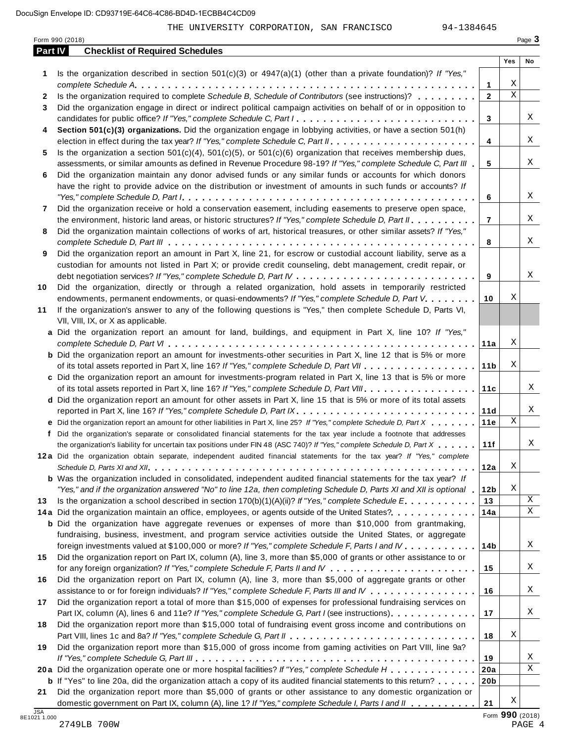THE UNIVERSITY CORPORATION, SAN FRANCISCO 94-1384645

Form 990 (2018)

## Part IV Checklist of Required Schedules

| | | | Yes | No |
|---|---|---|---|---|
| **1** | Is the organization described in section 501(c)(3) or 4947(a)(1) (other than a private foundation)? *If "Yes," complete Schedule A* | **1** | X | |
| **2** | Is the organization required to complete *Schedule B, Schedule of Contributors* (see instructions)? | **2** | X | |
| **3** | Did the organization engage in direct or indirect political campaign activities on behalf of or in opposition to candidates for public office? *If "Yes," complete Schedule C, Part I* | **3** | | X |
| **4** | **Section 501(c)(3) organizations.** Did the organization engage in lobbying activities, or have a section 501(h) election in effect during the tax year? *If "Yes," complete Schedule C, Part II* | **4** | | X |
| **5** | Is the organization a section 501(c)(4), 501(c)(5), or 501(c)(6) organization that receives membership dues, assessments, or similar amounts as defined in Revenue Procedure 98-19? *If "Yes," complete Schedule C, Part III* | **5** | | X |
| **6** | Did the organization maintain any donor advised funds or any similar funds or accounts for which donors have the right to provide advice on the distribution or investment of amounts in such funds or accounts? *If "Yes," complete Schedule D, Part I* | **6** | | X |
| **7** | Did the organization receive or hold a conservation easement, including easements to preserve open space, the environment, historic land areas, or historic structures? *If "Yes," complete Schedule D, Part II* | **7** | | X |
| **8** | Did the organization maintain collections of works of art, historical treasures, or other similar assets? *If "Yes," complete Schedule D, Part III* | **8** | | X |
| **9** | Did the organization report an amount in Part X, line 21, for escrow or custodial account liability, serve as a custodian for amounts not listed in Part X; or provide credit counseling, debt management, credit repair, or debt negotiation services? *If "Yes," complete Schedule D, Part IV* | **9** | | X |
| **10** | Did the organization, directly or through a related organization, hold assets in temporarily restricted endowments, permanent endowments, or quasi-endowments? *If "Yes," complete Schedule D, Part V* | **10** | X | |
| **11** | If the organization's answer to any of the following questions is "Yes," then complete Schedule D, Parts VI, VII, VIII, IX, or X as applicable. | | | |
| **a** | Did the organization report an amount for land, buildings, and equipment in Part X, line 10? *If "Yes," complete Schedule D, Part VI* | **11a** | X | |
| **b** | Did the organization report an amount for investments-other securities in Part X, line 12 that is 5% or more of its total assets reported in Part X, line 16? *If "Yes," complete Schedule D, Part VII* | **11b** | X | |
| **c** | Did the organization report an amount for investments-program related in Part X, line 13 that is 5% or more of its total assets reported in Part X, line 16? *If "Yes," complete Schedule D, Part VIII* | **11c** | | X |
| **d** | Did the organization report an amount for other assets in Part X, line 15 that is 5% or more of its total assets reported in Part X, line 16? *If "Yes," complete Schedule D, Part IX* | **11d** | | X |
| **e** | Did the organization report an amount for other liabilities in Part X, line 25? *If "Yes," complete Schedule D, Part X* | **11e** | X | |
| **f** | Did the organization's separate or consolidated financial statements for the tax year include a footnote that addresses the organization's liability for uncertain tax positions under FIN 48 (ASC 740)? *If "Yes," complete Schedule D, Part X* | **11f** | | X |
| **12a** | Did the organization obtain separate, independent audited financial statements for the tax year? *If "Yes," complete Schedule D, Parts XI and XII* | **12a** | X | |
| **b** | Was the organization included in consolidated, independent audited financial statements for the tax year? *If "Yes," and if the organization answered "No" to line 12a, then completing Schedule D, Parts XI and XII is optional* | **12b** | X | |
| **13** | Is the organization a school described in section 170(b)(1)(A)(ii)? *If "Yes," complete Schedule E* | **13** | | X |
| **14a** | Did the organization maintain an office, employees, or agents outside of the United States? | **14a** | | X |
| **b** | Did the organization have aggregate revenues or expenses of more than $10,000 from grantmaking, fundraising, business, investment, and program service activities outside the United States, or aggregate foreign investments valued at $100,000 or more? *If "Yes," complete Schedule F, Parts I and IV* | **14b** | | X |
| **15** | Did the organization report on Part IX, column (A), line 3, more than $5,000 of grants or other assistance to or for any foreign organization? *If "Yes," complete Schedule F, Parts II and IV* | **15** | | X |
| **16** | Did the organization report on Part IX, column (A), line 3, more than $5,000 of aggregate grants or other assistance to or for foreign individuals? *If "Yes," complete Schedule F, Parts III and IV* | **16** | | X |
| **17** | Did the organization report a total of more than $15,000 of expenses for professional fundraising services on Part IX, column (A), lines 6 and 11e? *If "Yes," complete Schedule G, Part I* (see instructions) | **17** | | X |
| **18** | Did the organization report more than $15,000 total of fundraising event gross income and contributions on Part VIII, lines 1c and 8a? *If "Yes," complete Schedule G, Part II* | **18** | X | |
| **19** | Did the organization report more than $15,000 of gross income from gaming activities on Part VIII, line 9a? *If "Yes," complete Schedule G, Part III* | **19** | | X |
| **20a** | Did the organization operate one or more hospital facilities? *If "Yes," complete Schedule H* | **20a** | | X |
| **b** | If "Yes" to line 20a, did the organization attach a copy of its audited financial statements to this return? | **20b** | | |
| **21** | Did the organization report more than $5,000 of grants or other assistance to any domestic organization or domestic government on Part IX, column (A), line 1? *If "Yes," complete Schedule I, Parts I and II* | **21** | X | |

Form **990** (2018)

2749LB 700W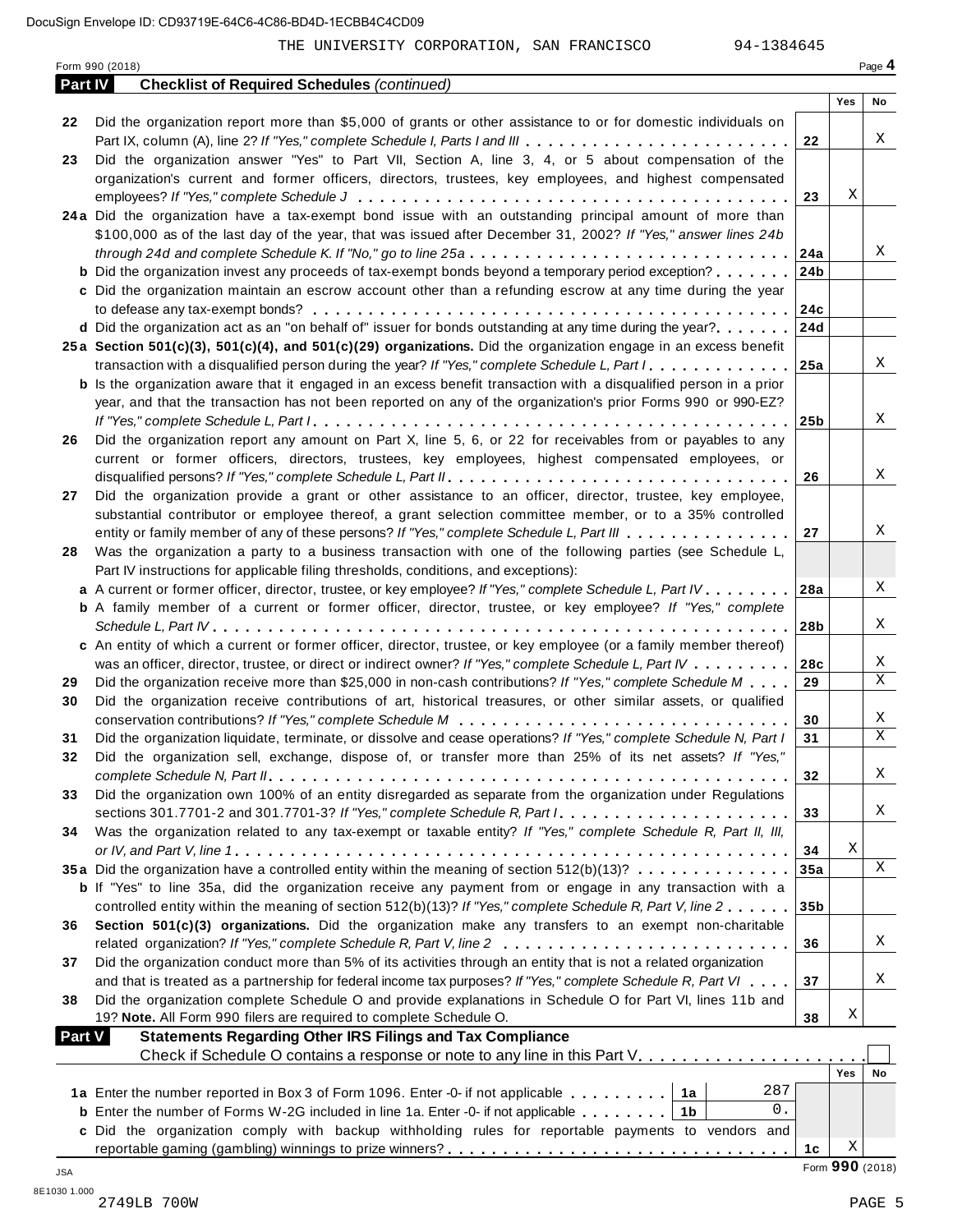DocuSign Envelope ID: CD93719E-64C6-4C86-BD4D-1ECBB4C4CD09

THE UNIVERSITY CORPORATION, SAN FRANCISCO 94-1384645

Form 990 (2018)

## Part IV Checklist of Required Schedules *(continued)*

| | | | Yes | No |
|---|---|---|---|---|
| 22 | Did the organization report more than $5,000 of grants or other assistance to or for domestic individuals on Part IX, column (A), line 2? *If "Yes," complete Schedule I, Parts I and III* | 22 | | X |
| 23 | Did the organization answer "Yes" to Part VII, Section A, line 3, 4, or 5 about compensation of the organization's current and former officers, directors, trustees, key employees, and highest compensated employees? *If "Yes," complete Schedule J* | 23 | X | |
| 24a | Did the organization have a tax-exempt bond issue with an outstanding principal amount of more than $100,000 as of the last day of the year, that was issued after December 31, 2002? *If "Yes," answer lines 24b through 24d and complete Schedule K. If "No," go to line 25a* | 24a | | X |
| b | Did the organization invest any proceeds of tax-exempt bonds beyond a temporary period exception? | 24b | | |
| c | Did the organization maintain an escrow account other than a refunding escrow at any time during the year to defease any tax-exempt bonds? | 24c | | |
| d | Did the organization act as an "on behalf of" issuer for bonds outstanding at any time during the year? | 24d | | |
| 25a | **Section 501(c)(3), 501(c)(4), and 501(c)(29) organizations.** Did the organization engage in an excess benefit transaction with a disqualified person during the year? *If "Yes," complete Schedule L, Part I* | 25a | | X |
| b | Is the organization aware that it engaged in an excess benefit transaction with a disqualified person in a prior year, and that the transaction has not been reported on any of the organization's prior Forms 990 or 990-EZ? *If "Yes," complete Schedule L, Part I* | 25b | | X |
| 26 | Did the organization report any amount on Part X, line 5, 6, or 22 for receivables from or payables to any current or former officers, directors, trustees, key employees, highest compensated employees, or disqualified persons? *If "Yes," complete Schedule L, Part II* | 26 | | X |
| 27 | Did the organization provide a grant or other assistance to an officer, director, trustee, key employee, substantial contributor or employee thereof, a grant selection committee member, or to a 35% controlled entity or family member of any of these persons? *If "Yes," complete Schedule L, Part III* | 27 | | X |
| 28 | Was the organization a party to a business transaction with one of the following parties (see Schedule L, Part IV instructions for applicable filing thresholds, conditions, and exceptions): | | | |
| a | A current or former officer, director, trustee, or key employee? *If "Yes," complete Schedule L, Part IV* | 28a | | X |
| b | A family member of a current or former officer, director, trustee, or key employee? *If "Yes," complete Schedule L, Part IV* | 28b | | X |
| c | An entity of which a current or former officer, director, trustee, or key employee (or a family member thereof) was an officer, director, trustee, or direct or indirect owner? *If "Yes," complete Schedule L, Part IV* | 28c | | X |
| 29 | Did the organization receive more than $25,000 in non-cash contributions? *If "Yes," complete Schedule M* | 29 | | X |
| 30 | Did the organization receive contributions of art, historical treasures, or other similar assets, or qualified conservation contributions? *If "Yes," complete Schedule M* | 30 | | X |
| 31 | Did the organization liquidate, terminate, or dissolve and cease operations? *If "Yes," complete Schedule N, Part I* | 31 | | X |
| 32 | Did the organization sell, exchange, dispose of, or transfer more than 25% of its net assets? *If "Yes," complete Schedule N, Part II* | 32 | | X |
| 33 | Did the organization own 100% of an entity disregarded as separate from the organization under Regulations sections 301.7701-2 and 301.7701-3? *If "Yes," complete Schedule R, Part I* | 33 | | X |
| 34 | Was the organization related to any tax-exempt or taxable entity? *If "Yes," complete Schedule R, Part II, III, or IV, and Part V, line 1* | 34 | X | |
| 35a | Did the organization have a controlled entity within the meaning of section 512(b)(13)? | 35a | | X |
| b | If "Yes" to line 35a, did the organization receive any payment from or engage in any transaction with a controlled entity within the meaning of section 512(b)(13)? *If "Yes," complete Schedule R, Part V, line 2* | 35b | | |
| 36 | **Section 501(c)(3) organizations.** Did the organization make any transfers to an exempt non-charitable related organization? *If "Yes," complete Schedule R, Part V, line 2* | 36 | | X |
| 37 | Did the organization conduct more than 5% of its activities through an entity that is not a related organization and that is treated as a partnership for federal income tax purposes? *If "Yes," complete Schedule R, Part VI* | 37 | | X |
| 38 | Did the organization complete Schedule O and provide explanations in Schedule O for Part VI, lines 11b and 19? **Note.** All Form 990 filers are required to complete Schedule O. | 38 | X | |

## Part V Statements Regarding Other IRS Filings and Tax Compliance

Check if Schedule O contains a response or note to any line in this Part V ☐

| | | | | | Yes | No |
|---|---|---|---|---|---|---|
| 1a | Enter the number reported in Box 3 of Form 1096. Enter -0- if not applicable | 1a | 287 | | | |
| b | Enter the number of Forms W-2G included in line 1a. Enter -0- if not applicable | 1b | 0. | | | |
| c | Did the organization comply with backup withholding rules for reportable payments to vendors and reportable gaming (gambling) winnings to prize winners? | | | 1c | X | |

Form **990** (2018)

JSA
8E1030 1.000
2749LB 700W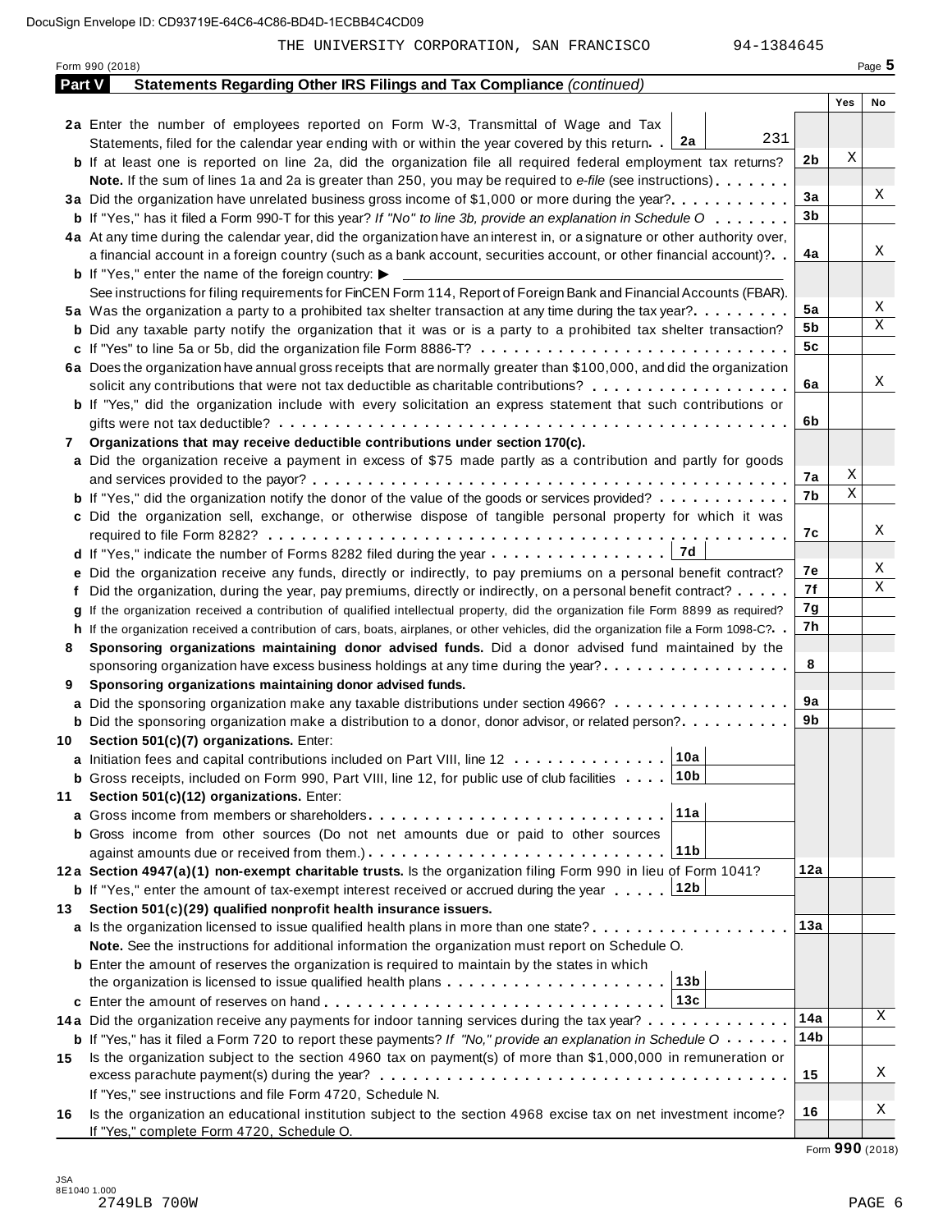DocuSign Envelope ID: CD93719E-64C6-4C86-BD4D-1ECBB4C4CD09

THE UNIVERSITY CORPORATION, SAN FRANCISCO 94-1384645

Form 990 (2018)

## Part V Statements Regarding Other IRS Filings and Tax Compliance *(continued)*

| | | | Yes | No |
|---|---|---|---|---|
| **2a** | Enter the number of employees reported on Form W-3, Transmittal of Wage and Tax Statements, filed for the calendar year ending with or within the year covered by this return . . **2a** 231 | | | |
| **b** | If at least one is reported on line 2a, did the organization file all required federal employment tax returns? | 2b | X | |
| | **Note.** If the sum of lines 1a and 2a is greater than 250, you may be required to *e-file* (see instructions) | | | |
| **3a** | Did the organization have unrelated business gross income of $1,000 or more during the year? | 3a | | X |
| **b** | If "Yes," has it filed a Form 990-T for this year? *If "No" to line 3b, provide an explanation in Schedule O* | 3b | | |
| **4a** | At any time during the calendar year, did the organization have an interest in, or a signature or other authority over, a financial account in a foreign country (such as a bank account, securities account, or other financial account)? | 4a | | X |
| **b** | If "Yes," enter the name of the foreign country: ▶ | | | |
| | See instructions for filing requirements for FinCEN Form 114, Report of Foreign Bank and Financial Accounts (FBAR). | | | |
| **5a** | Was the organization a party to a prohibited tax shelter transaction at any time during the tax year? | 5a | | X |
| **b** | Did any taxable party notify the organization that it was or is a party to a prohibited tax shelter transaction? | 5b | | X |
| **c** | If "Yes" to line 5a or 5b, did the organization file Form 8886-T? | 5c | | |
| **6a** | Does the organization have annual gross receipts that are normally greater than $100,000, and did the organization solicit any contributions that were not tax deductible as charitable contributions? | 6a | | X |
| **b** | If "Yes," did the organization include with every solicitation an express statement that such contributions or gifts were not tax deductible? | 6b | | |
| **7** | **Organizations that may receive deductible contributions under section 170(c).** | | | |
| **a** | Did the organization receive a payment in excess of $75 made partly as a contribution and partly for goods and services provided to the payor? | 7a | X | |
| **b** | If "Yes," did the organization notify the donor of the value of the goods or services provided? | 7b | X | |
| **c** | Did the organization sell, exchange, or otherwise dispose of tangible personal property for which it was required to file Form 8282? | 7c | | X |
| **d** | If "Yes," indicate the number of Forms 8282 filed during the year . . . **7d** | | | |
| **e** | Did the organization receive any funds, directly or indirectly, to pay premiums on a personal benefit contract? | 7e | | X |
| **f** | Did the organization, during the year, pay premiums, directly or indirectly, on a personal benefit contract? | 7f | | X |
| **g** | If the organization received a contribution of qualified intellectual property, did the organization file Form 8899 as required? | 7g | | |
| **h** | If the organization received a contribution of cars, boats, airplanes, or other vehicles, did the organization file a Form 1098-C? | 7h | | |
| **8** | **Sponsoring organizations maintaining donor advised funds.** Did a donor advised fund maintained by the sponsoring organization have excess business holdings at any time during the year? | 8 | | |
| **9** | **Sponsoring organizations maintaining donor advised funds.** | | | |
| **a** | Did the sponsoring organization make any taxable distributions under section 4966? | 9a | | |
| **b** | Did the sponsoring organization make a distribution to a donor, donor advisor, or related person? | 9b | | |
| **10** | **Section 501(c)(7) organizations.** Enter: | | | |
| **a** | Initiation fees and capital contributions included on Part VIII, line 12 . . . **10a** | | | |
| **b** | Gross receipts, included on Form 990, Part VIII, line 12, for public use of club facilities . . . **10b** | | | |
| **11** | **Section 501(c)(12) organizations.** Enter: | | | |
| **a** | Gross income from members or shareholders . . . **11a** | | | |
| **b** | Gross income from other sources (Do not net amounts due or paid to other sources against amounts due or received from them.) . . . **11b** | | | |
| **12a** | **Section 4947(a)(1) non-exempt charitable trusts.** Is the organization filing Form 990 in lieu of Form 1041? | 12a | | |
| **b** | If "Yes," enter the amount of tax-exempt interest received or accrued during the year . . . **12b** | | | |
| **13** | **Section 501(c)(29) qualified nonprofit health insurance issuers.** | | | |
| **a** | Is the organization licensed to issue qualified health plans in more than one state? | 13a | | |
| | **Note.** See the instructions for additional information the organization must report on Schedule O. | | | |
| **b** | Enter the amount of reserves the organization is required to maintain by the states in which the organization is licensed to issue qualified health plans . . . **13b** | | | |
| **c** | Enter the amount of reserves on hand . . . **13c** | | | |
| **14a** | Did the organization receive any payments for indoor tanning services during the tax year? | 14a | | X |
| **b** | If "Yes," has it filed a Form 720 to report these payments? *If "No," provide an explanation in Schedule O* | 14b | | |
| **15** | Is the organization subject to the section 4960 tax on payment(s) of more than $1,000,000 in remuneration or excess parachute payment(s) during the year? | 15 | | X |
| | If "Yes," see instructions and file Form 4720, Schedule N. | | | |
| **16** | Is the organization an educational institution subject to the section 4968 excise tax on net investment income? If "Yes," complete Form 4720, Schedule O. | 16 | | X |

Form **990** (2018)

JSA
8E1040 1.000
2749LB 700W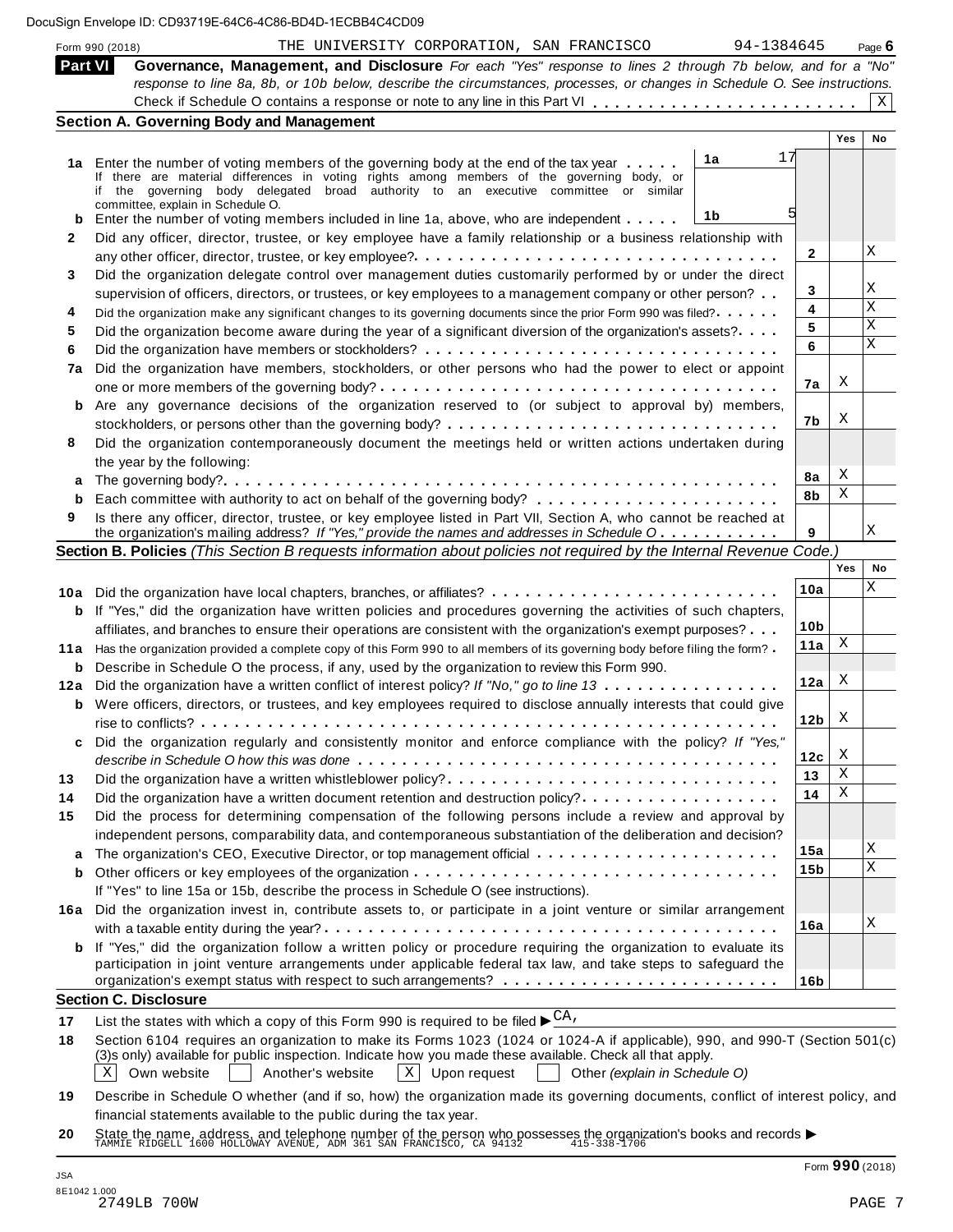DocuSign Envelope ID: CD93719E-64C6-4C86-BD4D-1ECBB4C4CD09

Form 990 (2018) THE UNIVERSITY CORPORATION, SAN FRANCISCO 94-1384645 Page **6**

**Part VI Governance, Management, and Disclosure** *For each "Yes" response to lines 2 through 7b below, and for a "No" response to line 8a, 8b, or 10b below, describe the circumstances, processes, or changes in Schedule O. See instructions.*

Check if Schedule O contains a response or note to any line in this Part VI . . . . . . . . . . . . . . . . . . . . . . . . X

## Section A. Governing Body and Management

| | | | | Yes | No |
|---|---|---|---|---|---|
| **1a** | Enter the number of voting members of the governing body at the end of the tax year . . . . . If there are material differences in voting rights among members of the governing body, or if the governing body delegated broad authority to an executive committee or similar committee, explain in Schedule O. | 1a | 17 | | |
| **b** | Enter the number of voting members included in line 1a, above, who are independent . . . . . | 1b | 5 | | |
| **2** | Did any officer, director, trustee, or key employee have a family relationship or a business relationship with any other officer, director, trustee, or key employee? . . . . . | 2 | | | X |
| **3** | Did the organization delegate control over management duties customarily performed by or under the direct supervision of officers, directors, or trustees, or key employees to a management company or other person? . . | 3 | | | X |
| **4** | Did the organization make any significant changes to its governing documents since the prior Form 990 was filed? . . . . . | 4 | | | X |
| **5** | Did the organization become aware during the year of a significant diversion of the organization's assets? . . . . | 5 | | | X |
| **6** | Did the organization have members or stockholders? . . . . . | 6 | | | X |
| **7a** | Did the organization have members, stockholders, or other persons who had the power to elect or appoint one or more members of the governing body? . . . . . | 7a | | X | |
| **b** | Are any governance decisions of the organization reserved to (or subject to approval by) members, stockholders, or persons other than the governing body? . . . . . | 7b | | X | |
| **8** | Did the organization contemporaneously document the meetings held or written actions undertaken during the year by the following: | | | | |
| **a** | The governing body? . . . . . | 8a | | X | |
| **b** | Each committee with authority to act on behalf of the governing body? . . . . . | 8b | | X | |
| **9** | Is there any officer, director, trustee, or key employee listed in Part VII, Section A, who cannot be reached at the organization's mailing address? *If "Yes," provide the names and addresses in Schedule O* . . . . . | 9 | | | X |

## Section B. Policies *(This Section B requests information about policies not required by the Internal Revenue Code.)*

| | | | Yes | No |
|---|---|---|---|---|
| **10a** | Did the organization have local chapters, branches, or affiliates? . . . . . | 10a | | X |
| **b** | If "Yes," did the organization have written policies and procedures governing the activities of such chapters, affiliates, and branches to ensure their operations are consistent with the organization's exempt purposes? . . . | 10b | | |
| **11a** | Has the organization provided a complete copy of this Form 990 to all members of its governing body before filing the form? . | 11a | X | |
| **b** | Describe in Schedule O the process, if any, used by the organization to review this Form 990. | | | |
| **12a** | Did the organization have a written conflict of interest policy? *If "No," go to line 13* . . . . . | 12a | X | |
| **b** | Were officers, directors, or trustees, and key employees required to disclose annually interests that could give rise to conflicts? . . . . . | 12b | X | |
| **c** | Did the organization regularly and consistently monitor and enforce compliance with the policy? *If "Yes," describe in Schedule O how this was done* . . . . . | 12c | X | |
| **13** | Did the organization have a written whistleblower policy? . . . . . | 13 | X | |
| **14** | Did the organization have a written document retention and destruction policy? . . . . . | 14 | X | |
| **15** | Did the process for determining compensation of the following persons include a review and approval by independent persons, comparability data, and contemporaneous substantiation of the deliberation and decision? | | | |
| **a** | The organization's CEO, Executive Director, or top management official . . . . . | 15a | | X |
| **b** | Other officers or key employees of the organization . . . . . | 15b | | X |
| | If "Yes" to line 15a or 15b, describe the process in Schedule O (see instructions). | | | |
| **16a** | Did the organization invest in, contribute assets to, or participate in a joint venture or similar arrangement with a taxable entity during the year? . . . . . | 16a | | X |
| **b** | If "Yes," did the organization follow a written policy or procedure requiring the organization to evaluate its participation in joint venture arrangements under applicable federal tax law, and take steps to safeguard the organization's exempt status with respect to such arrangements? . . . . . | 16b | | |

## Section C. Disclosure

**17** List the states with which a copy of this Form 990 is required to be filed ▶ CA,

**18** Section 6104 requires an organization to make its Forms 1023 (1024 or 1024-A if applicable), 990, and 990-T (Section 501(c)(3)s only) available for public inspection. Indicate how you made these available. Check all that apply.

[X] Own website [ ] Another's website [X] Upon request [ ] Other *(explain in Schedule O)*

**19** Describe in Schedule O whether (and if so, how) the organization made its governing documents, conflict of interest policy, and financial statements available to the public during the tax year.

**20** State the name, address, and telephone number of the person who possesses the organization's books and records ▶
TAMMIE RIDGELL 1600 HOLLOWAY AVENUE, ADM 361 SAN FRANCISCO, CA 94132 415-338-1706

Form **990** (2018)

JSA
8E1042 1.000
2749LB 700W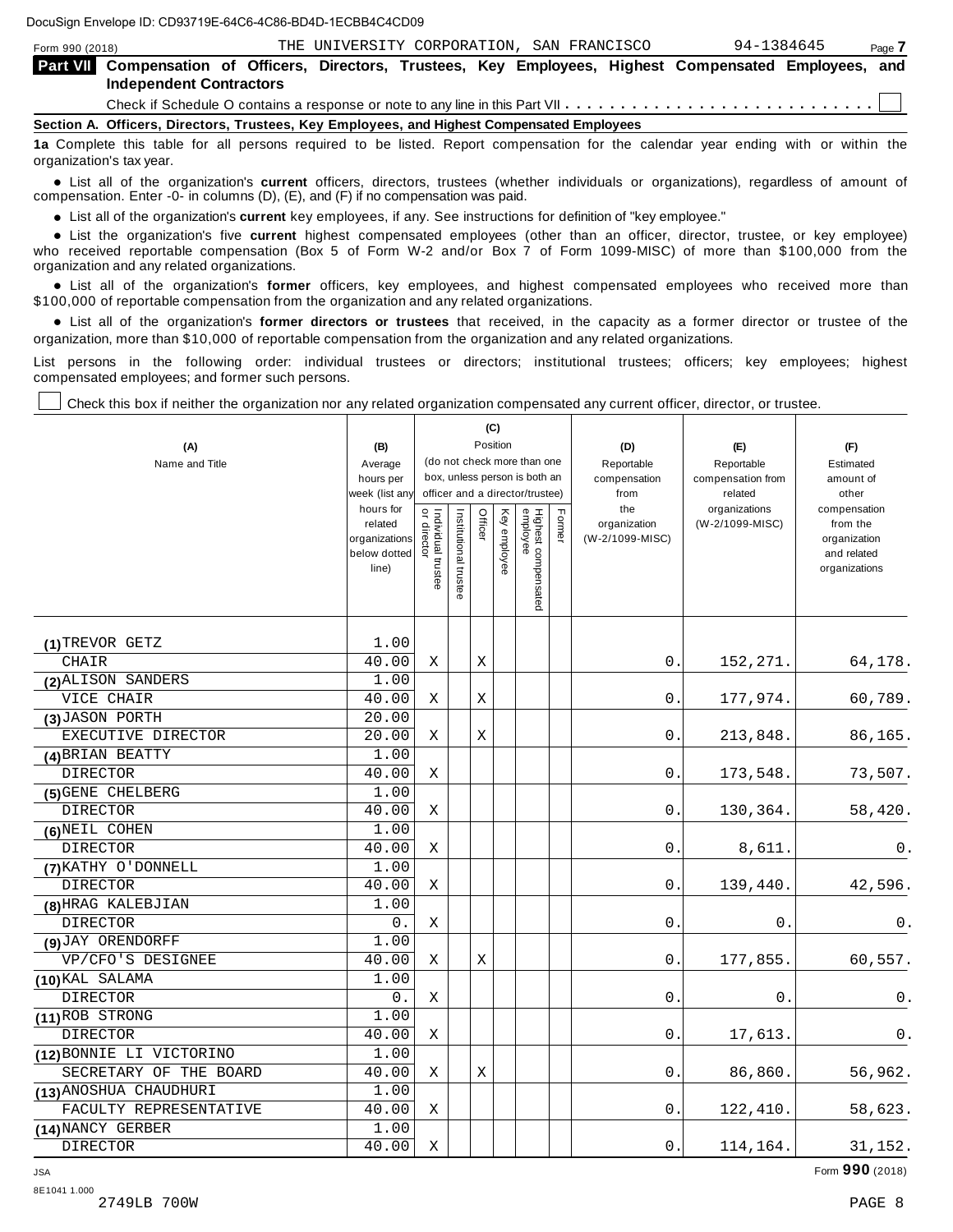DocuSign Envelope ID: CD93719E-64C6-4C86-BD4D-1ECBB4C4CD09

Form 990 (2018) THE UNIVERSITY CORPORATION, SAN FRANCISCO 94-1384645 Page **7**

## Part VII Compensation of Officers, Directors, Trustees, Key Employees, Highest Compensated Employees, and Independent Contractors

Check if Schedule O contains a response or note to any line in this Part VII . . . . . . . . . . . . . . . . . . . . . . . . . . . ☐

### Section A. Officers, Directors, Trustees, Key Employees, and Highest Compensated Employees

**1a** Complete this table for all persons required to be listed. Report compensation for the calendar year ending with or within the organization's tax year.

- List all of the organization's **current** officers, directors, trustees (whether individuals or organizations), regardless of amount of compensation. Enter -0- in columns (D), (E), and (F) if no compensation was paid.
- List all of the organization's **current** key employees, if any. See instructions for definition of "key employee."
- List the organization's five **current** highest compensated employees (other than an officer, director, trustee, or key employee) who received reportable compensation (Box 5 of Form W-2 and/or Box 7 of Form 1099-MISC) of more than $100,000 from the organization and any related organizations.
- List all of the organization's **former** officers, key employees, and highest compensated employees who received more than $100,000 of reportable compensation from the organization and any related organizations.
- List all of the organization's **former directors or trustees** that received, in the capacity as a former director or trustee of the organization, more than $10,000 of reportable compensation from the organization and any related organizations.

List persons in the following order: individual trustees or directors; institutional trustees; officers; key employees; highest compensated employees; and former such persons.

☐ Check this box if neither the organization nor any related organization compensated any current officer, director, or trustee.

| (A) Name and Title | (B) Average hours per week (list any hours for related organizations below dotted line) | (C) Position: Individual trustee or director | Institutional trustee | Officer | Key employee | Highest compensated employee | Former | (D) Reportable compensation from the organization (W-2/1099-MISC) | (E) Reportable compensation from related organizations (W-2/1099-MISC) | (F) Estimated amount of other compensation from the organization and related organizations |
|---|---|---|---|---|---|---|---|---|---|---|
| (1) TREVOR GETZ<br>CHAIR | 1.00<br>40.00 | X | | X | | | | 0. | 152,271. | 64,178. |
| (2) ALISON SANDERS<br>VICE CHAIR | 1.00<br>40.00 | X | | X | | | | 0. | 177,974. | 60,789. |
| (3) JASON PORTH<br>EXECUTIVE DIRECTOR | 20.00<br>20.00 | X | | X | | | | 0. | 213,848. | 86,165. |
| (4) BRIAN BEATTY<br>DIRECTOR | 1.00<br>40.00 | X | | | | | | 0. | 173,548. | 73,507. |
| (5) GENE CHELBERG<br>DIRECTOR | 1.00<br>40.00 | X | | | | | | 0. | 130,364. | 58,420. |
| (6) NEIL COHEN<br>DIRECTOR | 1.00<br>40.00 | X | | | | | | 0. | 8,611. | 0. |
| (7) KATHY O'DONNELL<br>DIRECTOR | 1.00<br>40.00 | X | | | | | | 0. | 139,440. | 42,596. |
| (8) HRAG KALEBJIAN<br>DIRECTOR | 1.00<br>0. | X | | | | | | 0. | 0. | 0. |
| (9) JAY ORENDORFF<br>VP/CFO'S DESIGNEE | 1.00<br>40.00 | X | | X | | | | 0. | 177,855. | 60,557. |
| (10) KAL SALAMA<br>DIRECTOR | 1.00<br>0. | X | | | | | | 0. | 0. | 0. |
| (11) ROB STRONG<br>DIRECTOR | 1.00<br>40.00 | X | | | | | | 0. | 17,613. | 0. |
| (12) BONNIE LI VICTORINO<br>SECRETARY OF THE BOARD | 1.00<br>40.00 | X | | X | | | | 0. | 86,860. | 56,962. |
| (13) ANOSHUA CHAUDHURI<br>FACULTY REPRESENTATIVE | 1.00<br>40.00 | X | | | | | | 0. | 122,410. | 58,623. |
| (14) NANCY GERBER<br>DIRECTOR | 1.00<br>40.00 | X | | | | | | 0. | 114,164. | 31,152. |

JSA
8E1041 1.000
2749LB 700W

Form **990** (2018)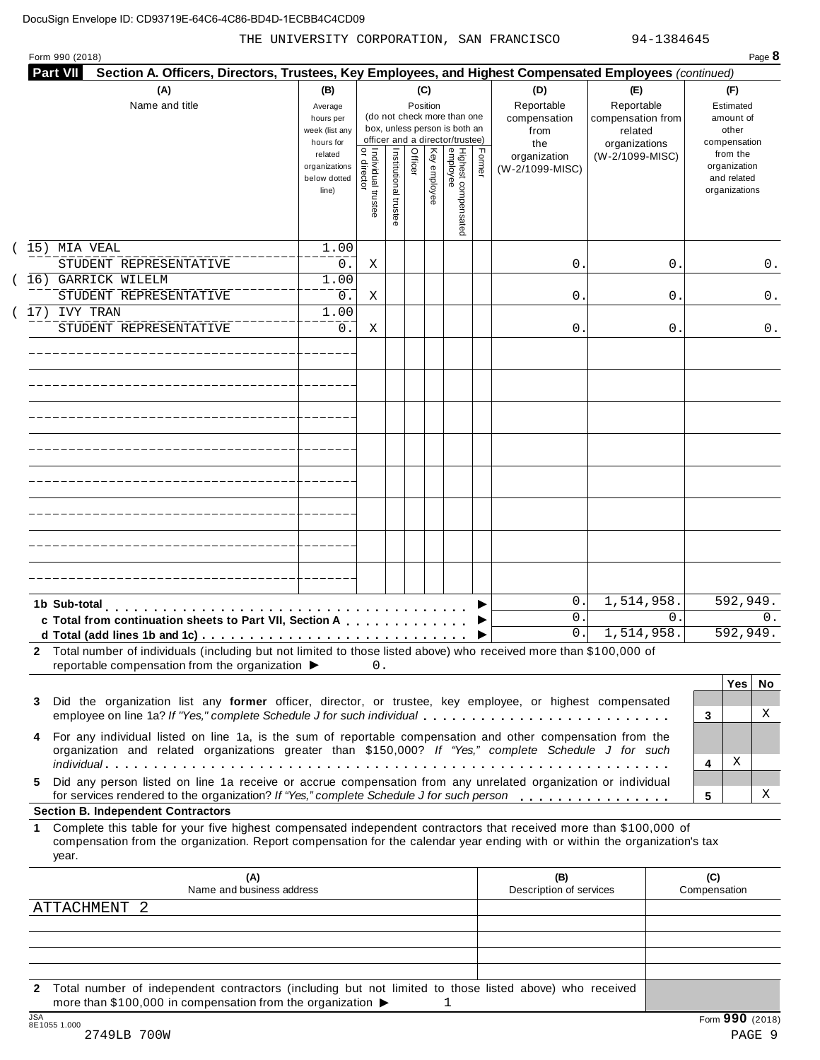THE UNIVERSITY CORPORATION, SAN FRANCISCO 94-1384645

Form 990 (2018)

**Part VII** **Section A. Officers, Directors, Trustees, Key Employees, and Highest Compensated Employees** *(continued)*

| (A) Name and title | (B) Average hours per week (list any hours for related organizations below dotted line) | (C) Position: Individual trustee or director | Institutional trustee | Officer | Key employee | Highest compensated employee | Former | (D) Reportable compensation from the organization (W-2/1099-MISC) | (E) Reportable compensation from related organizations (W-2/1099-MISC) | (F) Estimated amount of other compensation from the organization and related organizations |
|---|---|---|---|---|---|---|---|---|---|---|
| (15) MIA VEAL<br>STUDENT REPRESENTATIVE | 1.00<br>0. | X | | | | | | 0. | 0. | 0. |
| (16) GARRICK WILELM<br>STUDENT REPRESENTATIVE | 1.00<br>0. | X | | | | | | 0. | 0. | 0. |
| (17) IVY TRAN<br>STUDENT REPRESENTATIVE | 1.00<br>0. | X | | | | | | 0. | 0. | 0. |
| **1b Sub-total** | | | | | | | | 0. | 1,514,958. | 592,949. |
| **c Total from continuation sheets to Part VII, Section A** | | | | | | | | 0. | 0. | 0. |
| **d Total (add lines 1b and 1c)** | | | | | | | | 0. | 1,514,958. | 592,949. |

**2** Total number of individuals (including but not limited to those listed above) who received more than $100,000 of reportable compensation from the organization ▶ 0.

| | | Yes | No |
|---|---|---|---|
| **3** Did the organization list any **former** officer, director, or trustee, key employee, or highest compensated employee on line 1a? *If "Yes," complete Schedule J for such individual* | 3 | | X |
| **4** For any individual listed on line 1a, is the sum of reportable compensation and other compensation from the organization and related organizations greater than $150,000? *If "Yes," complete Schedule J for such individual* | 4 | X | |
| **5** Did any person listed on line 1a receive or accrue compensation from any unrelated organization or individual for services rendered to the organization? *If "Yes," complete Schedule J for such person* | 5 | | X |

**Section B. Independent Contractors**

**1** Complete this table for your five highest compensated independent contractors that received more than $100,000 of compensation from the organization. Report compensation for the calendar year ending with or within the organization's tax year.

| (A) Name and business address | (B) Description of services | (C) Compensation |
|---|---|---|
| ATTACHMENT 2 | | |
| | | |
| | | |
| | | |
| | | |

**2** Total number of independent contractors (including but not limited to those listed above) who received more than $100,000 in compensation from the organization ▶ 1

Form **990** (2018)

JSA 8E1055 1.000

2749LB 700W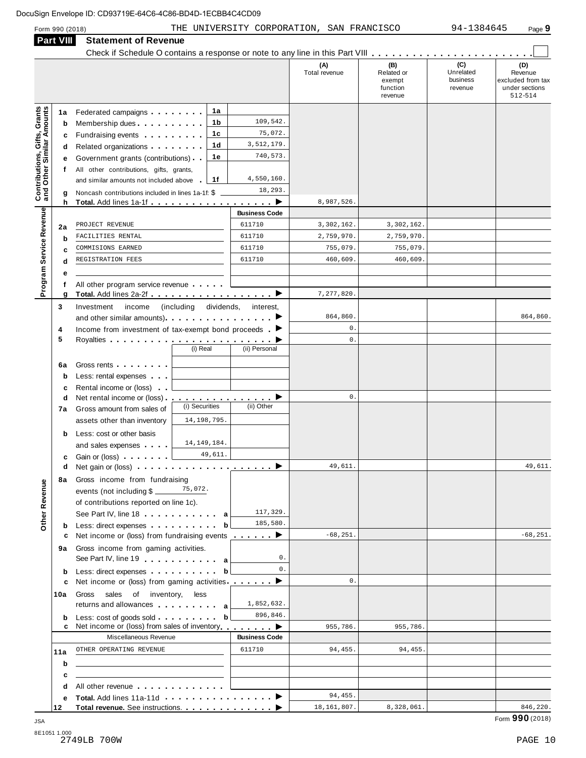DocuSign Envelope ID: CD93719E-64C6-4C86-BD4D-1ECBB4C4CD09

Form 990 (2018) THE UNIVERSITY CORPORATION, SAN FRANCISCO 94-1384645 Page 9

## Part VIII Statement of Revenue

Check if Schedule O contains a response or note to any line in this Part VIII . . . . . . . . . . . . . . . . . . . . . . .

| | | | | (A) Total revenue | (B) Related or exempt function revenue | (C) Unrelated business revenue | (D) Revenue excluded from tax under sections 512-514 |
|---|---|---|---|---|---|---|---|
| **Contributions, Gifts, Grants and Other Similar Amounts** | 1a | Federated campaigns . . . . . . . . 1a | | | | | |
| | b | Membership dues . . . . . . . . . . 1b | 109,542. | | | | |
| | c | Fundraising events . . . . . . . . . 1c | 75,072. | | | | |
| | d | Related organizations . . . . . . . . 1d | 3,512,179. | | | | |
| | e | Government grants (contributions) . . 1e | 740,573. | | | | |
| | f | All other contributions, gifts, grants, and similar amounts not included above . 1f | 4,550,160. | | | | |
| | g | Noncash contributions included in lines 1a-1f: $ | 18,293. | | | | |
| | h | **Total.** Add lines 1a-1f . . . . . . . . . . . . . . . . . . ▶ | | 8,987,526. | | | |
| **Program Service Revenue** | | | **Business Code** | | | | |
| | 2a | PROJECT REVENUE | 611710 | 3,302,162. | 3,302,162. | | |
| | b | FACILITIES RENTAL | 611710 | 2,759,970. | 2,759,970. | | |
| | c | COMMISIONS EARNED | 611710 | 755,079. | 755,079. | | |
| | d | REGISTRATION FEES | 611710 | 460,609. | 460,609. | | |
| | e | | | | | | |
| | f | All other program service revenue . . . . . | | | | | |
| | g | **Total.** Add lines 2a-2f . . . . . . . . . . . . . . . . . . ▶ | | 7,277,820. | | | |
| **Other Revenue** | 3 | Investment income (including dividends, interest, and other similar amounts) . . . . . . . . . . . . . . . ▶ | | 864,860. | | | 864,860. |
| | 4 | Income from investment of tax-exempt bond proceeds . ▶ | | 0. | | | |
| | 5 | Royalties . . . . . . . . . . . . . . . . . . . . . . . . ▶ | | 0. | | | |
| | | (i) Real | (ii) Personal | | | | |
| | 6a | Gross rents . . . . . . . . | | | | | |
| | b | Less: rental expenses . . . | | | | | |
| | c | Rental income or (loss) . . | | | | | |
| | d | Net rental income or (loss) . . . . . . . . . . . . . . . . ▶ | | 0. | | | |
| | | (i) Securities | (ii) Other | | | | |
| | 7a | Gross amount from sales of assets other than inventory: 14,198,795. | | | | | |
| | b | Less: cost or other basis and sales expenses . . . . : 14,149,184. | | | | | |
| | c | Gain or (loss) . . . . . . . : 49,611. | | | | | |
| | d | Net gain or (loss) . . . . . . . . . . . . . . . . . . . . ▶ | | 49,611. | | | 49,611. |
| | 8a | Gross income from fundraising events (not including $ 75,072. of contributions reported on line 1c). See Part IV, line 18 . . . . . . . . . . . a | 117,329. | | | | |
| | b | Less: direct expenses . . . . . . . . . . b | 185,580. | | | | |
| | c | Net income or (loss) from fundraising events . . . . . . ▶ | | -68,251. | | | -68,251. |
| | 9a | Gross income from gaming activities. See Part IV, line 19 . . . . . . . . . . . a | 0. | | | | |
| | b | Less: direct expenses . . . . . . . . . . b | 0. | | | | |
| | c | Net income or (loss) from gaming activities . . . . . . . ▶ | | 0. | | | |
| | 10a | Gross sales of inventory, less returns and allowances . . . . . . . . . a | 1,852,632. | | | | |
| | b | Less: cost of goods sold . . . . . . . . . b | 896,846. | | | | |
| | c | Net income or (loss) from sales of inventory . . . . . . . ▶ | | 955,786. | 955,786. | | |
| | | Miscellaneous Revenue | **Business Code** | | | | |
| | 11a | OTHER OPERATING REVENUE | 611710 | 94,455. | 94,455. | | |
| | b | | | | | | |
| | c | | | | | | |
| | d | All other revenue . . . . . . . . . . . . . | | | | | |
| | e | **Total.** Add lines 11a-11d . . . . . . . . . . . . . . . ▶ | | 94,455. | | | |
| | 12 | **Total revenue.** See instructions. . . . . . . . . . . . . ▶ | | 18,161,807. | 8,328,061. | | 846,220. |

JSA
8E1051 1.000
2749LB 700W

Form **990** (2018)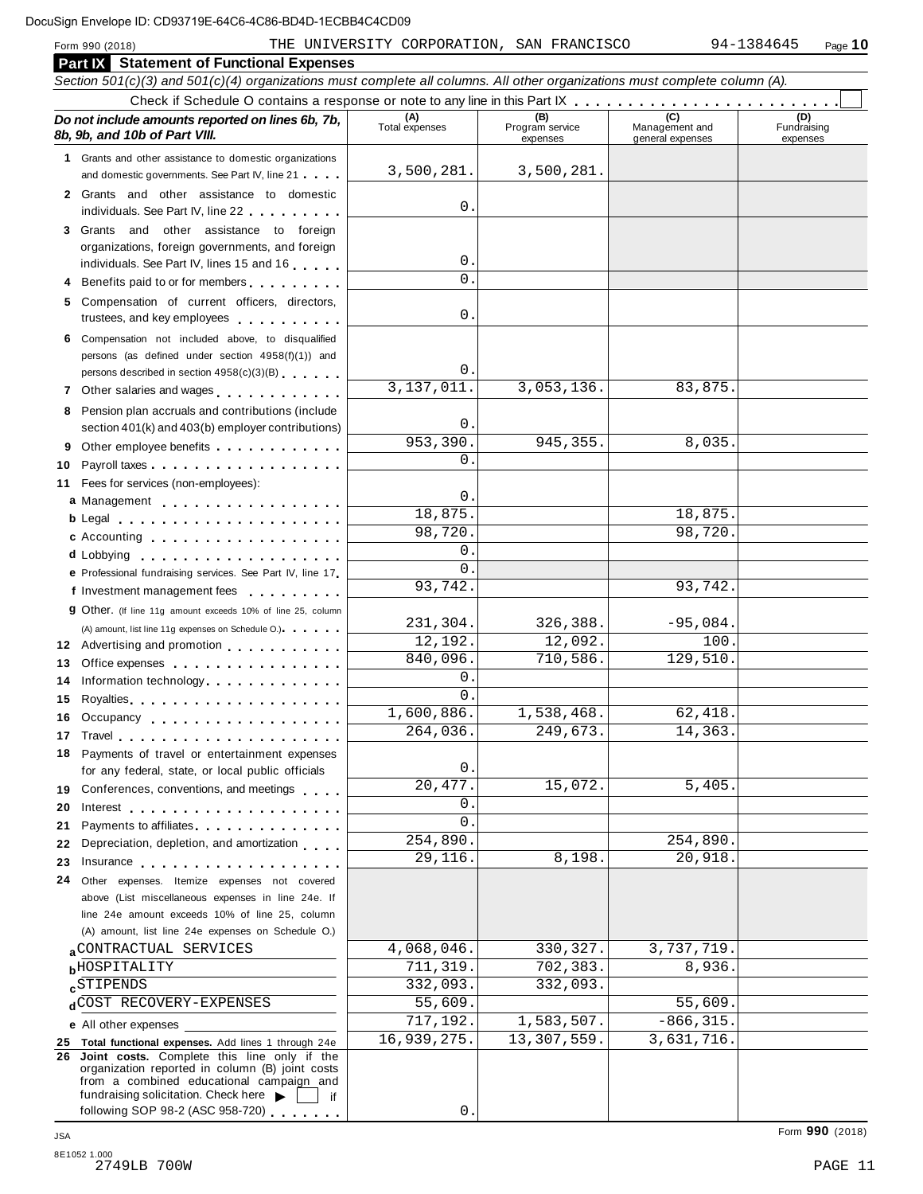DocuSign Envelope ID: CD93719E-64C6-4C86-BD4D-1ECBB4C4CD09

Form 990 (2018) THE UNIVERSITY CORPORATION, SAN FRANCISCO 94-1384645 Page 10

## Part IX Statement of Functional Expenses

*Section 501(c)(3) and 501(c)(4) organizations must complete all columns. All other organizations must complete column (A).*

Check if Schedule O contains a response or note to any line in this Part IX

| ***Do not include amounts reported on lines 6b, 7b, 8b, 9b, and 10b of Part VIII.*** | (A) Total expenses | (B) Program service expenses | (C) Management and general expenses | (D) Fundraising expenses |
|---|---|---|---|---|
| **1** Grants and other assistance to domestic organizations and domestic governments. See Part IV, line 21 | 3,500,281. | 3,500,281. | | |
| **2** Grants and other assistance to domestic individuals. See Part IV, line 22 | 0. | | | |
| **3** Grants and other assistance to foreign organizations, foreign governments, and foreign individuals. See Part IV, lines 15 and 16 | 0. | | | |
| **4** Benefits paid to or for members | 0. | | | |
| **5** Compensation of current officers, directors, trustees, and key employees | 0. | | | |
| **6** Compensation not included above, to disqualified persons (as defined under section 4958(f)(1)) and persons described in section 4958(c)(3)(B) | 0. | | | |
| **7** Other salaries and wages | 3,137,011. | 3,053,136. | 83,875. | |
| **8** Pension plan accruals and contributions (include section 401(k) and 403(b) employer contributions) | 0. | | | |
| **9** Other employee benefits | 953,390. | 945,355. | 8,035. | |
| **10** Payroll taxes | 0. | | | |
| **11** Fees for services (non-employees): | | | | |
| **a** Management | 0. | | | |
| **b** Legal | 18,875. | | 18,875. | |
| **c** Accounting | 98,720. | | 98,720. | |
| **d** Lobbying | 0. | | | |
| **e** Professional fundraising services. See Part IV, line 17 | 0. | | | |
| **f** Investment management fees | 93,742. | | 93,742. | |
| **g** Other. (If line 11g amount exceeds 10% of line 25, column (A) amount, list line 11g expenses on Schedule O.) | 231,304. | 326,388. | -95,084. | |
| **12** Advertising and promotion | 12,192. | 12,092. | 100. | |
| **13** Office expenses | 840,096. | 710,586. | 129,510. | |
| **14** Information technology | 0. | | | |
| **15** Royalties | 0. | | | |
| **16** Occupancy | 1,600,886. | 1,538,468. | 62,418. | |
| **17** Travel | 264,036. | 249,673. | 14,363. | |
| **18** Payments of travel or entertainment expenses for any federal, state, or local public officials | 0. | | | |
| **19** Conferences, conventions, and meetings | 20,477. | 15,072. | 5,405. | |
| **20** Interest | 0. | | | |
| **21** Payments to affiliates | 0. | | | |
| **22** Depreciation, depletion, and amortization | 254,890. | | 254,890. | |
| **23** Insurance | 29,116. | 8,198. | 20,918. | |
| **24** Other expenses. Itemize expenses not covered above (List miscellaneous expenses in line 24e. If line 24e amount exceeds 10% of line 25, column (A) amount, list line 24e expenses on Schedule O.) | | | | |
| **a** CONTRACTUAL SERVICES | 4,068,046. | 330,327. | 3,737,719. | |
| **b** HOSPITALITY | 711,319. | 702,383. | 8,936. | |
| **c** STIPENDS | 332,093. | 332,093. | | |
| **d** COST RECOVERY-EXPENSES | 55,609. | | 55,609. | |
| **e** All other expenses | 717,192. | 1,583,507. | -866,315. | |
| **25 Total functional expenses.** Add lines 1 through 24e | 16,939,275. | 13,307,559. | 3,631,716. | |
| **26 Joint costs.** Complete this line only if the organization reported in column (B) joint costs from a combined educational campaign and fundraising solicitation. Check here ▶ ☐ if following SOP 98-2 (ASC 958-720) | 0. | | | |

Form **990** (2018)

JSA
8E1052 1.000
2749LB 700W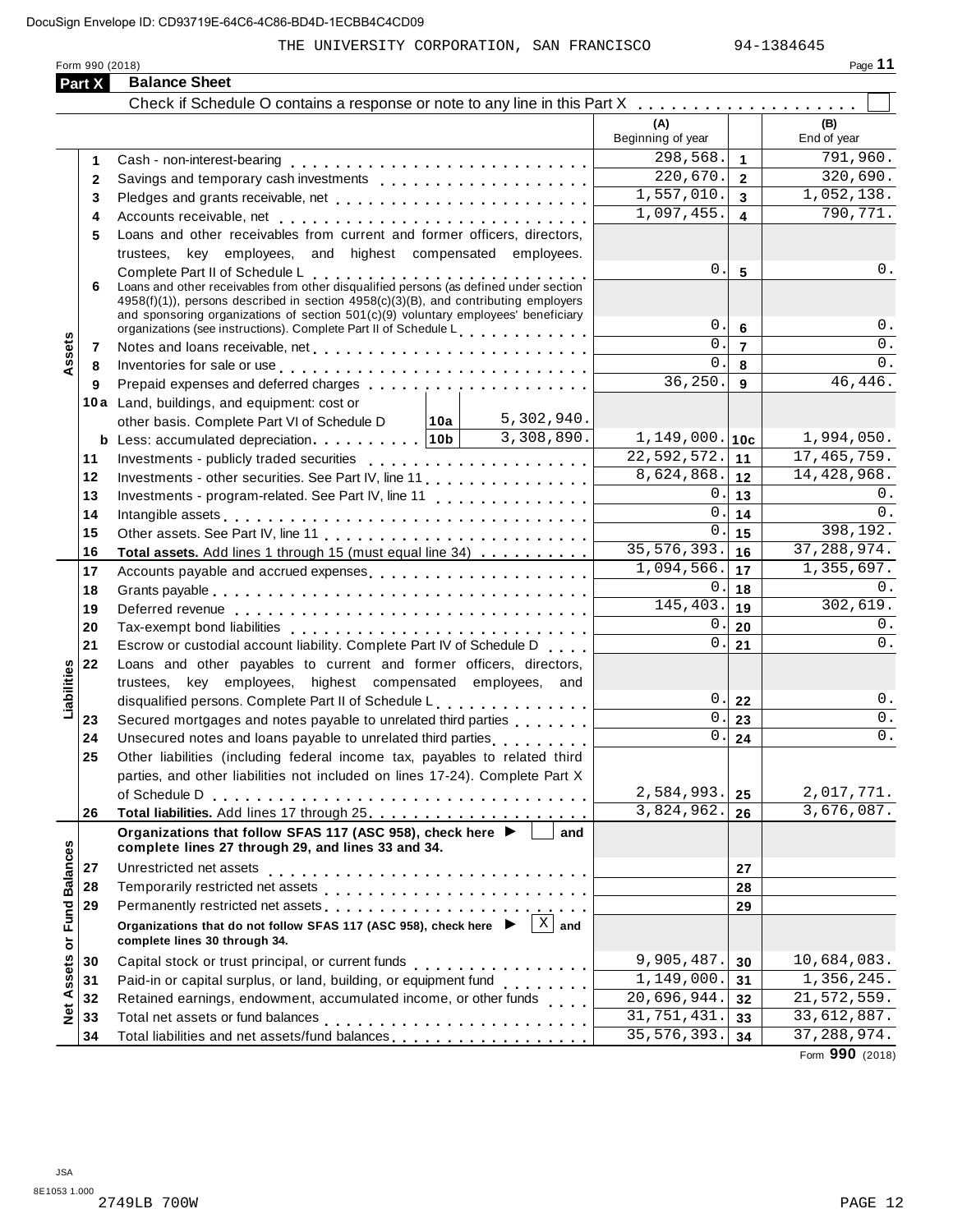DocuSign Envelope ID: CD93719E-64C6-4C86-BD4D-1ECBB4C4CD09

THE UNIVERSITY CORPORATION, SAN FRANCISCO 94-1384645

Form 990 (2018)

## Part X Balance Sheet

Check if Schedule O contains a response or note to any line in this Part X . . . . . . . . . . . . . . . . . . . . ☐

| | | | | (A) Beginning of year | | (B) End of year |
|---|---|---|---|---|---|---|
| **Assets** | 1 | Cash - non-interest-bearing | | 298,568. | 1 | 791,960. |
| | 2 | Savings and temporary cash investments | | 220,670. | 2 | 320,690. |
| | 3 | Pledges and grants receivable, net | | 1,557,010. | 3 | 1,052,138. |
| | 4 | Accounts receivable, net | | 1,097,455. | 4 | 790,771. |
| | 5 | Loans and other receivables from current and former officers, directors, trustees, key employees, and highest compensated employees. Complete Part II of Schedule L | | 0. | 5 | 0. |
| | 6 | Loans and other receivables from other disqualified persons (as defined under section 4958(f)(1)), persons described in section 4958(c)(3)(B), and contributing employers and sponsoring organizations of section 501(c)(9) voluntary employees' beneficiary organizations (see instructions). Complete Part II of Schedule L | | 0. | 6 | 0. |
| | 7 | Notes and loans receivable, net | | 0. | 7 | 0. |
| | 8 | Inventories for sale or use | | 0. | 8 | 0. |
| | 9 | Prepaid expenses and deferred charges | | 36,250. | 9 | 46,446. |
| | 10a | Land, buildings, and equipment: cost or other basis. Complete Part VI of Schedule D | 10a 5,302,940. | | | |
| | b | Less: accumulated depreciation | 10b 3,308,890. | 1,149,000. | 10c | 1,994,050. |
| | 11 | Investments - publicly traded securities | | 22,592,572. | 11 | 17,465,759. |
| | 12 | Investments - other securities. See Part IV, line 11 | | 8,624,868. | 12 | 14,428,968. |
| | 13 | Investments - program-related. See Part IV, line 11 | | 0. | 13 | 0. |
| | 14 | Intangible assets | | 0. | 14 | 0. |
| | 15 | Other assets. See Part IV, line 11 | | 0. | 15 | 398,192. |
| | 16 | **Total assets.** Add lines 1 through 15 (must equal line 34) | | 35,576,393. | 16 | 37,288,974. |
| **Liabilities** | 17 | Accounts payable and accrued expenses | | 1,094,566. | 17 | 1,355,697. |
| | 18 | Grants payable | | 0. | 18 | 0. |
| | 19 | Deferred revenue | | 145,403. | 19 | 302,619. |
| | 20 | Tax-exempt bond liabilities | | 0. | 20 | 0. |
| | 21 | Escrow or custodial account liability. Complete Part IV of Schedule D | | 0. | 21 | 0. |
| | 22 | Loans and other payables to current and former officers, directors, trustees, key employees, highest compensated employees, and disqualified persons. Complete Part II of Schedule L | | 0. | 22 | 0. |
| | 23 | Secured mortgages and notes payable to unrelated third parties | | 0. | 23 | 0. |
| | 24 | Unsecured notes and loans payable to unrelated third parties | | 0. | 24 | 0. |
| | 25 | Other liabilities (including federal income tax, payables to related third parties, and other liabilities not included on lines 17-24). Complete Part X of Schedule D | | 2,584,993. | 25 | 2,017,771. |
| | 26 | **Total liabilities.** Add lines 17 through 25 | | 3,824,962. | 26 | 3,676,087. |
| **Net Assets or Fund Balances** | | **Organizations that follow SFAS 117 (ASC 958), check here ▶ ☐ and complete lines 27 through 29, and lines 33 and 34.** | | | | |
| | 27 | Unrestricted net assets | | | 27 | |
| | 28 | Temporarily restricted net assets | | | 28 | |
| | 29 | Permanently restricted net assets | | | 29 | |
| | | **Organizations that do not follow SFAS 117 (ASC 958), check here ▶ ☒ and complete lines 30 through 34.** | | | | |
| | 30 | Capital stock or trust principal, or current funds | | 9,905,487. | 30 | 10,684,083. |
| | 31 | Paid-in or capital surplus, or land, building, or equipment fund | | 1,149,000. | 31 | 1,356,245. |
| | 32 | Retained earnings, endowment, accumulated income, or other funds | | 20,696,944. | 32 | 21,572,559. |
| | 33 | Total net assets or fund balances | | 31,751,431. | 33 | 33,612,887. |
| | 34 | Total liabilities and net assets/fund balances | | 35,576,393. | 34 | 37,288,974. |

Form **990** (2018)

JSA
8E1053 1.000
2749LB 700W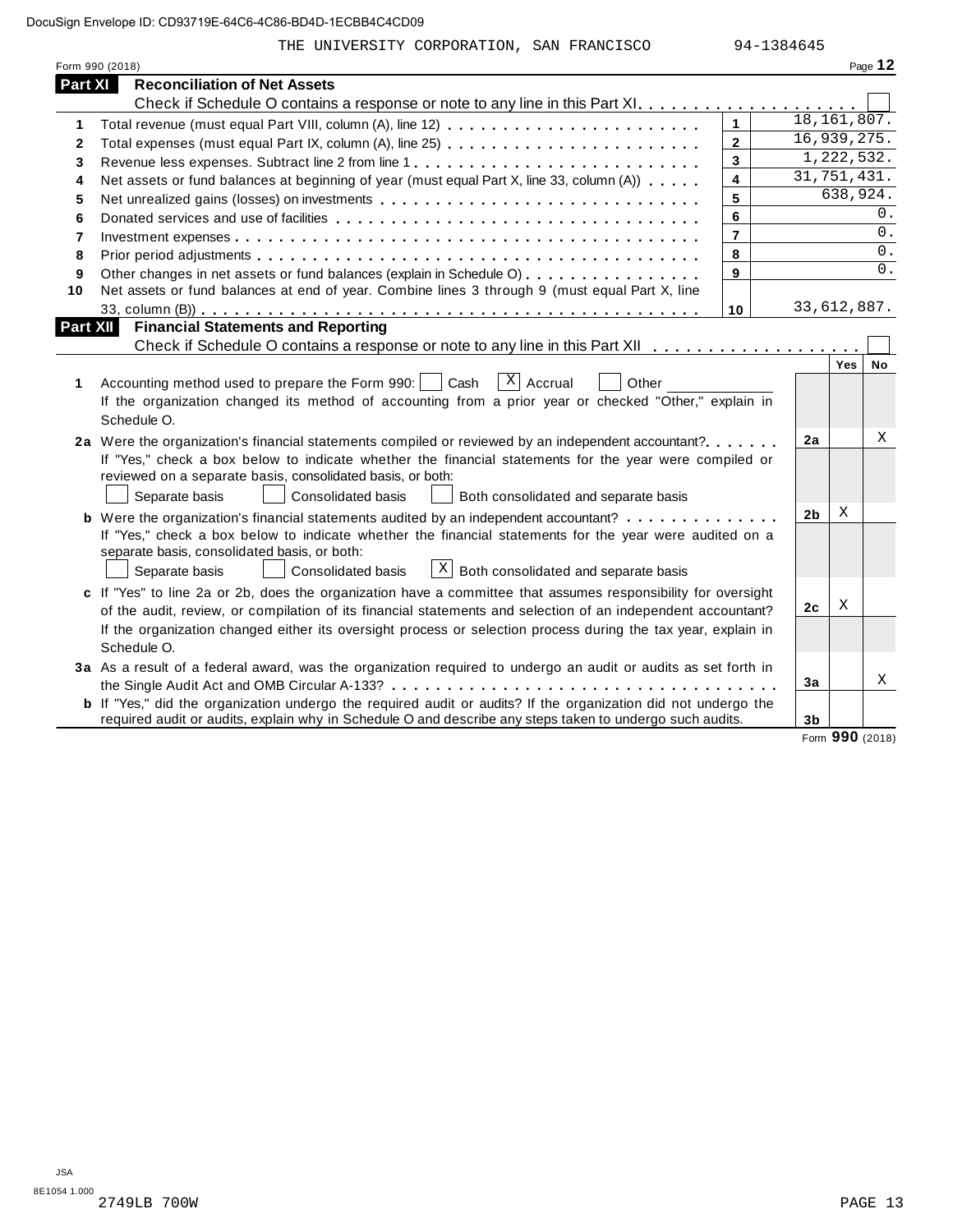DocuSign Envelope ID: CD93719E-64C6-4C86-BD4D-1ECBB4C4CD09

THE UNIVERSITY CORPORATION, SAN FRANCISCO 94-1384645

Form 990 (2018) Page **12**

## Part XI Reconciliation of Net Assets

Check if Schedule O contains a response or note to any line in this Part XI . . . . . . . . . . . . . . . . . . . . ☐

| | | | |
|---|---|---|---|
| 1 | Total revenue (must equal Part VIII, column (A), line 12) | 1 | 18,161,807. |
| 2 | Total expenses (must equal Part IX, column (A), line 25) | 2 | 16,939,275. |
| 3 | Revenue less expenses. Subtract line 2 from line 1 | 3 | 1,222,532. |
| 4 | Net assets or fund balances at beginning of year (must equal Part X, line 33, column (A)) | 4 | 31,751,431. |
| 5 | Net unrealized gains (losses) on investments | 5 | 638,924. |
| 6 | Donated services and use of facilities | 6 | 0. |
| 7 | Investment expenses | 7 | 0. |
| 8 | Prior period adjustments | 8 | 0. |
| 9 | Other changes in net assets or fund balances (explain in Schedule O) | 9 | 0. |
| 10 | Net assets or fund balances at end of year. Combine lines 3 through 9 (must equal Part X, line 33, column (B)) | 10 | 33,612,887. |

## Part XII Financial Statements and Reporting

Check if Schedule O contains a response or note to any line in this Part XII . . . . . . . . . . . . . . . . . . . ☐

| | | | Yes | No |
|---|---|---|---|---|
| 1 | Accounting method used to prepare the Form 990: ☐ Cash ☒ Accrual ☐ Other ______ <br> If the organization changed its method of accounting from a prior year or checked "Other," explain in Schedule O. | | | |
| 2a | Were the organization's financial statements compiled or reviewed by an independent accountant? <br> If "Yes," check a box below to indicate whether the financial statements for the year were compiled or reviewed on a separate basis, consolidated basis, or both: <br> ☐ Separate basis ☐ Consolidated basis ☐ Both consolidated and separate basis | 2a | | X |
| b | Were the organization's financial statements audited by an independent accountant? <br> If "Yes," check a box below to indicate whether the financial statements for the year were audited on a separate basis, consolidated basis, or both: <br> ☐ Separate basis ☐ Consolidated basis ☒ Both consolidated and separate basis | 2b | X | |
| c | If "Yes" to line 2a or 2b, does the organization have a committee that assumes responsibility for oversight of the audit, review, or compilation of its financial statements and selection of an independent accountant? <br> If the organization changed either its oversight process or selection process during the tax year, explain in Schedule O. | 2c | X | |
| 3a | As a result of a federal award, was the organization required to undergo an audit or audits as set forth in the Single Audit Act and OMB Circular A-133? | 3a | | X |
| b | If "Yes," did the organization undergo the required audit or audits? If the organization did not undergo the required audit or audits, explain why in Schedule O and describe any steps taken to undergo such audits. | 3b | | |

Form **990** (2018)

JSA
8E1054 1.000
2749LB 700W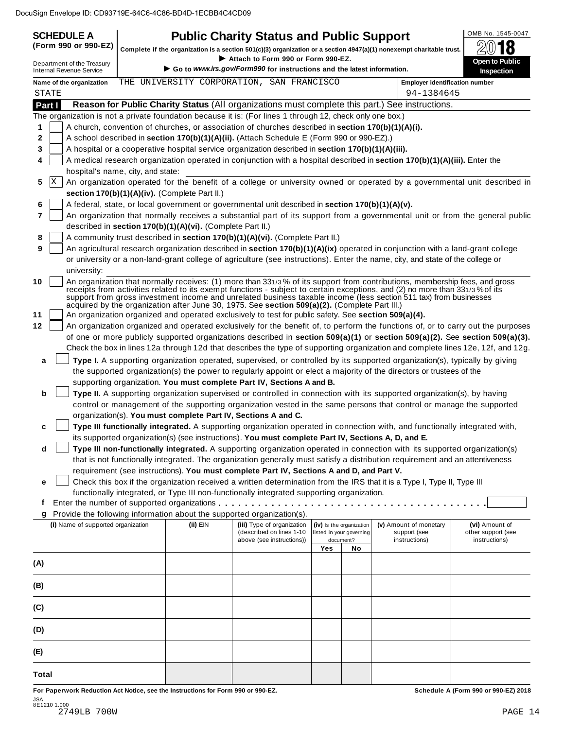DocuSign Envelope ID: CD93719E-64C6-4C86-BD4D-1ECBB4C4CD09

# SCHEDULE A (Form 990 or 990-EZ)

Department of the Treasury
Internal Revenue Service

## Public Charity Status and Public Support

**Complete if the organization is a section 501(c)(3) organization or a section 4947(a)(1) nonexempt charitable trust.**

▶ **Attach to Form 990 or Form 990-EZ.**

▶ **Go to *www.irs.gov/Form990* for instructions and the latest information.**

OMB No. 1545-0047

2018

**Open to Public Inspection**

**Name of the organization** THE UNIVERSITY CORPORATION, SAN FRANCISCO STATE

**Employer identification number** 94-1384645

**Part I** **Reason for Public Charity Status** (All organizations must complete this part.) See instructions.

The organization is not a private foundation because it is: (For lines 1 through 12, check only one box.)

1 [ ] A church, convention of churches, or association of churches described in **section 170(b)(1)(A)(i).**

2 [ ] A school described in **section 170(b)(1)(A)(ii).** (Attach Schedule E (Form 990 or 990-EZ).)

3 [ ] A hospital or a cooperative hospital service organization described in **section 170(b)(1)(A)(iii).**

4 [ ] A medical research organization operated in conjunction with a hospital described in **section 170(b)(1)(A)(iii).** Enter the hospital's name, city, and state:

5 [X] An organization operated for the benefit of a college or university owned or operated by a governmental unit described in **section 170(b)(1)(A)(iv).** (Complete Part II.)

6 [ ] A federal, state, or local government or governmental unit described in **section 170(b)(1)(A)(v).**

7 [ ] An organization that normally receives a substantial part of its support from a governmental unit or from the general public described in **section 170(b)(1)(A)(vi).** (Complete Part II.)

8 [ ] A community trust described in **section 170(b)(1)(A)(vi).** (Complete Part II.)

9 [ ] An agricultural research organization described in **section 170(b)(1)(A)(ix)** operated in conjunction with a land-grant college or university or a non-land-grant college of agriculture (see instructions). Enter the name, city, and state of the college or university:

10 [ ] An organization that normally receives: (1) more than 33 1/3 % of its support from contributions, membership fees, and gross receipts from activities related to its exempt functions - subject to certain exceptions, and (2) no more than 33 1/3 % of its support from gross investment income and unrelated business taxable income (less section 511 tax) from businesses acquired by the organization after June 30, 1975. See **section 509(a)(2).** (Complete Part III.)

11 [ ] An organization organized and operated exclusively to test for public safety. See **section 509(a)(4).**

12 [ ] An organization organized and operated exclusively for the benefit of, to perform the functions of, or to carry out the purposes of one or more publicly supported organizations described in **section 509(a)(1)** or **section 509(a)(2).** See **section 509(a)(3).** Check the box in lines 12a through 12d that describes the type of supporting organization and complete lines 12e, 12f, and 12g.

a [ ] **Type I.** A supporting organization operated, supervised, or controlled by its supported organization(s), typically by giving the supported organization(s) the power to regularly appoint or elect a majority of the directors or trustees of the supporting organization. **You must complete Part IV, Sections A and B.**

b [ ] **Type II.** A supporting organization supervised or controlled in connection with its supported organization(s), by having control or management of the supporting organization vested in the same persons that control or manage the supported organization(s). **You must complete Part IV, Sections A and C.**

c [ ] **Type III functionally integrated.** A supporting organization operated in connection with, and functionally integrated with, its supported organization(s) (see instructions). **You must complete Part IV, Sections A, D, and E.**

d [ ] **Type III non-functionally integrated.** A supporting organization operated in connection with its supported organization(s) that is not functionally integrated. The organization generally must satisfy a distribution requirement and an attentiveness requirement (see instructions). **You must complete Part IV, Sections A and D, and Part V.**

e [ ] Check this box if the organization received a written determination from the IRS that it is a Type I, Type II, Type III functionally integrated, or Type III non-functionally integrated supporting organization.

f Enter the number of supported organizations . . . . . . . . . . . . . . . . . . . . . . . . . . . . . . . . . . . . . . . .

g Provide the following information about the supported organization(s).

| (i) Name of supported organization | (ii) EIN | (iii) Type of organization (described on lines 1-10 above (see instructions)) | (iv) Is the organization listed in your governing document? Yes | No | (v) Amount of monetary support (see instructions) | (vi) Amount of other support (see instructions) |
|---|---|---|---|---|---|---|
| (A) | | | | | | |
| (B) | | | | | | |
| (C) | | | | | | |
| (D) | | | | | | |
| (E) | | | | | | |
| Total | | | | | | |

**For Paperwork Reduction Act Notice, see the Instructions for Form 990 or 990-EZ.** **Schedule A (Form 990 or 990-EZ) 2018**

JSA
8E1210 1.000
2749LB 700W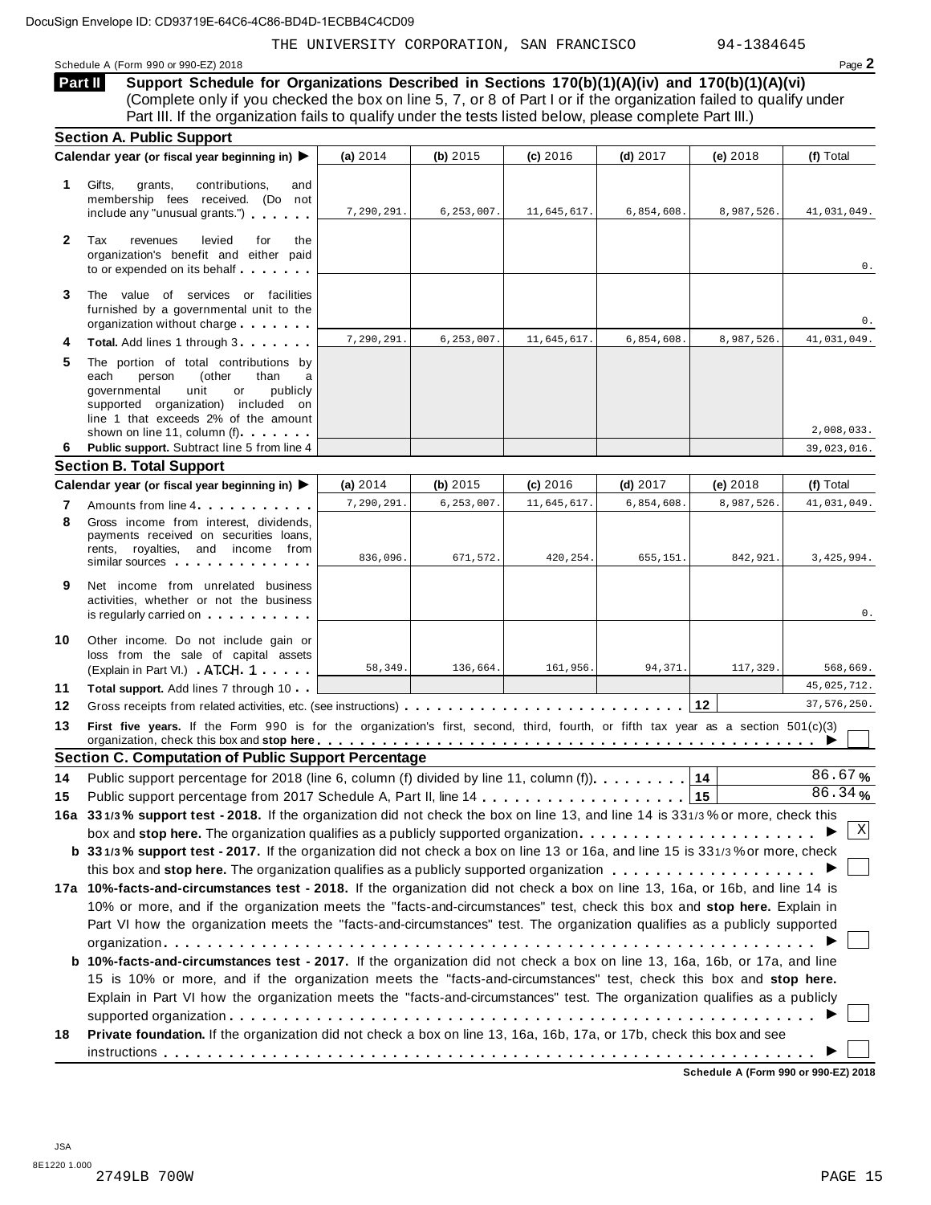DocuSign Envelope ID: CD93719E-64C6-4C86-BD4D-1ECBB4C4CD09

THE UNIVERSITY CORPORATION, SAN FRANCISCO 94-1384645

Schedule A (Form 990 or 990-EZ) 2018 Page **2**

**Part II** **Support Schedule for Organizations Described in Sections 170(b)(1)(A)(iv) and 170(b)(1)(A)(vi)**
(Complete only if you checked the box on line 5, 7, or 8 of Part I or if the organization failed to qualify under Part III. If the organization fails to qualify under the tests listed below, please complete Part III.)

### Section A. Public Support

| | Calendar year (or fiscal year beginning in) ▶ | (a) 2014 | (b) 2015 | (c) 2016 | (d) 2017 | (e) 2018 | (f) Total |
|---|---|---|---|---|---|---|---|
| 1 | Gifts, grants, contributions, and membership fees received. (Do not include any "unusual grants.") | 7,290,291. | 6,253,007. | 11,645,617. | 6,854,608. | 8,987,526. | 41,031,049. |
| 2 | Tax revenues levied for the organization's benefit and either paid to or expended on its behalf | | | | | | 0. |
| 3 | The value of services or facilities furnished by a governmental unit to the organization without charge | | | | | | 0. |
| 4 | **Total.** Add lines 1 through 3 | 7,290,291. | 6,253,007. | 11,645,617. | 6,854,608. | 8,987,526. | 41,031,049. |
| 5 | The portion of total contributions by each person (other than a governmental unit or publicly supported organization) included on line 1 that exceeds 2% of the amount shown on line 11, column (f) | | | | | | 2,008,033. |
| 6 | **Public support.** Subtract line 5 from line 4 | | | | | | 39,023,016. |

### Section B. Total Support

| | Calendar year (or fiscal year beginning in) ▶ | (a) 2014 | (b) 2015 | (c) 2016 | (d) 2017 | (e) 2018 | (f) Total |
|---|---|---|---|---|---|---|---|
| 7 | Amounts from line 4 | 7,290,291. | 6,253,007. | 11,645,617. | 6,854,608. | 8,987,526. | 41,031,049. |
| 8 | Gross income from interest, dividends, payments received on securities loans, rents, royalties, and income from similar sources | 836,096. | 671,572. | 420,254. | 655,151. | 842,921. | 3,425,994. |
| 9 | Net income from unrelated business activities, whether or not the business is regularly carried on | | | | | | 0. |
| 10 | Other income. Do not include gain or loss from the sale of capital assets (Explain in Part VI.) ATCH 1 | 58,349. | 136,664. | 161,956. | 94,371. | 117,329. | 568,669. |
| 11 | **Total support.** Add lines 7 through 10 | | | | | | 45,025,712. |
| 12 | Gross receipts from related activities, etc. (see instructions) | | | | | 12 | 37,576,250. |

**13** **First five years.** If the Form 990 is for the organization's first, second, third, fourth, or fifth tax year as a section 501(c)(3) organization, check this box and **stop here** ▶ ☐

### Section C. Computation of Public Support Percentage

**14** Public support percentage for 2018 (line 6, column (f) divided by line 11, column (f)) **14** 86.67 %

**15** Public support percentage from 2017 Schedule A, Part II, line 14 **15** 86.34 %

**16a** **33 1/3 % support test - 2018.** If the organization did not check the box on line 13, and line 14 is 33 1/3 % or more, check this box and **stop here.** The organization qualifies as a publicly supported organization ▶ ☒

**b** **33 1/3 % support test - 2017.** If the organization did not check a box on line 13 or 16a, and line 15 is 33 1/3 % or more, check this box and **stop here.** The organization qualifies as a publicly supported organization ▶ ☐

**17a** **10%-facts-and-circumstances test - 2018.** If the organization did not check a box on line 13, 16a, or 16b, and line 14 is 10% or more, and if the organization meets the "facts-and-circumstances" test, check this box and **stop here.** Explain in Part VI how the organization meets the "facts-and-circumstances" test. The organization qualifies as a publicly supported organization ▶ ☐

**b** **10%-facts-and-circumstances test - 2017.** If the organization did not check a box on line 13, 16a, 16b, or 17a, and line 15 is 10% or more, and if the organization meets the "facts-and-circumstances" test, check this box and **stop here.** Explain in Part VI how the organization meets the "facts-and-circumstances" test. The organization qualifies as a publicly supported organization ▶ ☐

**18** **Private foundation.** If the organization did not check a box on line 13, 16a, 16b, 17a, or 17b, check this box and see instructions ▶ ☐

**Schedule A (Form 990 or 990-EZ) 2018**

JSA
8E1220 1.000
2749LB 700W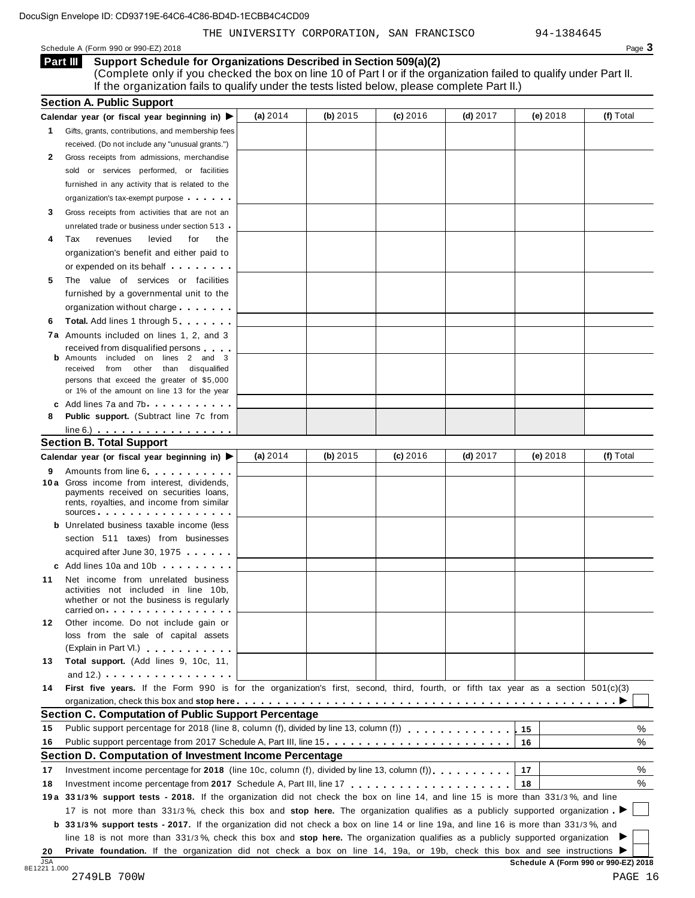THE UNIVERSITY CORPORATION, SAN FRANCISCO 94-1384645

Schedule A (Form 990 or 990-EZ) 2018

## Part III Support Schedule for Organizations Described in Section 509(a)(2)

(Complete only if you checked the box on line 10 of Part I or if the organization failed to qualify under Part II. If the organization fails to qualify under the tests listed below, please complete Part II.)

### Section A. Public Support

| Calendar year (or fiscal year beginning in) ▶ | (a) 2014 | (b) 2015 | (c) 2016 | (d) 2017 | (e) 2018 | (f) Total |
|---|---|---|---|---|---|---|
| **1** Gifts, grants, contributions, and membership fees received. (Do not include any "unusual grants.") | | | | | | |
| **2** Gross receipts from admissions, merchandise sold or services performed, or facilities furnished in any activity that is related to the organization's tax-exempt purpose | | | | | | |
| **3** Gross receipts from activities that are not an unrelated trade or business under section 513 | | | | | | |
| **4** Tax revenues levied for the organization's benefit and either paid to or expended on its behalf | | | | | | |
| **5** The value of services or facilities furnished by a governmental unit to the organization without charge | | | | | | |
| **6** **Total.** Add lines 1 through 5 | | | | | | |
| **7a** Amounts included on lines 1, 2, and 3 received from disqualified persons | | | | | | |
| **b** Amounts included on lines 2 and 3 received from other than disqualified persons that exceed the greater of $5,000 or 1% of the amount on line 13 for the year | | | | | | |
| **c** Add lines 7a and 7b | | | | | | |
| **8** **Public support.** (Subtract line 7c from line 6.) | | | | | | |

### Section B. Total Support

| Calendar year (or fiscal year beginning in) ▶ | (a) 2014 | (b) 2015 | (c) 2016 | (d) 2017 | (e) 2018 | (f) Total |
|---|---|---|---|---|---|---|
| **9** Amounts from line 6 | | | | | | |
| **10a** Gross income from interest, dividends, payments received on securities loans, rents, royalties, and income from similar sources | | | | | | |
| **b** Unrelated business taxable income (less section 511 taxes) from businesses acquired after June 30, 1975 | | | | | | |
| **c** Add lines 10a and 10b | | | | | | |
| **11** Net income from unrelated business activities not included in line 10b, whether or not the business is regularly carried on | | | | | | |
| **12** Other income. Do not include gain or loss from the sale of capital assets (Explain in Part VI.) | | | | | | |
| **13** **Total support.** (Add lines 9, 10c, 11, and 12.) | | | | | | |

**14** **First five years.** If the Form 990 is for the organization's first, second, third, fourth, or fifth tax year as a section 501(c)(3) organization, check this box and **stop here** ▶ ☐

### Section C. Computation of Public Support Percentage

**15** Public support percentage for 2018 (line 8, column (f), divided by line 13, column (f)) — 15 — %

**16** Public support percentage from 2017 Schedule A, Part III, line 15 — 16 — %

### Section D. Computation of Investment Income Percentage

**17** Investment income percentage for **2018** (line 10c, column (f), divided by line 13, column (f)) — 17 — %

**18** Investment income percentage from **2017** Schedule A, Part III, line 17 — 18 — %

**19a** **33 1/3% support tests - 2018.** If the organization did not check the box on line 14, and line 15 is more than 33 1/3%, and line 17 is not more than 33 1/3%, check this box and **stop here.** The organization qualifies as a publicly supported organization ▶ ☐

**b** **33 1/3% support tests - 2017.** If the organization did not check a box on line 14 or line 19a, and line 16 is more than 33 1/3%, and line 18 is not more than 33 1/3%, check this box and **stop here.** The organization qualifies as a publicly supported organization ▶ ☐

**20** **Private foundation.** If the organization did not check a box on line 14, 19a, or 19b, check this box and see instructions ▶ ☐

JSA 8E1221 1.000

Schedule A (Form 990 or 990-EZ) 2018

2749LB 700W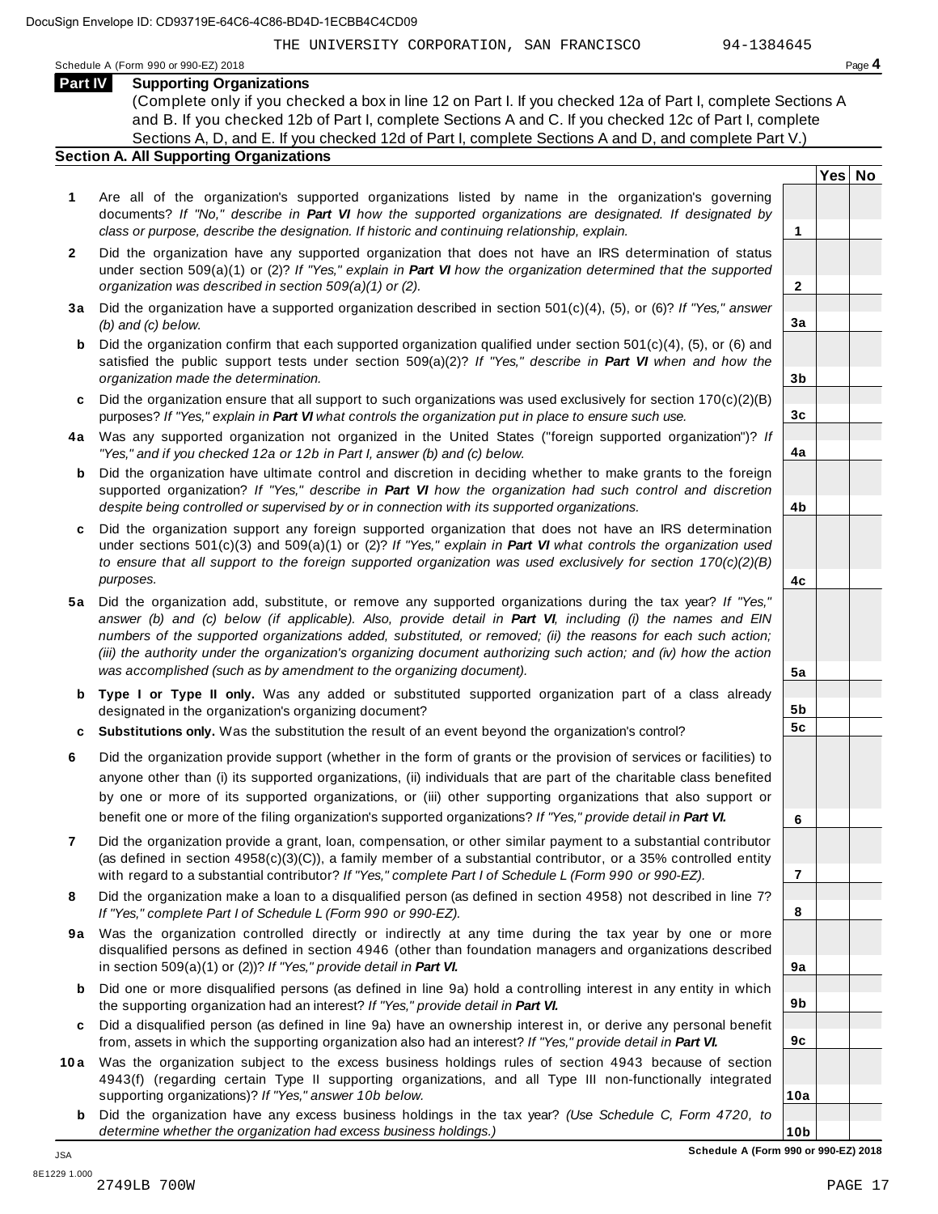THE UNIVERSITY CORPORATION, SAN FRANCISCO 94-1384645

Schedule A (Form 990 or 990-EZ) 2018

## Part IV Supporting Organizations

(Complete only if you checked a box in line 12 on Part I. If you checked 12a of Part I, complete Sections A and B. If you checked 12b of Part I, complete Sections A and C. If you checked 12c of Part I, complete Sections A, D, and E. If you checked 12d of Part I, complete Sections A and D, and complete Part V.)

### Section A. All Supporting Organizations

| | | Line | Yes | No |
|---|---|---|---|---|
| **1** | Are all of the organization's supported organizations listed by name in the organization's governing documents? *If "No," describe in* ***Part VI*** *how the supported organizations are designated. If designated by class or purpose, describe the designation. If historic and continuing relationship, explain.* | 1 | | |
| **2** | Did the organization have any supported organization that does not have an IRS determination of status under section 509(a)(1) or (2)? *If "Yes," explain in* ***Part VI*** *how the organization determined that the supported organization was described in section 509(a)(1) or (2).* | 2 | | |
| **3a** | Did the organization have a supported organization described in section 501(c)(4), (5), or (6)? *If "Yes," answer (b) and (c) below.* | 3a | | |
| **b** | Did the organization confirm that each supported organization qualified under section 501(c)(4), (5), or (6) and satisfied the public support tests under section 509(a)(2)? *If "Yes," describe in* ***Part VI*** *when and how the organization made the determination.* | 3b | | |
| **c** | Did the organization ensure that all support to such organizations was used exclusively for section 170(c)(2)(B) purposes? *If "Yes," explain in* ***Part VI*** *what controls the organization put in place to ensure such use.* | 3c | | |
| **4a** | Was any supported organization not organized in the United States ("foreign supported organization")? *If "Yes," and if you checked 12a or 12b in Part I, answer (b) and (c) below.* | 4a | | |
| **b** | Did the organization have ultimate control and discretion in deciding whether to make grants to the foreign supported organization? *If "Yes," describe in* ***Part VI*** *how the organization had such control and discretion despite being controlled or supervised by or in connection with its supported organizations.* | 4b | | |
| **c** | Did the organization support any foreign supported organization that does not have an IRS determination under sections 501(c)(3) and 509(a)(1) or (2)? *If "Yes," explain in* ***Part VI*** *what controls the organization used to ensure that all support to the foreign supported organization was used exclusively for section 170(c)(2)(B) purposes.* | 4c | | |
| **5a** | Did the organization add, substitute, or remove any supported organizations during the tax year? *If "Yes," answer (b) and (c) below (if applicable). Also, provide detail in* ***Part VI****, including (i) the names and EIN numbers of the supported organizations added, substituted, or removed; (ii) the reasons for each such action; (iii) the authority under the organization's organizing document authorizing such action; and (iv) how the action was accomplished (such as by amendment to the organizing document).* | 5a | | |
| **b** | **Type I or Type II only.** Was any added or substituted supported organization part of a class already designated in the organization's organizing document? | 5b | | |
| **c** | **Substitutions only.** Was the substitution the result of an event beyond the organization's control? | 5c | | |
| **6** | Did the organization provide support (whether in the form of grants or the provision of services or facilities) to anyone other than (i) its supported organizations, (ii) individuals that are part of the charitable class benefited by one or more of its supported organizations, or (iii) other supporting organizations that also support or benefit one or more of the filing organization's supported organizations? *If "Yes," provide detail in* ***Part VI.*** | 6 | | |
| **7** | Did the organization provide a grant, loan, compensation, or other similar payment to a substantial contributor (as defined in section 4958(c)(3)(C)), a family member of a substantial contributor, or a 35% controlled entity with regard to a substantial contributor? *If "Yes," complete Part I of Schedule L (Form 990 or 990-EZ).* | 7 | | |
| **8** | Did the organization make a loan to a disqualified person (as defined in section 4958) not described in line 7? *If "Yes," complete Part I of Schedule L (Form 990 or 990-EZ).* | 8 | | |
| **9a** | Was the organization controlled directly or indirectly at any time during the tax year by one or more disqualified persons as defined in section 4946 (other than foundation managers and organizations described in section 509(a)(1) or (2))? *If "Yes," provide detail in* ***Part VI.*** | 9a | | |
| **b** | Did one or more disqualified persons (as defined in line 9a) hold a controlling interest in any entity in which the supporting organization had an interest? *If "Yes," provide detail in* ***Part VI.*** | 9b | | |
| **c** | Did a disqualified person (as defined in line 9a) have an ownership interest in, or derive any personal benefit from, assets in which the supporting organization also had an interest? *If "Yes," provide detail in* ***Part VI.*** | 9c | | |
| **10a** | Was the organization subject to the excess business holdings rules of section 4943 because of section 4943(f) (regarding certain Type II supporting organizations, and all Type III non-functionally integrated supporting organizations)? *If "Yes," answer 10b below.* | 10a | | |
| **b** | Did the organization have any excess business holdings in the tax year? *(Use Schedule C, Form 4720, to determine whether the organization had excess business holdings.)* | 10b | | |

**Schedule A (Form 990 or 990-EZ) 2018**

2749LB 700W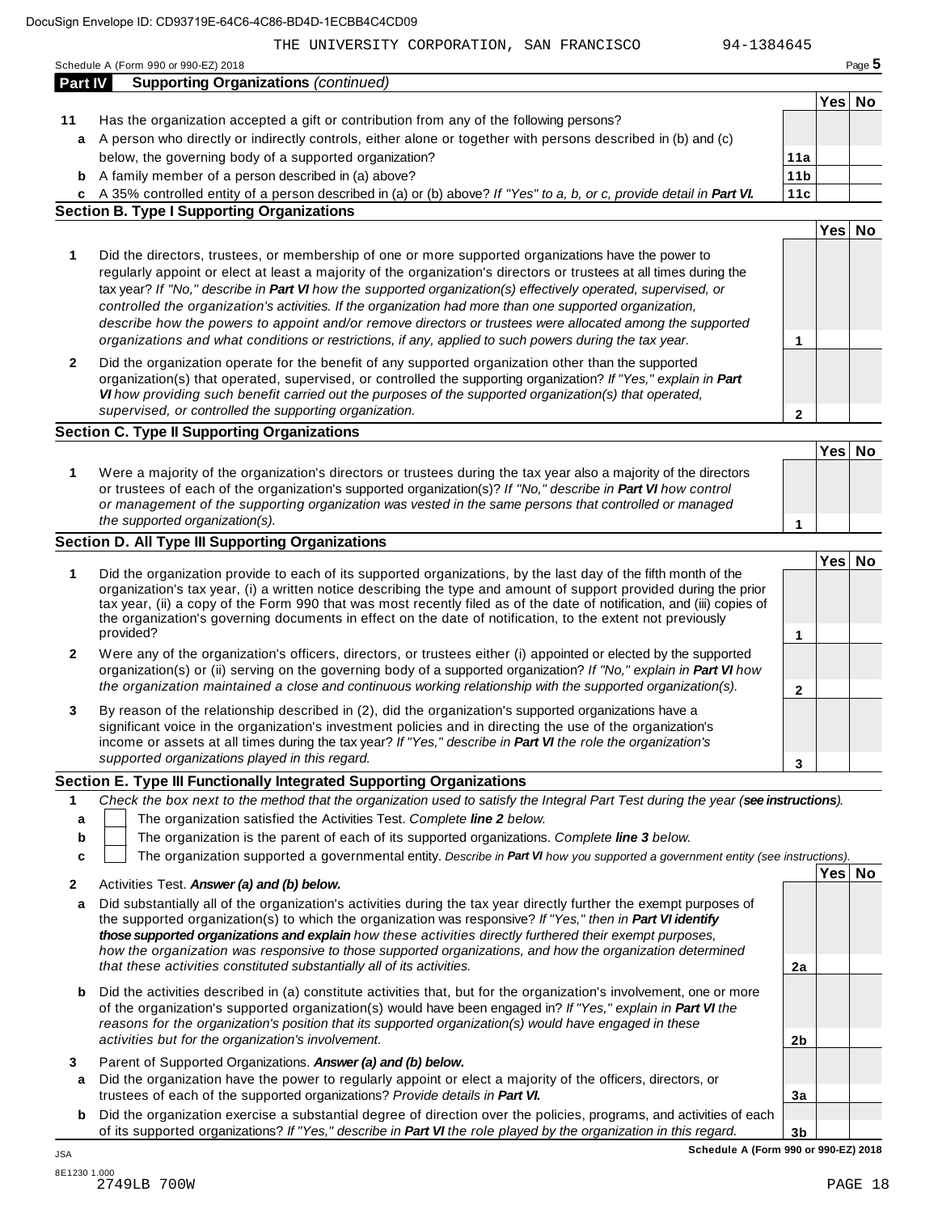THE UNIVERSITY CORPORATION, SAN FRANCISCO 94-1384645

Schedule A (Form 990 or 990-EZ) 2018

## Part IV Supporting Organizations *(continued)*

| | | | Yes | No |
|---|---|---|---|---|
| **11** | Has the organization accepted a gift or contribution from any of the following persons? | | | |
| **a** | A person who directly or indirectly controls, either alone or together with persons described in (b) and (c) below, the governing body of a supported organization? | 11a | | |
| **b** | A family member of a person described in (a) above? | 11b | | |
| **c** | A 35% controlled entity of a person described in (a) or (b) above? *If "Yes" to a, b, or c, provide detail in **Part VI.*** | 11c | | |

### Section B. Type I Supporting Organizations

| | | | Yes | No |
|---|---|---|---|---|
| **1** | Did the directors, trustees, or membership of one or more supported organizations have the power to regularly appoint or elect at least a majority of the organization's directors or trustees at all times during the tax year? *If "No," describe in **Part VI** how the supported organization(s) effectively operated, supervised, or controlled the organization's activities. If the organization had more than one supported organization, describe how the powers to appoint and/or remove directors or trustees were allocated among the supported organizations and what conditions or restrictions, if any, applied to such powers during the tax year.* | 1 | | |
| **2** | Did the organization operate for the benefit of any supported organization other than the supported organization(s) that operated, supervised, or controlled the supporting organization? *If "Yes," explain in **Part VI** how providing such benefit carried out the purposes of the supported organization(s) that operated, supervised, or controlled the supporting organization.* | 2 | | |

### Section C. Type II Supporting Organizations

| | | | Yes | No |
|---|---|---|---|---|
| **1** | Were a majority of the organization's directors or trustees during the tax year also a majority of the directors or trustees of each of the organization's supported organization(s)? *If "No," describe in **Part VI** how control or management of the supporting organization was vested in the same persons that controlled or managed the supported organization(s).* | 1 | | |

### Section D. All Type III Supporting Organizations

| | | | Yes | No |
|---|---|---|---|---|
| **1** | Did the organization provide to each of its supported organizations, by the last day of the fifth month of the organization's tax year, (i) a written notice describing the type and amount of support provided during the prior tax year, (ii) a copy of the Form 990 that was most recently filed as of the date of notification, and (iii) copies of the organization's governing documents in effect on the date of notification, to the extent not previously provided? | 1 | | |
| **2** | Were any of the organization's officers, directors, or trustees either (i) appointed or elected by the supported organization(s) or (ii) serving on the governing body of a supported organization? *If "No," explain in **Part VI** how the organization maintained a close and continuous working relationship with the supported organization(s).* | 2 | | |
| **3** | By reason of the relationship described in (2), did the organization's supported organizations have a significant voice in the organization's investment policies and in directing the use of the organization's income or assets at all times during the tax year? *If "Yes," describe in **Part VI** the role the organization's supported organizations played in this regard.* | 3 | | |

### Section E. Type III Functionally Integrated Supporting Organizations

**1** *Check the box next to the method that the organization used to satisfy the Integral Part Test during the year (**see instructions**).*

- **a** ☐ The organization satisfied the Activities Test. *Complete **line 2** below.*
- **b** ☐ The organization is the parent of each of its supported organizations. *Complete **line 3** below.*
- **c** ☐ The organization supported a governmental entity. *Describe in **Part VI** how you supported a government entity (see instructions).*

| | | | Yes | No |
|---|---|---|---|---|
| **2** | Activities Test. ***Answer (a) and (b) below.*** | | | |
| **a** | Did substantially all of the organization's activities during the tax year directly further the exempt purposes of the supported organization(s) to which the organization was responsive? *If "Yes," then in **Part VI identify those supported organizations and explain** how these activities directly furthered their exempt purposes, how the organization was responsive to those supported organizations, and how the organization determined that these activities constituted substantially all of its activities.* | 2a | | |
| **b** | Did the activities described in (a) constitute activities that, but for the organization's involvement, one or more of the organization's supported organization(s) would have been engaged in? *If "Yes," explain in **Part VI** the reasons for the organization's position that its supported organization(s) would have engaged in these activities but for the organization's involvement.* | 2b | | |
| **3** | Parent of Supported Organizations. ***Answer (a) and (b) below.*** | | | |
| **a** | Did the organization have the power to regularly appoint or elect a majority of the officers, directors, or trustees of each of the supported organizations? *Provide details in **Part VI.*** | 3a | | |
| **b** | Did the organization exercise a substantial degree of direction over the policies, programs, and activities of each of its supported organizations? *If "Yes," describe in **Part VI** the role played by the organization in this regard.* | 3b | | |

**Schedule A (Form 990 or 990-EZ) 2018**

JSA
8E1230 1.000
2749LB 700W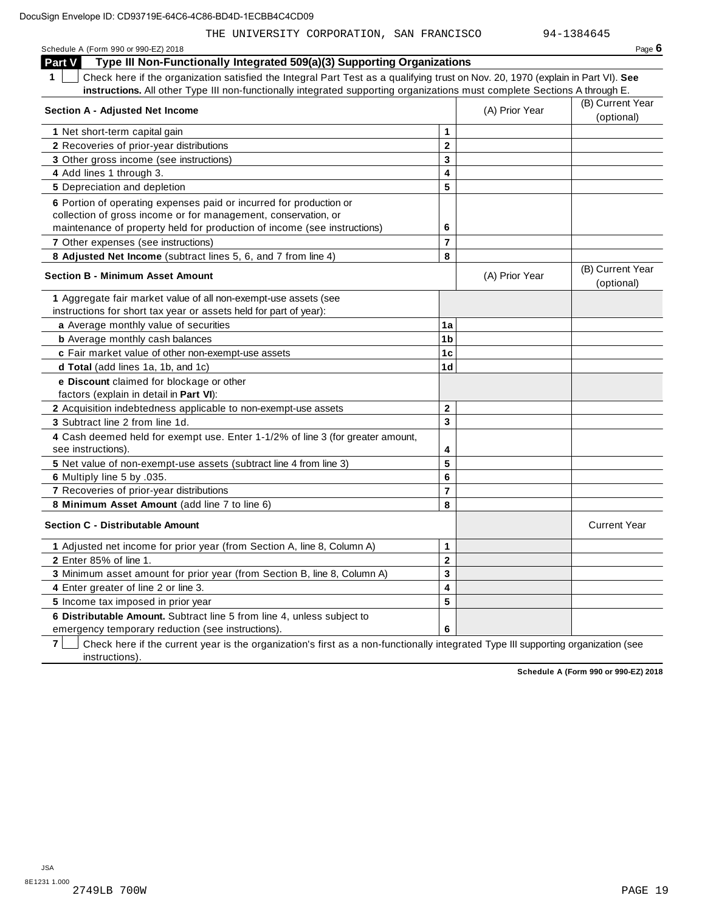DocuSign Envelope ID: CD93719E-64C6-4C86-BD4D-1ECBB4C4CD09

THE UNIVERSITY CORPORATION, SAN FRANCISCO 94-1384645

Schedule A (Form 990 or 990-EZ) 2018

## Part V Type III Non-Functionally Integrated 509(a)(3) Supporting Organizations

**1** ☐ Check here if the organization satisfied the Integral Part Test as a qualifying trust on Nov. 20, 1970 (explain in Part VI). **See instructions.** All other Type III non-functionally integrated supporting organizations must complete Sections A through E.

| **Section A - Adjusted Net Income** | | (A) Prior Year | (B) Current Year (optional) |
|---|---|---|---|
| **1** Net short-term capital gain | **1** | | |
| **2** Recoveries of prior-year distributions | **2** | | |
| **3** Other gross income (see instructions) | **3** | | |
| **4** Add lines 1 through 3. | **4** | | |
| **5** Depreciation and depletion | **5** | | |
| **6** Portion of operating expenses paid or incurred for production or collection of gross income or for management, conservation, or maintenance of property held for production of income (see instructions) | **6** | | |
| **7** Other expenses (see instructions) | **7** | | |
| **8 Adjusted Net Income** (subtract lines 5, 6, and 7 from line 4) | **8** | | |

| **Section B - Minimum Asset Amount** | | (A) Prior Year | (B) Current Year (optional) |
|---|---|---|---|
| **1** Aggregate fair market value of all non-exempt-use assets (see instructions for short tax year or assets held for part of year): | | | |
| **a** Average monthly value of securities | **1a** | | |
| **b** Average monthly cash balances | **1b** | | |
| **c** Fair market value of other non-exempt-use assets | **1c** | | |
| **d Total** (add lines 1a, 1b, and 1c) | **1d** | | |
| **e Discount** claimed for blockage or other factors (explain in detail in **Part VI**): | | | |
| **2** Acquisition indebtedness applicable to non-exempt-use assets | **2** | | |
| **3** Subtract line 2 from line 1d. | **3** | | |
| **4** Cash deemed held for exempt use. Enter 1-1/2% of line 3 (for greater amount, see instructions). | **4** | | |
| **5** Net value of non-exempt-use assets (subtract line 4 from line 3) | **5** | | |
| **6** Multiply line 5 by .035. | **6** | | |
| **7** Recoveries of prior-year distributions | **7** | | |
| **8 Minimum Asset Amount** (add line 7 to line 6) | **8** | | |

| **Section C - Distributable Amount** | | | Current Year |
|---|---|---|---|
| **1** Adjusted net income for prior year (from Section A, line 8, Column A) | **1** | | |
| **2** Enter 85% of line 1. | **2** | | |
| **3** Minimum asset amount for prior year (from Section B, line 8, Column A) | **3** | | |
| **4** Enter greater of line 2 or line 3. | **4** | | |
| **5** Income tax imposed in prior year | **5** | | |
| **6 Distributable Amount.** Subtract line 5 from line 4, unless subject to emergency temporary reduction (see instructions). | **6** | | |

**7** ☐ Check here if the current year is the organization's first as a non-functionally integrated Type III supporting organization (see instructions).

**Schedule A (Form 990 or 990-EZ) 2018**

JSA
8E1231 1.000
2749LB 700W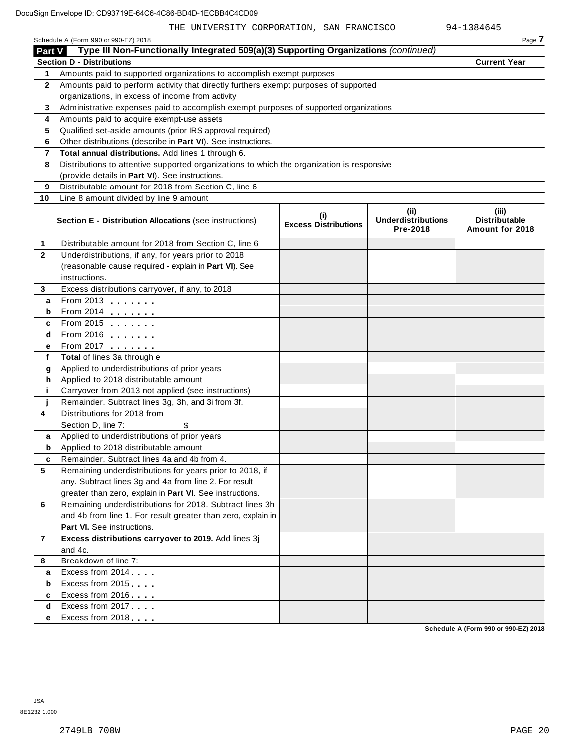THE UNIVERSITY CORPORATION, SAN FRANCISCO 94-1384645

Schedule A (Form 990 or 990-EZ) 2018

## Part V Type III Non-Functionally Integrated 509(a)(3) Supporting Organizations *(continued)*

| Section D - Distributions | | Current Year |
|---|---|---|
| 1 | Amounts paid to supported organizations to accomplish exempt purposes | |
| 2 | Amounts paid to perform activity that directly furthers exempt purposes of supported organizations, in excess of income from activity | |
| 3 | Administrative expenses paid to accomplish exempt purposes of supported organizations | |
| 4 | Amounts paid to acquire exempt-use assets | |
| 5 | Qualified set-aside amounts (prior IRS approval required) | |
| 6 | Other distributions (describe in **Part VI**). See instructions. | |
| 7 | **Total annual distributions.** Add lines 1 through 6. | |
| 8 | Distributions to attentive supported organizations to which the organization is responsive (provide details in **Part VI**). See instructions. | |
| 9 | Distributable amount for 2018 from Section C, line 6 | |
| 10 | Line 8 amount divided by line 9 amount | |

| | Section E - Distribution Allocations (see instructions) | (i) Excess Distributions | (ii) Underdistributions Pre-2018 | (iii) Distributable Amount for 2018 |
|---|---|---|---|---|
| 1 | Distributable amount for 2018 from Section C, line 6 | | | |
| 2 | Underdistributions, if any, for years prior to 2018 (reasonable cause required - explain in **Part VI**). See instructions. | | | |
| 3 | Excess distributions carryover, if any, to 2018 | | | |
| a | From 2013 | | | |
| b | From 2014 | | | |
| c | From 2015 | | | |
| d | From 2016 | | | |
| e | From 2017 | | | |
| f | **Total** of lines 3a through e | | | |
| g | Applied to underdistributions of prior years | | | |
| h | Applied to 2018 distributable amount | | | |
| i | Carryover from 2013 not applied (see instructions) | | | |
| j | Remainder. Subtract lines 3g, 3h, and 3i from 3f. | | | |
| 4 | Distributions for 2018 from Section D, line 7: $ | | | |
| a | Applied to underdistributions of prior years | | | |
| b | Applied to 2018 distributable amount | | | |
| c | Remainder. Subtract lines 4a and 4b from 4. | | | |
| 5 | Remaining underdistributions for years prior to 2018, if any. Subtract lines 3g and 4a from line 2. For result greater than zero, explain in **Part VI**. See instructions. | | | |
| 6 | Remaining underdistributions for 2018. Subtract lines 3h and 4b from line 1. For result greater than zero, explain in **Part VI.** See instructions. | | | |
| 7 | **Excess distributions carryover to 2019.** Add lines 3j and 4c. | | | |
| 8 | Breakdown of line 7: | | | |
| a | Excess from 2014 | | | |
| b | Excess from 2015 | | | |
| c | Excess from 2016 | | | |
| d | Excess from 2017 | | | |
| e | Excess from 2018 | | | |

Schedule A (Form 990 or 990-EZ) 2018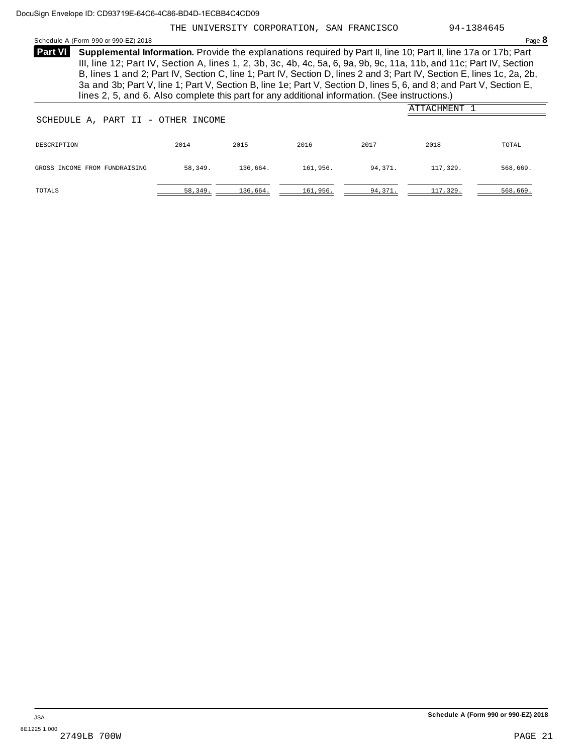THE UNIVERSITY CORPORATION, SAN FRANCISCO 94-1384645

Schedule A (Form 990 or 990-EZ) 2018

**Part VI** **Supplemental Information.** Provide the explanations required by Part II, line 10; Part II, line 17a or 17b; Part III, line 12; Part IV, Section A, lines 1, 2, 3b, 3c, 4b, 4c, 5a, 6, 9a, 9b, 9c, 11a, 11b, and 11c; Part IV, Section B, lines 1 and 2; Part IV, Section C, line 1; Part IV, Section D, lines 2 and 3; Part IV, Section E, lines 1c, 2a, 2b, 3a and 3b; Part V, line 1; Part V, Section B, line 1e; Part V, Section D, lines 5, 6, and 8; and Part V, Section E, lines 2, 5, and 6. Also complete this part for any additional information. (See instructions.)

ATTACHMENT 1

SCHEDULE A, PART II - OTHER INCOME

| DESCRIPTION | 2014 | 2015 | 2016 | 2017 | 2018 | TOTAL |
|---|---|---|---|---|---|---|
| GROSS INCOME FROM FUNDRAISING | 58,349. | 136,664. | 161,956. | 94,371. | 117,329. | 568,669. |
| TOTALS | 58,349. | 136,664. | 161,956. | 94,371. | 117,329. | 568,669. |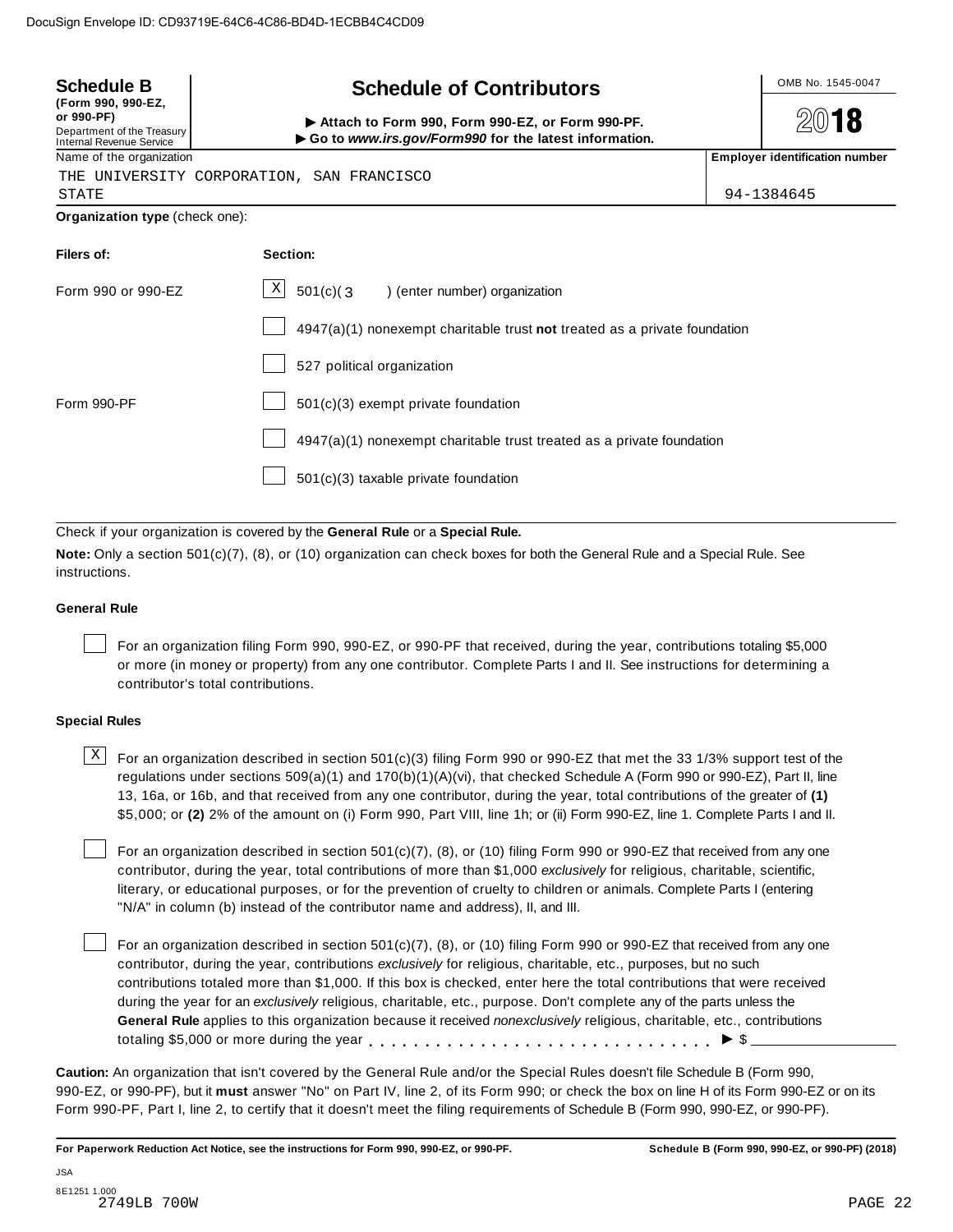DocuSign Envelope ID: CD93719E-64C6-4C86-BD4D-1ECBB4C4CD09

**Schedule B**
**(Form 990, 990-EZ, or 990-PF)**
Department of the Treasury
Internal Revenue Service

# Schedule of Contributors

▶ **Attach to Form 990, Form 990-EZ, or Form 990-PF.**
▶ **Go to *www.irs.gov/Form990* for the latest information.**

OMB No. 1545-0047

**2018**

| Name of the organization | Employer identification number |
|---|---|
| THE UNIVERSITY CORPORATION, SAN FRANCISCO STATE | 94-1384645 |

**Organization type** (check one):

| Filers of: | Section: |
|---|---|
| Form 990 or 990-EZ | [X] 501(c)( 3 ) (enter number) organization |
| | [ ] 4947(a)(1) nonexempt charitable trust **not** treated as a private foundation |
| | [ ] 527 political organization |
| Form 990-PF | [ ] 501(c)(3) exempt private foundation |
| | [ ] 4947(a)(1) nonexempt charitable trust treated as a private foundation |
| | [ ] 501(c)(3) taxable private foundation |

Check if your organization is covered by the **General Rule** or a **Special Rule.**

**Note:** Only a section 501(c)(7), (8), or (10) organization can check boxes for both the General Rule and a Special Rule. See instructions.

**General Rule**

[ ] For an organization filing Form 990, 990-EZ, or 990-PF that received, during the year, contributions totaling $5,000 or more (in money or property) from any one contributor. Complete Parts I and II. See instructions for determining a contributor's total contributions.

**Special Rules**

[X] For an organization described in section 501(c)(3) filing Form 990 or 990-EZ that met the 33 1/3% support test of the regulations under sections 509(a)(1) and 170(b)(1)(A)(vi), that checked Schedule A (Form 990 or 990-EZ), Part II, line 13, 16a, or 16b, and that received from any one contributor, during the year, total contributions of the greater of **(1)** $5,000; or **(2)** 2% of the amount on (i) Form 990, Part VIII, line 1h; or (ii) Form 990-EZ, line 1. Complete Parts I and II.

[ ] For an organization described in section 501(c)(7), (8), or (10) filing Form 990 or 990-EZ that received from any one contributor, during the year, total contributions of more than $1,000 *exclusively* for religious, charitable, scientific, literary, or educational purposes, or for the prevention of cruelty to children or animals. Complete Parts I (entering "N/A" in column (b) instead of the contributor name and address), II, and III.

[ ] For an organization described in section 501(c)(7), (8), or (10) filing Form 990 or 990-EZ that received from any one contributor, during the year, contributions *exclusively* for religious, charitable, etc., purposes, but no such contributions totaled more than $1,000. If this box is checked, enter here the total contributions that were received during the year for an *exclusively* religious, charitable, etc., purpose. Don't complete any of the parts unless the **General Rule** applies to this organization because it received *nonexclusively* religious, charitable, etc., contributions totaling $5,000 or more during the year . . . . . . . . . . . . . . . . . . . . . . . . . . . . . ▶ $ ____________

**Caution:** An organization that isn't covered by the General Rule and/or the Special Rules doesn't file Schedule B (Form 990, 990-EZ, or 990-PF), but it **must** answer "No" on Part IV, line 2, of its Form 990; or check the box on line H of its Form 990-EZ or on its Form 990-PF, Part I, line 2, to certify that it doesn't meet the filing requirements of Schedule B (Form 990, 990-EZ, or 990-PF).

**For Paperwork Reduction Act Notice, see the instructions for Form 990, 990-EZ, or 990-PF.** **Schedule B (Form 990, 990-EZ, or 990-PF) (2018)**

JSA
8E1251 1.000
2749LB 700W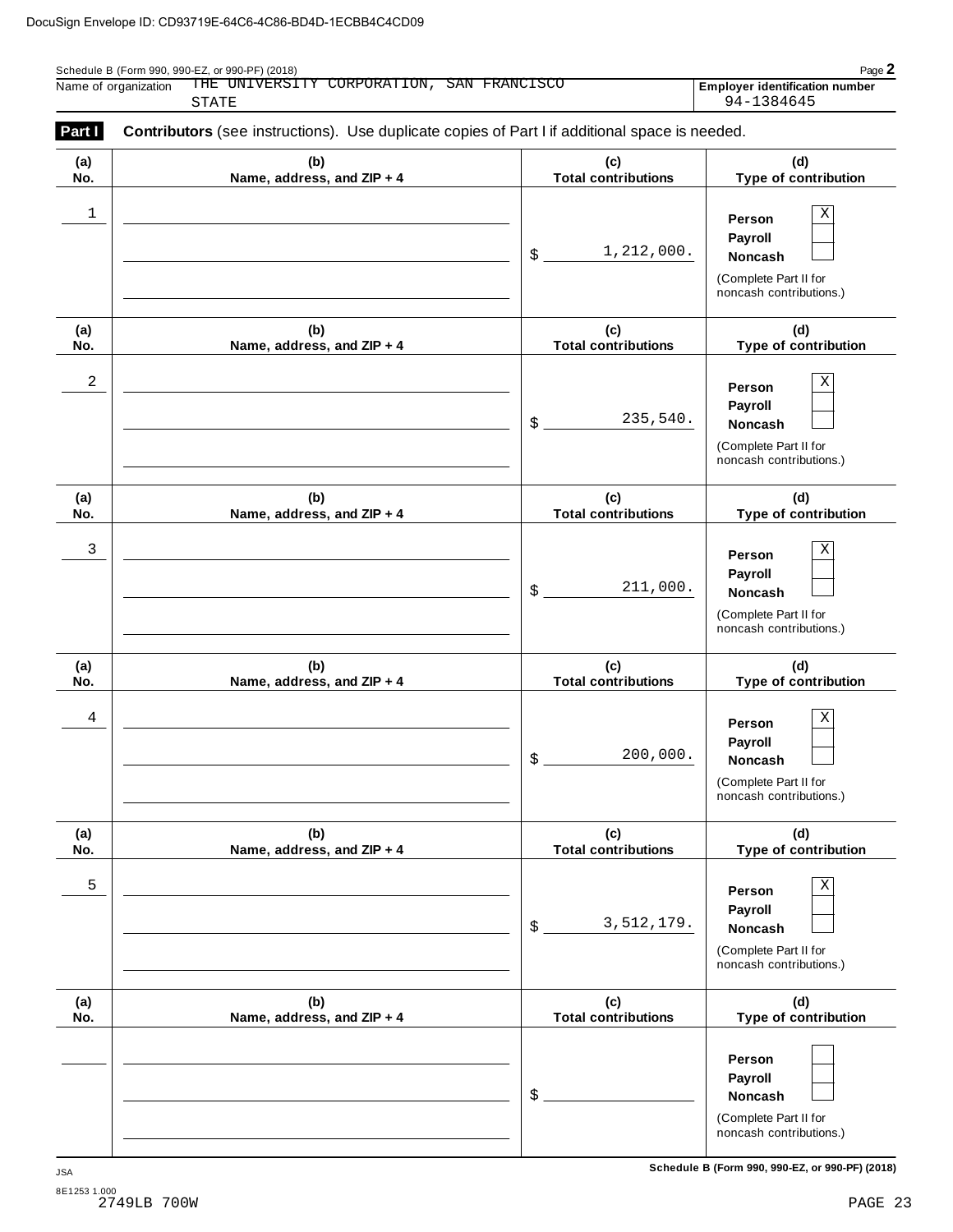DocuSign Envelope ID: CD93719E-64C6-4C86-BD4D-1ECBB4C4CD09

Schedule B (Form 990, 990-EZ, or 990-PF) (2018)

Name of organization: THE UNIVERSITY CORPORATION, SAN FRANCISCO STATE

Employer identification number: 94-1384645

**Part I** **Contributors** (see instructions). Use duplicate copies of Part I if additional space is needed.

| (a) No. | (b) Name, address, and ZIP + 4 | (c) Total contributions | (d) Type of contribution |
|---|---|---|---|
| 1 | | $ 1,212,000. | Person [X] Payroll [ ] Noncash [ ] (Complete Part II for noncash contributions.) |
| 2 | | $ 235,540. | Person [X] Payroll [ ] Noncash [ ] (Complete Part II for noncash contributions.) |
| 3 | | $ 211,000. | Person [X] Payroll [ ] Noncash [ ] (Complete Part II for noncash contributions.) |
| 4 | | $ 200,000. | Person [X] Payroll [ ] Noncash [ ] (Complete Part II for noncash contributions.) |
| 5 | | $ 3,512,179. | Person [X] Payroll [ ] Noncash [ ] (Complete Part II for noncash contributions.) |
| | | $ | Person [ ] Payroll [ ] Noncash [ ] (Complete Part II for noncash contributions.) |

JSA

8E1253 1.000

2749LB 700W

Schedule B (Form 990, 990-EZ, or 990-PF) (2018)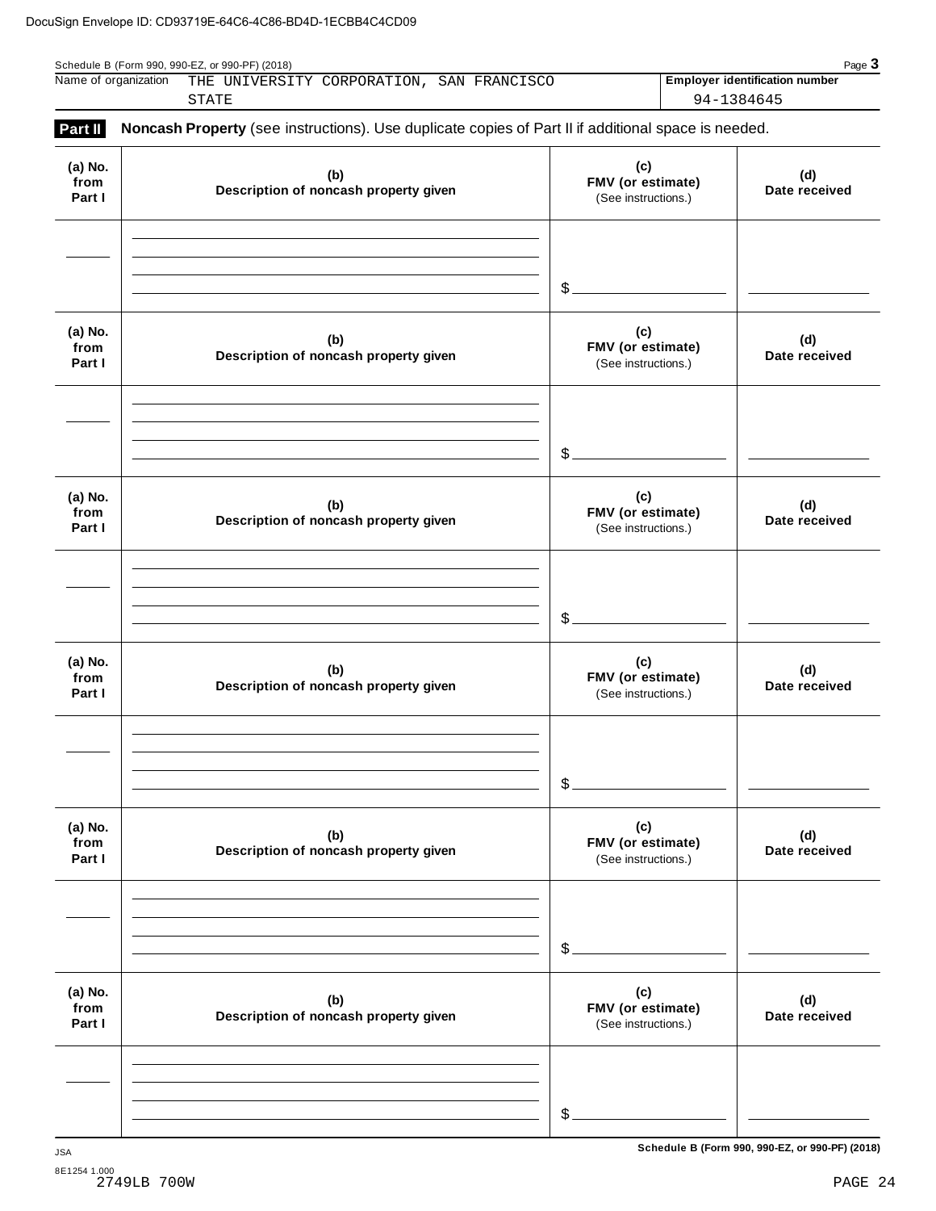DocuSign Envelope ID: CD93719E-64C6-4C86-BD4D-1ECBB4C4CD09

Schedule B (Form 990, 990-EZ, or 990-PF) (2018)

| Name of organization | Employer identification number |
| --- | --- |
| THE UNIVERSITY CORPORATION, SAN FRANCISCO STATE | 94-1384645 |

**Part II** **Noncash Property** (see instructions). Use duplicate copies of Part II if additional space is needed.

| (a) No. from Part I | (b) Description of noncash property given | (c) FMV (or estimate) (See instructions.) | (d) Date received |
| --- | --- | --- | --- |
| | | $ | |

| (a) No. from Part I | (b) Description of noncash property given | (c) FMV (or estimate) (See instructions.) | (d) Date received |
| --- | --- | --- | --- |
| | | $ | |

| (a) No. from Part I | (b) Description of noncash property given | (c) FMV (or estimate) (See instructions.) | (d) Date received |
| --- | --- | --- | --- |
| | | $ | |

| (a) No. from Part I | (b) Description of noncash property given | (c) FMV (or estimate) (See instructions.) | (d) Date received |
| --- | --- | --- | --- |
| | | $ | |

| (a) No. from Part I | (b) Description of noncash property given | (c) FMV (or estimate) (See instructions.) | (d) Date received |
| --- | --- | --- | --- |
| | | $ | |

| (a) No. from Part I | (b) Description of noncash property given | (c) FMV (or estimate) (See instructions.) | (d) Date received |
| --- | --- | --- | --- |
| | | $ | |

JSA

8E1254 1.000

2749LB 700W

**Schedule B (Form 990, 990-EZ, or 990-PF) (2018)**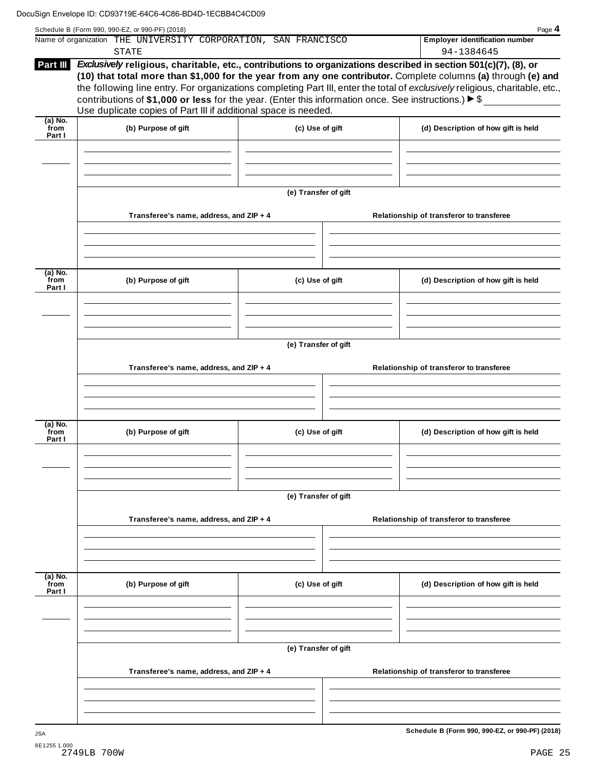DocuSign Envelope ID: CD93719E-64C6-4C86-BD4D-1ECBB4C4CD09

Schedule B (Form 990, 990-EZ, or 990-PF) (2018)

Name of organization THE UNIVERSITY CORPORATION, SAN FRANCISCO STATE

**Employer identification number** 94-1384645

## Part III

***Exclusively*** **religious, charitable, etc., contributions to organizations described in section 501(c)(7), (8), or (10) that total more than $1,000 for the year from any one contributor.** Complete columns **(a)** through **(e)** and the following line entry. For organizations completing Part III, enter the total of *exclusively* religious, charitable, etc., contributions of **$1,000 or less** for the year. (Enter this information once. See instructions.) ▶ $

Use duplicate copies of Part III if additional space is needed.

| (a) No. from Part I | (b) Purpose of gift | (c) Use of gift | (d) Description of how gift is held |
|---|---|---|---|
| | | | |

**(e) Transfer of gift**

| Transferee's name, address, and ZIP + 4 | Relationship of transferor to transferee |
|---|---|
| | |

| (a) No. from Part I | (b) Purpose of gift | (c) Use of gift | (d) Description of how gift is held |
|---|---|---|---|
| | | | |

**(e) Transfer of gift**

| Transferee's name, address, and ZIP + 4 | Relationship of transferor to transferee |
|---|---|
| | |

| (a) No. from Part I | (b) Purpose of gift | (c) Use of gift | (d) Description of how gift is held |
|---|---|---|---|
| | | | |

**(e) Transfer of gift**

| Transferee's name, address, and ZIP + 4 | Relationship of transferor to transferee |
|---|---|
| | |

| (a) No. from Part I | (b) Purpose of gift | (c) Use of gift | (d) Description of how gift is held |
|---|---|---|---|
| | | | |

**(e) Transfer of gift**

| Transferee's name, address, and ZIP + 4 | Relationship of transferor to transferee |
|---|---|
| | |

JSA 8E1255 1.000

2749LB 700W

**Schedule B (Form 990, 990-EZ, or 990-PF) (2018)**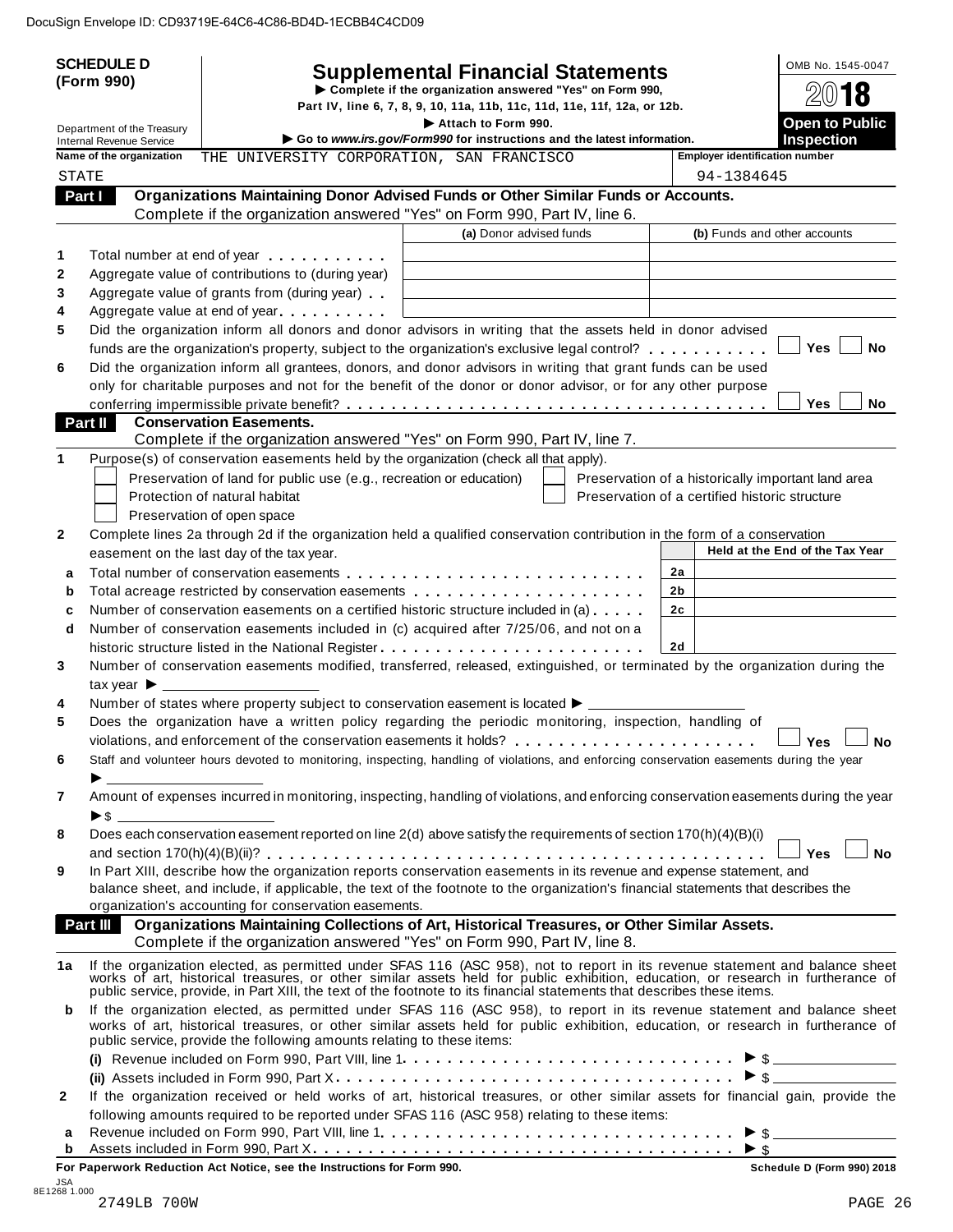DocuSign Envelope ID: CD93719E-64C6-4C86-BD4D-1ECBB4C4CD09

**SCHEDULE D (Form 990)**

Department of the Treasury
Internal Revenue Service

# Supplemental Financial Statements

▶ Complete if the organization answered "Yes" on Form 990, Part IV, line 6, 7, 8, 9, 10, 11a, 11b, 11c, 11d, 11e, 11f, 12a, or 12b.

▶ Attach to Form 990.

▶ Go to *www.irs.gov/Form990* for instructions and the latest information.

OMB No. 1545-0047

**2018**

**Open to Public Inspection**

Name of the organization: THE UNIVERSITY CORPORATION, SAN FRANCISCO STATE

Employer identification number: 94-1384645

## Part I Organizations Maintaining Donor Advised Funds or Other Similar Funds or Accounts.

Complete if the organization answered "Yes" on Form 990, Part IV, line 6.

| | | (a) Donor advised funds | (b) Funds and other accounts |
|---|---|---|---|
| 1 | Total number at end of year | | |
| 2 | Aggregate value of contributions to (during year) | | |
| 3 | Aggregate value of grants from (during year) | | |
| 4 | Aggregate value at end of year | | |

5 Did the organization inform all donors and donor advisors in writing that the assets held in donor advised funds are the organization's property, subject to the organization's exclusive legal control? ☐ Yes ☐ No

6 Did the organization inform all grantees, donors, and donor advisors in writing that grant funds can be used only for charitable purposes and not for the benefit of the donor or donor advisor, or for any other purpose conferring impermissible private benefit? ☐ Yes ☐ No

## Part II Conservation Easements.

Complete if the organization answered "Yes" on Form 990, Part IV, line 7.

1 Purpose(s) of conservation easements held by the organization (check all that apply).

- ☐ Preservation of land for public use (e.g., recreation or education)
- ☐ Protection of natural habitat
- ☐ Preservation of open space
- ☐ Preservation of a historically important land area
- ☐ Preservation of a certified historic structure

2 Complete lines 2a through 2d if the organization held a qualified conservation contribution in the form of a conservation easement on the last day of the tax year.

| | | | Held at the End of the Tax Year |
|---|---|---|---|
| a | Total number of conservation easements | 2a | |
| b | Total acreage restricted by conservation easements | 2b | |
| c | Number of conservation easements on a certified historic structure included in (a) | 2c | |
| d | Number of conservation easements included in (c) acquired after 7/25/06, and not on a historic structure listed in the National Register | 2d | |

3 Number of conservation easements modified, transferred, released, extinguished, or terminated by the organization during the tax year ▶ ____________

4 Number of states where property subject to conservation easement is located ▶ ____________

5 Does the organization have a written policy regarding the periodic monitoring, inspection, handling of violations, and enforcement of the conservation easements it holds? ☐ Yes ☐ No

6 Staff and volunteer hours devoted to monitoring, inspecting, handling of violations, and enforcing conservation easements during the year ▶ ____________

7 Amount of expenses incurred in monitoring, inspecting, handling of violations, and enforcing conservation easements during the year ▶ $ ____________

8 Does each conservation easement reported on line 2(d) above satisfy the requirements of section 170(h)(4)(B)(i) and section 170(h)(4)(B)(ii)? ☐ Yes ☐ No

9 In Part XIII, describe how the organization reports conservation easements in its revenue and expense statement, and balance sheet, and include, if applicable, the text of the footnote to the organization's financial statements that describes the organization's accounting for conservation easements.

## Part III Organizations Maintaining Collections of Art, Historical Treasures, or Other Similar Assets.

Complete if the organization answered "Yes" on Form 990, Part IV, line 8.

1a If the organization elected, as permitted under SFAS 116 (ASC 958), not to report in its revenue statement and balance sheet works of art, historical treasures, or other similar assets held for public exhibition, education, or research in furtherance of public service, provide, in Part XIII, the text of the footnote to its financial statements that describes these items.

b If the organization elected, as permitted under SFAS 116 (ASC 958), to report in its revenue statement and balance sheet works of art, historical treasures, or other similar assets held for public exhibition, education, or research in furtherance of public service, provide the following amounts relating to these items:

(i) Revenue included on Form 990, Part VIII, line 1 ▶ $ ____________

(ii) Assets included in Form 990, Part X ▶ $ ____________

2 If the organization received or held works of art, historical treasures, or other similar assets for financial gain, provide the following amounts required to be reported under SFAS 116 (ASC 958) relating to these items:

a Revenue included on Form 990, Part VIII, line 1 ▶ $ ____________

b Assets included in Form 990, Part X ▶ $ ____________

**For Paperwork Reduction Act Notice, see the Instructions for Form 990.** **Schedule D (Form 990) 2018**

JSA
8E1268 1.000
2749LB 700W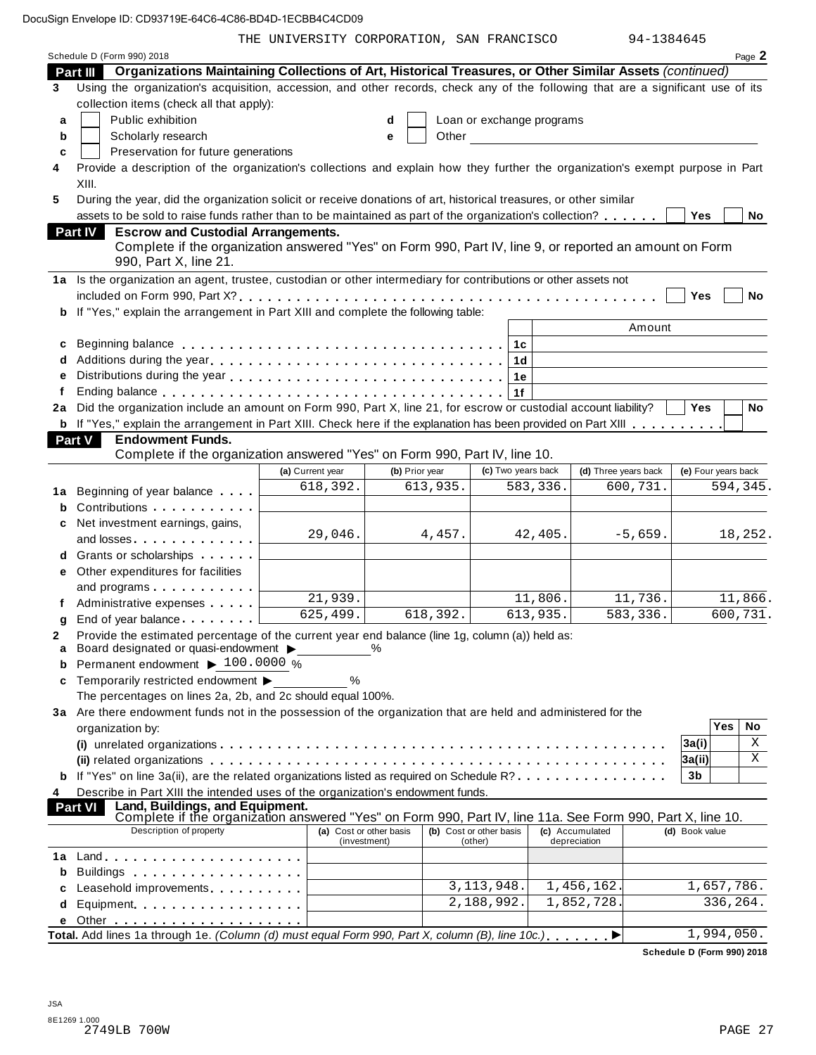DocuSign Envelope ID: CD93719E-64C6-4C86-BD4D-1ECBB4C4CD09

THE UNIVERSITY CORPORATION, SAN FRANCISCO 94-1384645

Schedule D (Form 990) 2018 Page 2

## Part III Organizations Maintaining Collections of Art, Historical Treasures, or Other Similar Assets *(continued)*

**3** Using the organization's acquisition, accession, and other records, check any of the following that are a significant use of its collection items (check all that apply):

- **a** ☐ Public exhibition
- **b** ☐ Scholarly research
- **c** ☐ Preservation for future generations
- **d** ☐ Loan or exchange programs
- **e** ☐ Other

**4** Provide a description of the organization's collections and explain how they further the organization's exempt purpose in Part XIII.

**5** During the year, did the organization solicit or receive donations of art, historical treasures, or other similar assets to be sold to raise funds rather than to be maintained as part of the organization's collection? ☐ Yes ☐ No

## Part IV Escrow and Custodial Arrangements.

Complete if the organization answered "Yes" on Form 990, Part IV, line 9, or reported an amount on Form 990, Part X, line 21.

**1a** Is the organization an agent, trustee, custodian or other intermediary for contributions or other assets not included on Form 990, Part X? ☐ Yes ☐ No

**b** If "Yes," explain the arrangement in Part XIII and complete the following table:

| | | | Amount |
|---|---|---|---|
| **c** | Beginning balance | 1c | |
| **d** | Additions during the year | 1d | |
| **e** | Distributions during the year | 1e | |
| **f** | Ending balance | 1f | |

**2a** Did the organization include an amount on Form 990, Part X, line 21, for escrow or custodial account liability? ☐ Yes ☐ No

**b** If "Yes," explain the arrangement in Part XIII. Check here if the explanation has been provided on Part XIII ☐

## Part V Endowment Funds.

Complete if the organization answered "Yes" on Form 990, Part IV, line 10.

| | | (a) Current year | (b) Prior year | (c) Two years back | (d) Three years back | (e) Four years back |
|---|---|---|---|---|---|---|
| **1a** | Beginning of year balance | 618,392. | 613,935. | 583,336. | 600,731. | 594,345. |
| **b** | Contributions | | | | | |
| **c** | Net investment earnings, gains, and losses | 29,046. | 4,457. | 42,405. | -5,659. | 18,252. |
| **d** | Grants or scholarships | | | | | |
| **e** | Other expenditures for facilities and programs | | | | | |
| **f** | Administrative expenses | 21,939. | | 11,806. | 11,736. | 11,866. |
| **g** | End of year balance | 625,499. | 618,392. | 613,935. | 583,336. | 600,731. |

**2** Provide the estimated percentage of the current year end balance (line 1g, column (a)) held as:

- **a** Board designated or quasi-endowment ▶ ______ %
- **b** Permanent endowment ▶ 100.0000 %
- **c** Temporarily restricted endowment ▶ ______ %

The percentages on lines 2a, 2b, and 2c should equal 100%.

**3a** Are there endowment funds not in the possession of the organization that are held and administered for the organization by:

| | | | Yes | No |
|---|---|---|---|---|
| | (i) unrelated organizations | 3a(i) | | X |
| | (ii) related organizations | 3a(ii) | | X |
| **b** | If "Yes" on line 3a(ii), are the related organizations listed as required on Schedule R? | 3b | | |

**4** Describe in Part XIII the intended uses of the organization's endowment funds.

## Part VI Land, Buildings, and Equipment.

Complete if the organization answered "Yes" on Form 990, Part IV, line 11a. See Form 990, Part X, line 10.

| | Description of property | (a) Cost or other basis (investment) | (b) Cost or other basis (other) | (c) Accumulated depreciation | (d) Book value |
|---|---|---|---|---|---|
| **1a** | Land | | | | |
| **b** | Buildings | | | | |
| **c** | Leasehold improvements | | 3,113,948. | 1,456,162. | 1,657,786. |
| **d** | Equipment | | 2,188,992. | 1,852,728. | 336,264. |
| **e** | Other | | | | |
| **Total.** | Add lines 1a through 1e. *(Column (d) must equal Form 990, Part X, column (B), line 10c.)* ▶ | | | | 1,994,050. |

Schedule D (Form 990) 2018

JSA
8E1269 1.000
2749LB 700W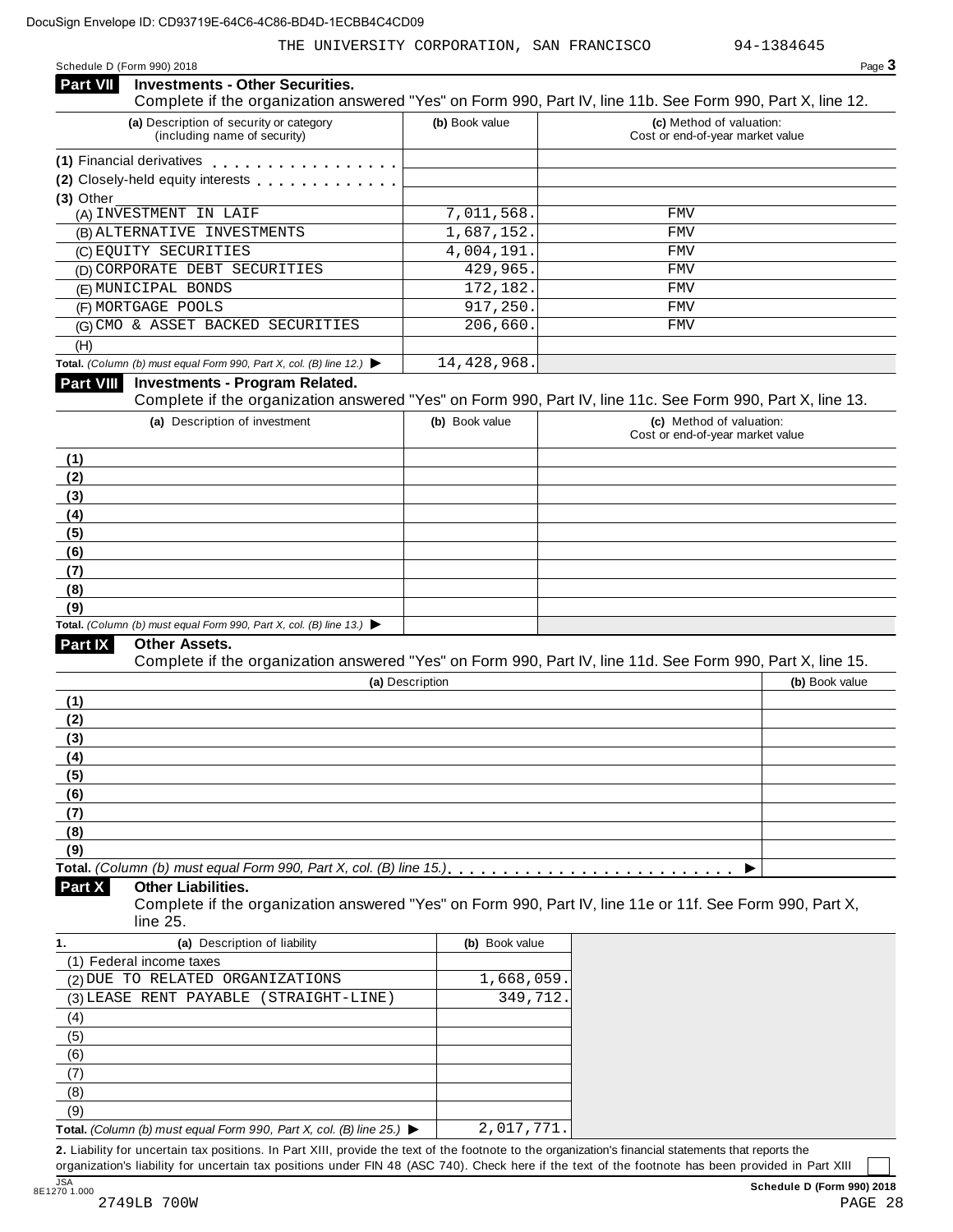THE UNIVERSITY CORPORATION, SAN FRANCISCO 94-1384645

Schedule D (Form 990) 2018

## Part VII Investments - Other Securities.

Complete if the organization answered "Yes" on Form 990, Part IV, line 11b. See Form 990, Part X, line 12.

| (a) Description of security or category (including name of security) | (b) Book value | (c) Method of valuation: Cost or end-of-year market value |
|---|---|---|
| (1) Financial derivatives | | |
| (2) Closely-held equity interests | | |
| (3) Other | | |
| (A) INVESTMENT IN LAIF | 7,011,568. | FMV |
| (B) ALTERNATIVE INVESTMENTS | 1,687,152. | FMV |
| (C) EQUITY SECURITIES | 4,004,191. | FMV |
| (D) CORPORATE DEBT SECURITIES | 429,965. | FMV |
| (E) MUNICIPAL BONDS | 172,182. | FMV |
| (F) MORTGAGE POOLS | 917,250. | FMV |
| (G) CMO & ASSET BACKED SECURITIES | 206,660. | FMV |
| (H) | | |
| Total. *(Column (b) must equal Form 990, Part X, col. (B) line 12.)* ▶ | 14,428,968. | |

## Part VIII Investments - Program Related.

Complete if the organization answered "Yes" on Form 990, Part IV, line 11c. See Form 990, Part X, line 13.

| (a) Description of investment | (b) Book value | (c) Method of valuation: Cost or end-of-year market value |
|---|---|---|
| (1) | | |
| (2) | | |
| (3) | | |
| (4) | | |
| (5) | | |
| (6) | | |
| (7) | | |
| (8) | | |
| (9) | | |
| Total. *(Column (b) must equal Form 990, Part X, col. (B) line 13.)* ▶ | | |

## Part IX Other Assets.

Complete if the organization answered "Yes" on Form 990, Part IV, line 11d. See Form 990, Part X, line 15.

| (a) Description | (b) Book value |
|---|---|
| (1) | |
| (2) | |
| (3) | |
| (4) | |
| (5) | |
| (6) | |
| (7) | |
| (8) | |
| (9) | |
| Total. *(Column (b) must equal Form 990, Part X, col. (B) line 15.)* ▶ | |

## Part X Other Liabilities.

Complete if the organization answered "Yes" on Form 990, Part IV, line 11e or 11f. See Form 990, Part X, line 25.

| 1. (a) Description of liability | (b) Book value |
|---|---|
| (1) Federal income taxes | |
| (2) DUE TO RELATED ORGANIZATIONS | 1,668,059. |
| (3) LEASE RENT PAYABLE (STRAIGHT-LINE) | 349,712. |
| (4) | |
| (5) | |
| (6) | |
| (7) | |
| (8) | |
| (9) | |
| Total. *(Column (b) must equal Form 990, Part X, col. (B) line 25.)* ▶ | 2,017,771. |

**2.** Liability for uncertain tax positions. In Part XIII, provide the text of the footnote to the organization's financial statements that reports the organization's liability for uncertain tax positions under FIN 48 (ASC 740). Check here if the text of the footnote has been provided in Part XIII ☐

Schedule D (Form 990) 2018

2749LB 700W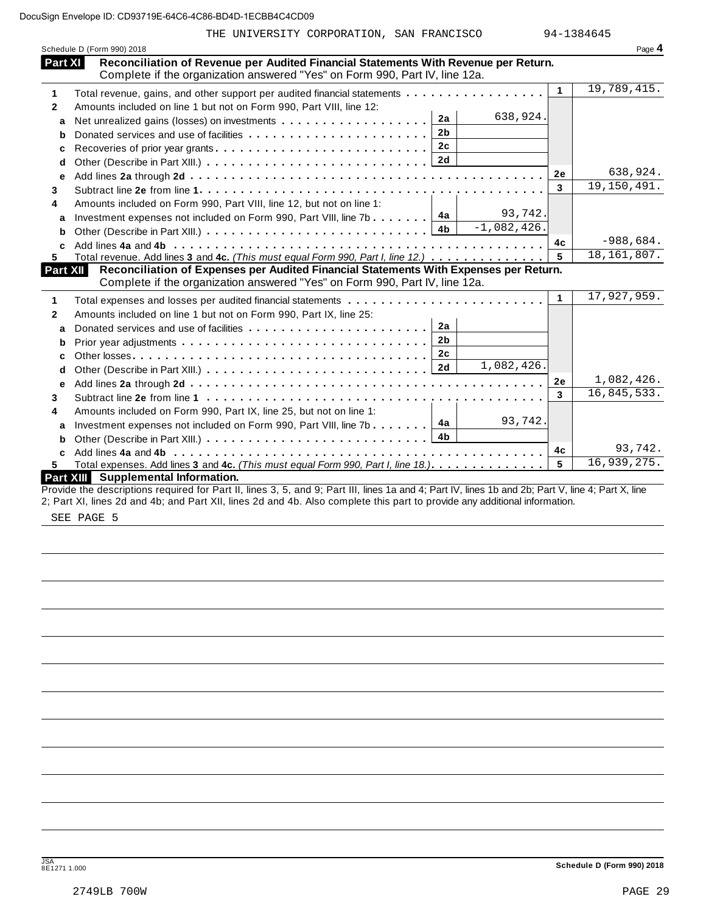DocuSign Envelope ID: CD93719E-64C6-4C86-BD4D-1ECBB4C4CD09

THE UNIVERSITY CORPORATION, SAN FRANCISCO 94-1384645

Schedule D (Form 990) 2018 Page 4

## Part XI Reconciliation of Revenue per Audited Financial Statements With Revenue per Return.

Complete if the organization answered "Yes" on Form 990, Part IV, line 12a.

| | | | | | |
|---|---|---|---|---|---|
| 1 | Total revenue, gains, and other support per audited financial statements | | | 1 | 19,789,415. |
| 2 | Amounts included on line 1 but not on Form 990, Part VIII, line 12: | | | | |
| a | Net unrealized gains (losses) on investments | 2a | 638,924. | | |
| b | Donated services and use of facilities | 2b | | | |
| c | Recoveries of prior year grants | 2c | | | |
| d | Other (Describe in Part XIII.) | 2d | | | |
| e | Add lines **2a** through **2d** | | | 2e | 638,924. |
| 3 | Subtract line **2e** from line **1** | | | 3 | 19,150,491. |
| 4 | Amounts included on Form 990, Part VIII, line 12, but not on line 1: | | | | |
| a | Investment expenses not included on Form 990, Part VIII, line 7b | 4a | 93,742. | | |
| b | Other (Describe in Part XIII.) | 4b | -1,082,426. | | |
| c | Add lines **4a** and **4b** | | | 4c | -988,684. |
| 5 | Total revenue. Add lines **3** and **4c.** *(This must equal Form 990, Part I, line 12.)* | | | 5 | 18,161,807. |

## Part XII Reconciliation of Expenses per Audited Financial Statements With Expenses per Return.

Complete if the organization answered "Yes" on Form 990, Part IV, line 12a.

| | | | | | |
|---|---|---|---|---|---|
| 1 | Total expenses and losses per audited financial statements | | | 1 | 17,927,959. |
| 2 | Amounts included on line 1 but not on Form 990, Part IX, line 25: | | | | |
| a | Donated services and use of facilities | 2a | | | |
| b | Prior year adjustments | 2b | | | |
| c | Other losses | 2c | | | |
| d | Other (Describe in Part XIII.) | 2d | 1,082,426. | | |
| e | Add lines **2a** through **2d** | | | 2e | 1,082,426. |
| 3 | Subtract line **2e** from line **1** | | | 3 | 16,845,533. |
| 4 | Amounts included on Form 990, Part IX, line 25, but not on line 1: | | | | |
| a | Investment expenses not included on Form 990, Part VIII, line 7b | 4a | 93,742. | | |
| b | Other (Describe in Part XIII.) | 4b | | | |
| c | Add lines **4a** and **4b** | | | 4c | 93,742. |
| 5 | Total expenses. Add lines **3** and **4c.** *(This must equal Form 990, Part I, line 18.)* | | | 5 | 16,939,275. |

## Part XIII Supplemental Information.

Provide the descriptions required for Part II, lines 3, 5, and 9; Part III, lines 1a and 4; Part IV, lines 1b and 2b; Part V, line 4; Part X, line 2; Part XI, lines 2d and 4b; and Part XII, lines 2d and 4b. Also complete this part to provide any additional information.

SEE PAGE 5

JSA 8E1271 1.000 Schedule D (Form 990) 2018

2749LB 700W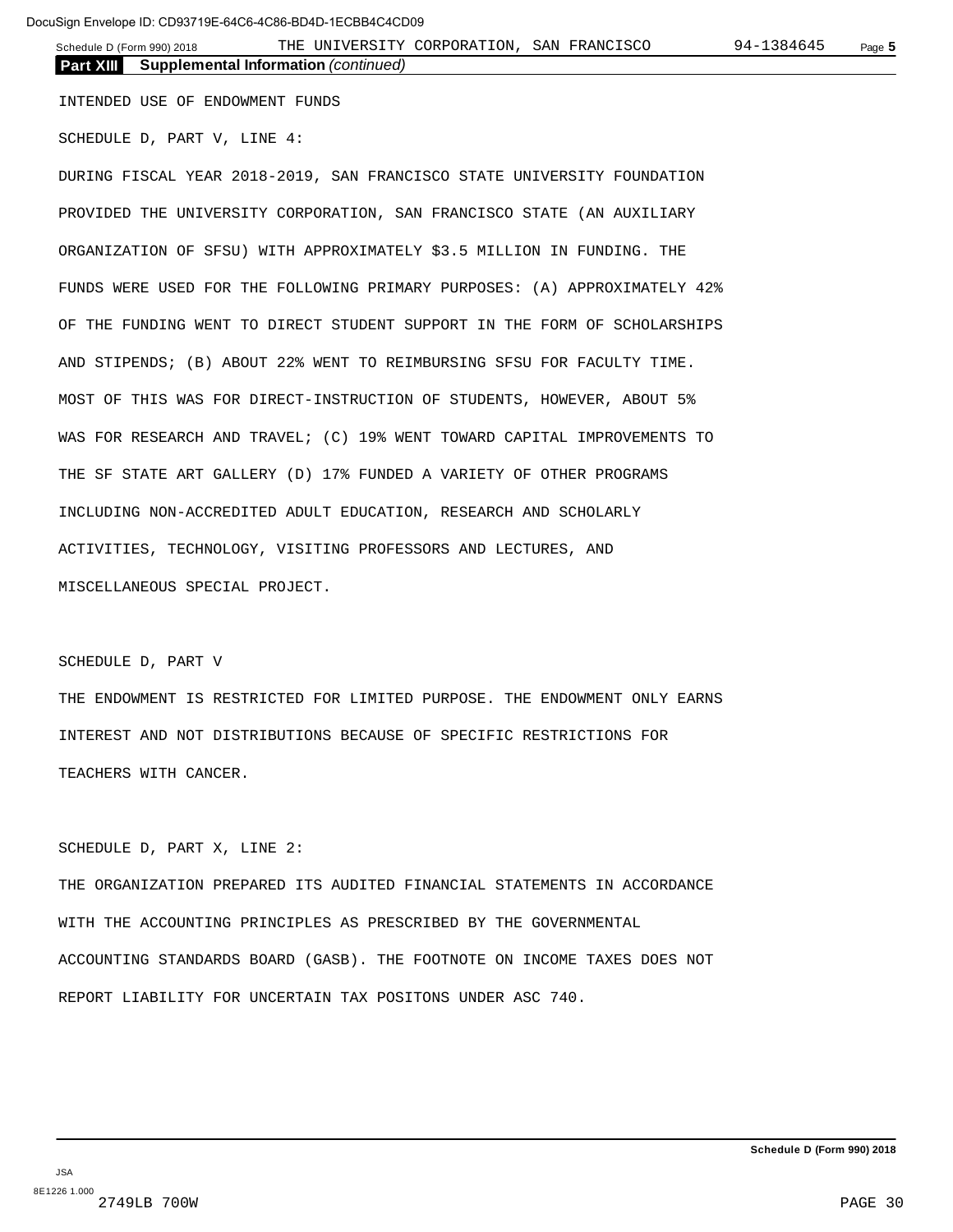## Part XIII Supplemental Information *(continued)*

INTENDED USE OF ENDOWMENT FUNDS

SCHEDULE D, PART V, LINE 4:

DURING FISCAL YEAR 2018-2019, SAN FRANCISCO STATE UNIVERSITY FOUNDATION PROVIDED THE UNIVERSITY CORPORATION, SAN FRANCISCO STATE (AN AUXILIARY ORGANIZATION OF SFSU) WITH APPROXIMATELY $3.5 MILLION IN FUNDING. THE FUNDS WERE USED FOR THE FOLLOWING PRIMARY PURPOSES: (A) APPROXIMATELY 42% OF THE FUNDING WENT TO DIRECT STUDENT SUPPORT IN THE FORM OF SCHOLARSHIPS AND STIPENDS; (B) ABOUT 22% WENT TO REIMBURSING SFSU FOR FACULTY TIME. MOST OF THIS WAS FOR DIRECT-INSTRUCTION OF STUDENTS, HOWEVER, ABOUT 5% WAS FOR RESEARCH AND TRAVEL; (C) 19% WENT TOWARD CAPITAL IMPROVEMENTS TO THE SF STATE ART GALLERY (D) 17% FUNDED A VARIETY OF OTHER PROGRAMS INCLUDING NON-ACCREDITED ADULT EDUCATION, RESEARCH AND SCHOLARLY ACTIVITIES, TECHNOLOGY, VISITING PROFESSORS AND LECTURES, AND MISCELLANEOUS SPECIAL PROJECT.

SCHEDULE D, PART V

THE ENDOWMENT IS RESTRICTED FOR LIMITED PURPOSE. THE ENDOWMENT ONLY EARNS INTEREST AND NOT DISTRIBUTIONS BECAUSE OF SPECIFIC RESTRICTIONS FOR TEACHERS WITH CANCER.

SCHEDULE D, PART X, LINE 2:

THE ORGANIZATION PREPARED ITS AUDITED FINANCIAL STATEMENTS IN ACCORDANCE WITH THE ACCOUNTING PRINCIPLES AS PRESCRIBED BY THE GOVERNMENTAL ACCOUNTING STANDARDS BOARD (GASB). THE FOOTNOTE ON INCOME TAXES DOES NOT REPORT LIABILITY FOR UNCERTAIN TAX POSITONS UNDER ASC 740.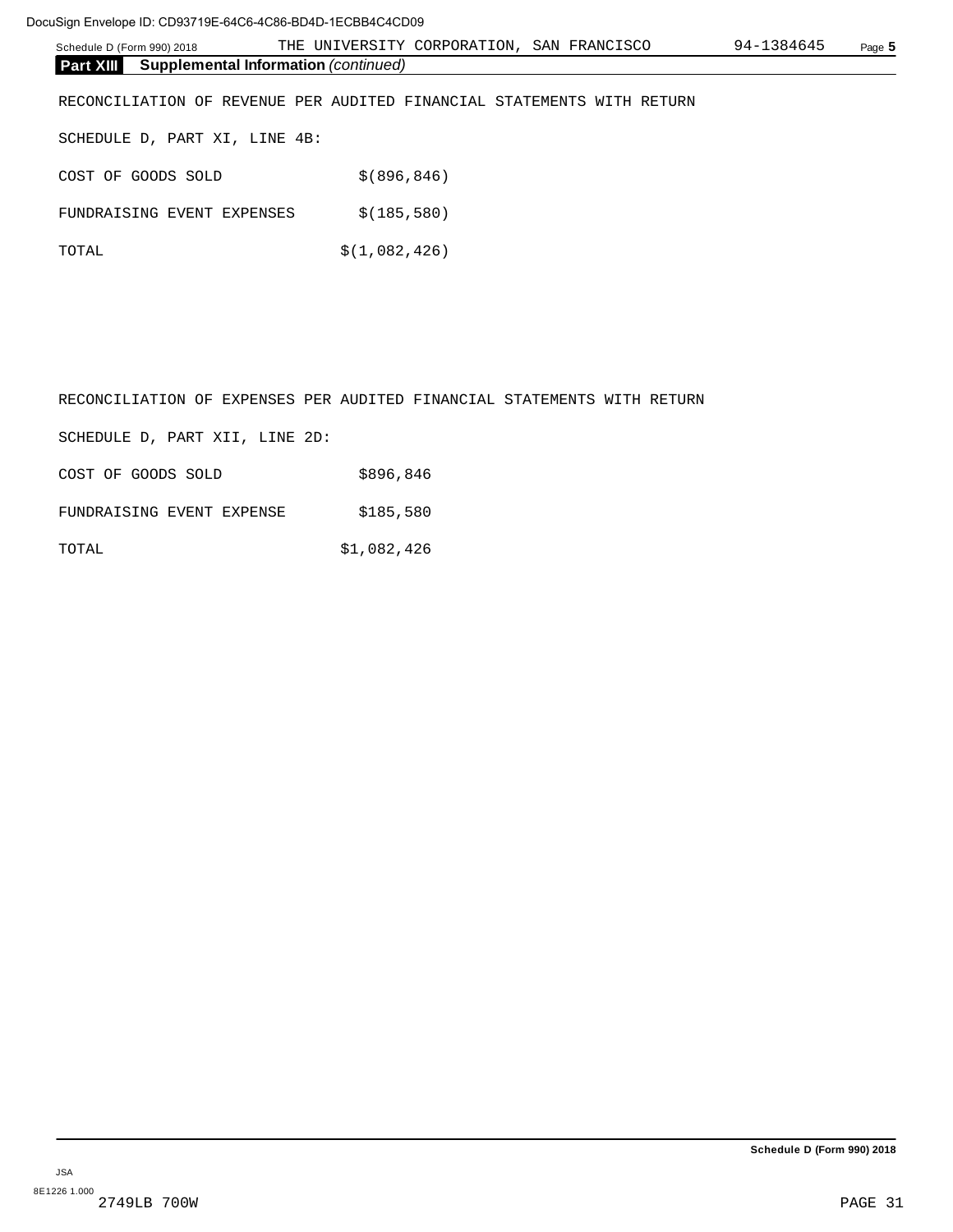**Part XIII Supplemental Information** *(continued)*

RECONCILIATION OF REVENUE PER AUDITED FINANCIAL STATEMENTS WITH RETURN

SCHEDULE D, PART XI, LINE 4B:

| | |
|---|---|
| COST OF GOODS SOLD | $(896,846) |
| FUNDRAISING EVENT EXPENSES | $(185,580) |
| TOTAL | $(1,082,426) |

RECONCILIATION OF EXPENSES PER AUDITED FINANCIAL STATEMENTS WITH RETURN

SCHEDULE D, PART XII, LINE 2D:

| | |
|---|---|
| COST OF GOODS SOLD | $896,846 |
| FUNDRAISING EVENT EXPENSE | $185,580 |
| TOTAL | $1,082,426 |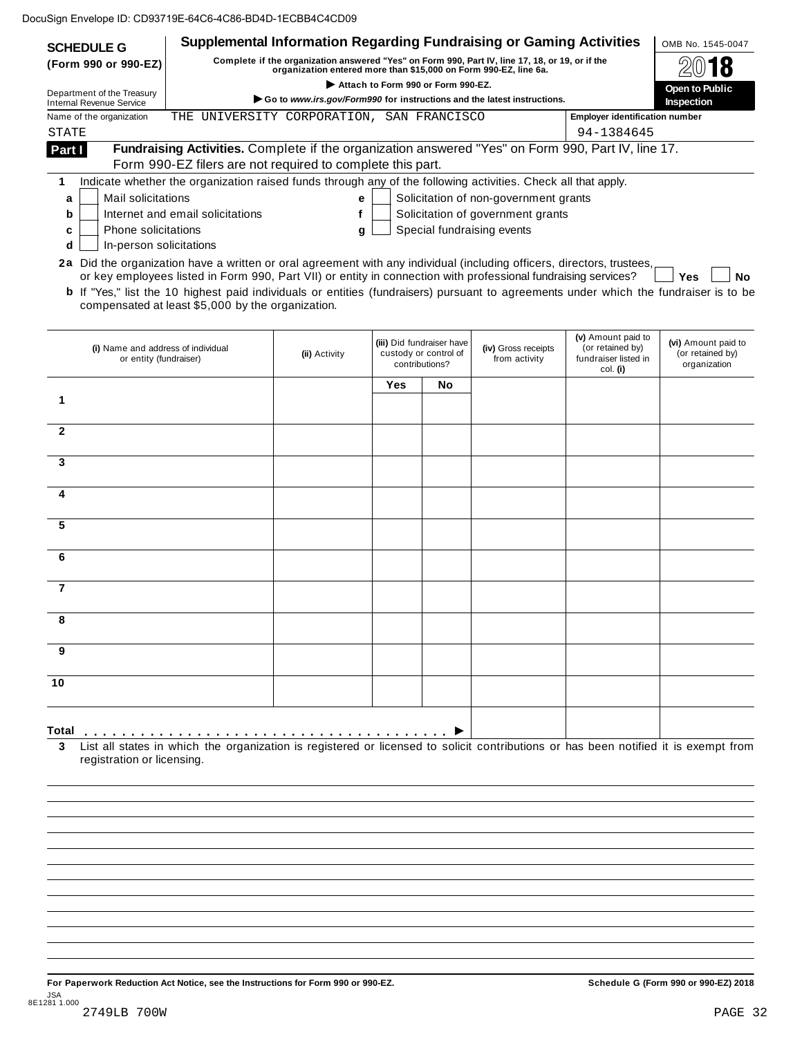DocuSign Envelope ID: CD93719E-64C6-4C86-BD4D-1ECBB4C4CD09

**SCHEDULE G (Form 990 or 990-EZ)**

Department of the Treasury
Internal Revenue Service

# Supplemental Information Regarding Fundraising or Gaming Activities

**Complete if the organization answered "Yes" on Form 990, Part IV, line 17, 18, or 19, or if the organization entered more than $15,000 on Form 990-EZ, line 6a.**

▶ **Attach to Form 990 or Form 990-EZ.**

▶ **Go to *www.irs.gov/Form990* for instructions and the latest instructions.**

OMB No. 1545-0047

**2018**

**Open to Public Inspection**

Name of the organization: THE UNIVERSITY CORPORATION, SAN FRANCISCO STATE

Employer identification number: 94-1384645

**Part I** **Fundraising Activities.** Complete if the organization answered "Yes" on Form 990, Part IV, line 17. Form 990-EZ filers are not required to complete this part.

**1** Indicate whether the organization raised funds through any of the following activities. Check all that apply.

- **a** ☐ Mail solicitations
- **b** ☐ Internet and email solicitations
- **c** ☐ Phone solicitations
- **d** ☐ In-person solicitations
- **e** ☐ Solicitation of non-government grants
- **f** ☐ Solicitation of government grants
- **g** ☐ Special fundraising events

**2a** Did the organization have a written or oral agreement with any individual (including officers, directors, trustees, or key employees listed in Form 990, Part VII) or entity in connection with professional fundraising services? ☐ **Yes** ☐ **No**

**b** If "Yes," list the 10 highest paid individuals or entities (fundraisers) pursuant to agreements under which the fundraiser is to be compensated at least $5,000 by the organization.

| | (i) Name and address of individual or entity (fundraiser) | (ii) Activity | (iii) Did fundraiser have custody or control of contributions? | | (iv) Gross receipts from activity | (v) Amount paid to (or retained by) fundraiser listed in col. (i) | (vi) Amount paid to (or retained by) organization |
|---|---|---|---|---|---|---|---|
| | | | Yes | No | | | |
| 1 | | | | | | | |
| 2 | | | | | | | |
| 3 | | | | | | | |
| 4 | | | | | | | |
| 5 | | | | | | | |
| 6 | | | | | | | |
| 7 | | | | | | | |
| 8 | | | | | | | |
| 9 | | | | | | | |
| 10 | | | | | | | |
| **Total** ▶ | | | | | | | |

**3** List all states in which the organization is registered or licensed to solicit contributions or has been notified it is exempt from registration or licensing.

**For Paperwork Reduction Act Notice, see the Instructions for Form 990 or 990-EZ.**

**Schedule G (Form 990 or 990-EZ) 2018**

JSA
8E1281 1.000
2749LB 700W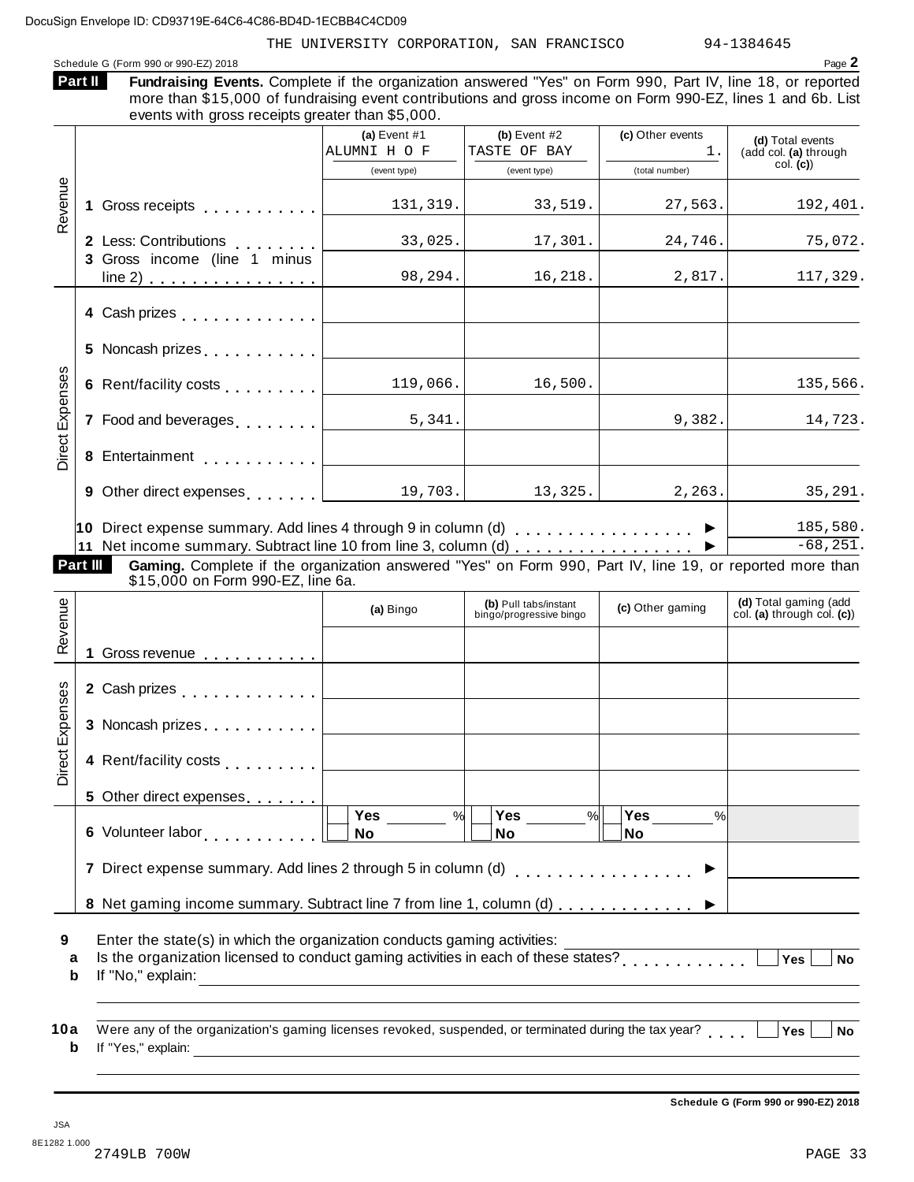DocuSign Envelope ID: CD93719E-64C6-4C86-BD4D-1ECBB4C4CD09

THE UNIVERSITY CORPORATION, SAN FRANCISCO 94-1384645

Schedule G (Form 990 or 990-EZ) 2018

**Part II** **Fundraising Events.** Complete if the organization answered "Yes" on Form 990, Part IV, line 18, or reported more than $15,000 of fundraising event contributions and gross income on Form 990-EZ, lines 1 and 6b. List events with gross receipts greater than $5,000.

| | | (a) Event #1 ALUMNI H O F (event type) | (b) Event #2 TASTE OF BAY (event type) | (c) Other events 1. (total number) | (d) Total events (add col. (a) through col. (c)) |
|---|---|---|---|---|---|
| Revenue | 1 Gross receipts | 131,319. | 33,519. | 27,563. | 192,401. |
| | 2 Less: Contributions | 33,025. | 17,301. | 24,746. | 75,072. |
| | 3 Gross income (line 1 minus line 2) | 98,294. | 16,218. | 2,817. | 117,329. |
| Direct Expenses | 4 Cash prizes | | | | |
| | 5 Noncash prizes | | | | |
| | 6 Rent/facility costs | 119,066. | 16,500. | | 135,566. |
| | 7 Food and beverages | 5,341. | | 9,382. | 14,723. |
| | 8 Entertainment | | | | |
| | 9 Other direct expenses | 19,703. | 13,325. | 2,263. | 35,291. |
| | 10 Direct expense summary. Add lines 4 through 9 in column (d) | | | ▶ | 185,580. |
| | 11 Net income summary. Subtract line 10 from line 3, column (d) | | | ▶ | -68,251. |

**Part III** **Gaming.** Complete if the organization answered "Yes" on Form 990, Part IV, line 19, or reported more than $15,000 on Form 990-EZ, line 6a.

| | | (a) Bingo | (b) Pull tabs/instant bingo/progressive bingo | (c) Other gaming | (d) Total gaming (add col. (a) through col. (c)) |
|---|---|---|---|---|---|
| Revenue | 1 Gross revenue | | | | |
| Direct Expenses | 2 Cash prizes | | | | |
| | 3 Noncash prizes | | | | |
| | 4 Rent/facility costs | | | | |
| | 5 Other direct expenses | | | | |
| | 6 Volunteer labor | ☐ Yes ____ % ☐ No | ☐ Yes ____ % ☐ No | ☐ Yes ____ % ☐ No | |
| | 7 Direct expense summary. Add lines 2 through 5 in column (d) | | | ▶ | |
| | 8 Net gaming income summary. Subtract line 7 from line 1, column (d) | | | ▶ | |

**9** Enter the state(s) in which the organization conducts gaming activities: ____________

**a** Is the organization licensed to conduct gaming activities in each of these states? ☐ Yes ☐ No

**b** If "No," explain: ____________

**10a** Were any of the organization's gaming licenses revoked, suspended, or terminated during the tax year? ☐ Yes ☐ No

**b** If "Yes," explain: ____________

**Schedule G (Form 990 or 990-EZ) 2018**

JSA
8E1282 1.000
2749LB 700W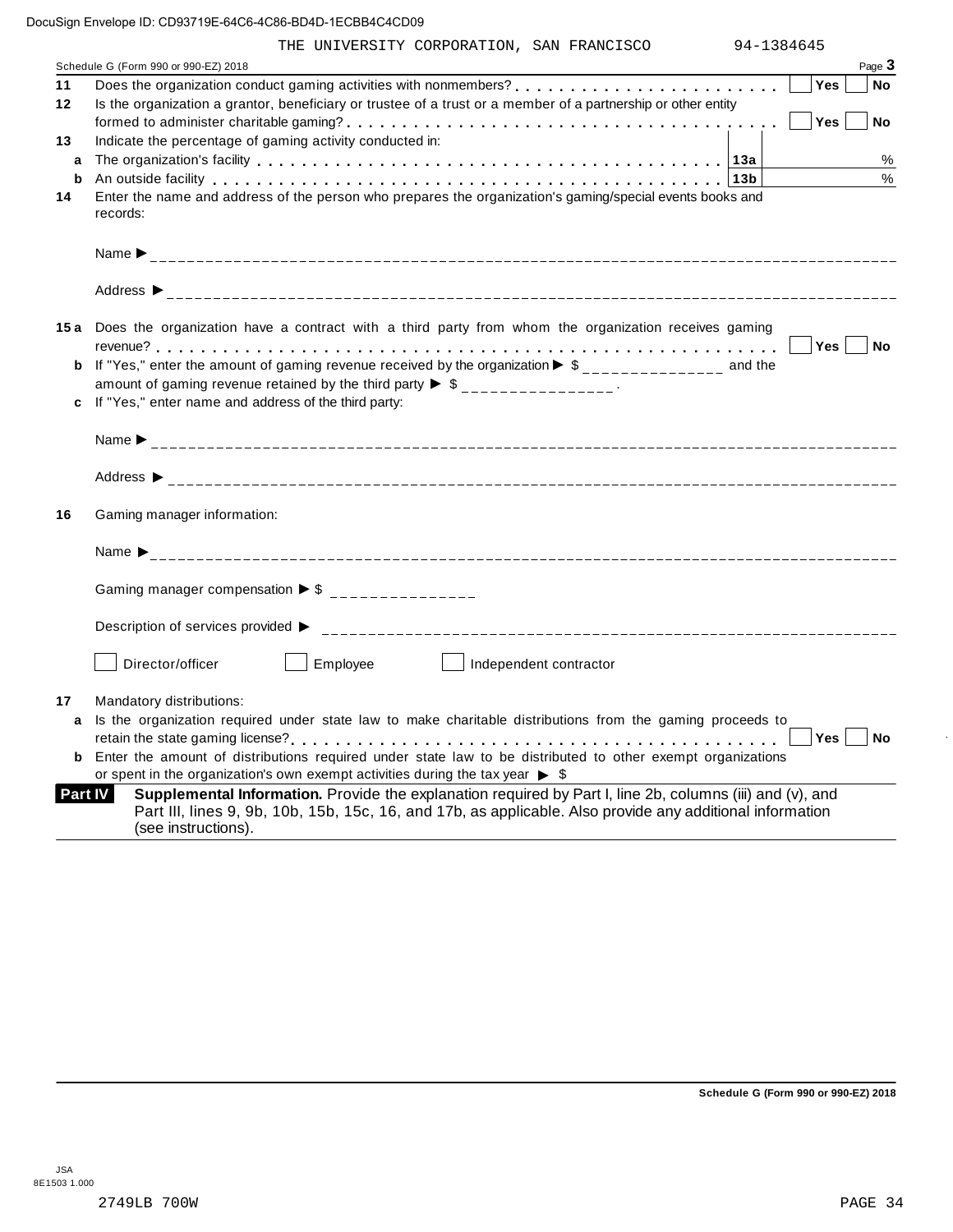DocuSign Envelope ID: CD93719E-64C6-4C86-BD4D-1ECBB4C4CD09

THE UNIVERSITY CORPORATION, SAN FRANCISCO 94-1384645

Schedule G (Form 990 or 990-EZ) 2018 Page **3**

**11** Does the organization conduct gaming activities with nonmembers? . . . . . . . . . . . . . . . . . . . . . . . . ☐ **Yes** ☐ **No**

**12** Is the organization a grantor, beneficiary or trustee of a trust or a member of a partnership or other entity formed to administer charitable gaming? . . . . . . . . . . . . . . . . . . . . . . . . . . . . . . . . . . . ☐ **Yes** ☐ **No**

**13** Indicate the percentage of gaming activity conducted in:

**a** The organization's facility . . . . . . . . . . . . . . . . . . . . . . . . . . . . . . . . . . . . . . . . **13a** %

**b** An outside facility . . . . . . . . . . . . . . . . . . . . . . . . . . . . . . . . . . . . . . . . . . . . . **13b** %

**14** Enter the name and address of the person who prepares the organization's gaming/special events books and records:

Name ► ______________________________________________

Address ► ______________________________________________

**15a** Does the organization have a contract with a third party from whom the organization receives gaming revenue? . . . . . . . . . . . . . . . . . . . . . . . . . . . . . . . . . . . . . . . . . . . . . . . . . . . . . ☐ **Yes** ☐ **No**

**b** If "Yes," enter the amount of gaming revenue received by the organization ► $ _______________ and the amount of gaming revenue retained by the third party ► $ _______________ .

**c** If "Yes," enter name and address of the third party:

Name ► ______________________________________________

Address ► ______________________________________________

**16** Gaming manager information:

Name ► ______________________________________________

Gaming manager compensation ► $ _______________

Description of services provided ► ______________________________________________

☐ Director/officer ☐ Employee ☐ Independent contractor

**17** Mandatory distributions:

**a** Is the organization required under state law to make charitable distributions from the gaming proceeds to retain the state gaming license? . . . . . . . . . . . . . . . . . . . . . . . . . . . . . . . . . . . . . . . . . ☐ **Yes** ☐ **No**

**b** Enter the amount of distributions required under state law to be distributed to other exempt organizations or spent in the organization's own exempt activities during the tax year ► $

**Part IV** **Supplemental Information.** Provide the explanation required by Part I, line 2b, columns (iii) and (v), and Part III, lines 9, 9b, 10b, 15b, 15c, 16, and 17b, as applicable. Also provide any additional information (see instructions).

**Schedule G (Form 990 or 990-EZ) 2018**

JSA
8E1503 1.000

2749LB 700W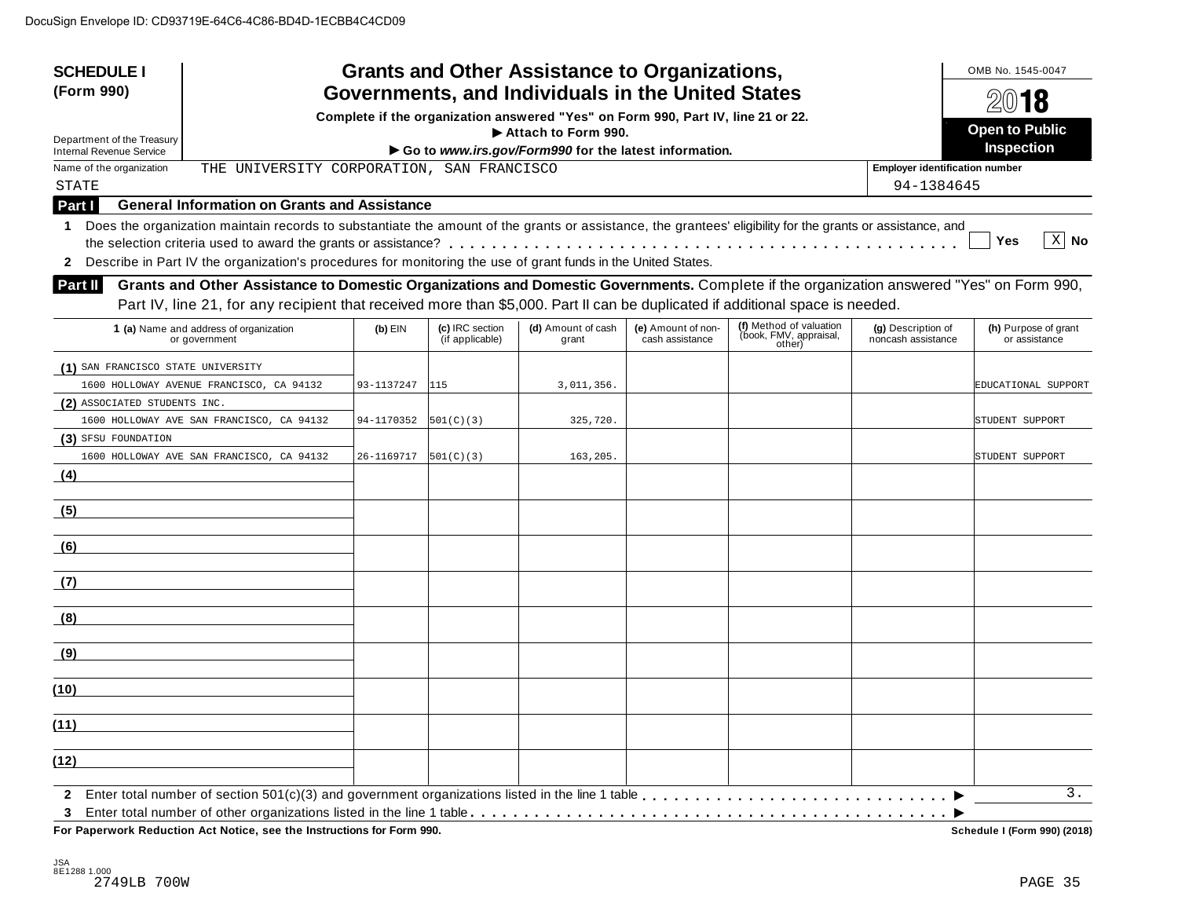DocuSign Envelope ID: CD93719E-64C6-4C86-BD4D-1ECBB4C4CD09

**SCHEDULE I (Form 990)**

Department of the Treasury
Internal Revenue Service

# Grants and Other Assistance to Organizations, Governments, and Individuals in the United States

**Complete if the organization answered "Yes" on Form 990, Part IV, line 21 or 22.**
**▶ Attach to Form 990.**
**▶ Go to *www.irs.gov/Form990* for the latest information.**

OMB No. 1545-0047

**2018**

**Open to Public Inspection**

Name of the organization: THE UNIVERSITY CORPORATION, SAN FRANCISCO STATE

Employer identification number: 94-1384645

## Part I General Information on Grants and Assistance

**1** Does the organization maintain records to substantiate the amount of the grants or assistance, the grantees' eligibility for the grants or assistance, and the selection criteria used to award the grants or assistance? . . . . . ☐ Yes ☒ No

**2** Describe in Part IV the organization's procedures for monitoring the use of grant funds in the United States.

## Part II Grants and Other Assistance to Domestic Organizations and Domestic Governments.

Complete if the organization answered "Yes" on Form 990, Part IV, line 21, for any recipient that received more than $5,000. Part II can be duplicated if additional space is needed.

| 1 (a) Name and address of organization or government | (b) EIN | (c) IRC section (if applicable) | (d) Amount of cash grant | (e) Amount of non-cash assistance | (f) Method of valuation (book, FMV, appraisal, other) | (g) Description of noncash assistance | (h) Purpose of grant or assistance |
|---|---|---|---|---|---|---|---|
| (1) SAN FRANCISCO STATE UNIVERSITY 1600 HOLLOWAY AVENUE FRANCISCO, CA 94132 | 93-1137247 | 115 | 3,011,356. | | | | EDUCATIONAL SUPPORT |
| (2) ASSOCIATED STUDENTS INC. 1600 HOLLOWAY AVE SAN FRANCISCO, CA 94132 | 94-1170352 | 501(C)(3) | 325,720. | | | | STUDENT SUPPORT |
| (3) SFSU FOUNDATION 1600 HOLLOWAY AVE SAN FRANCISCO, CA 94132 | 26-1169717 | 501(C)(3) | 163,205. | | | | STUDENT SUPPORT |
| (4) | | | | | | | |
| (5) | | | | | | | |
| (6) | | | | | | | |
| (7) | | | | | | | |
| (8) | | | | | | | |
| (9) | | | | | | | |
| (10) | | | | | | | |
| (11) | | | | | | | |
| (12) | | | | | | | |

**2** Enter total number of section 501(c)(3) and government organizations listed in the line 1 table . . . . ▶ 3.

**3** Enter total number of other organizations listed in the line 1 table . . . . ▶

**For Paperwork Reduction Act Notice, see the Instructions for Form 990.** Schedule I (Form 990) (2018)

JSA 8E1288 1.000
2749LB 700W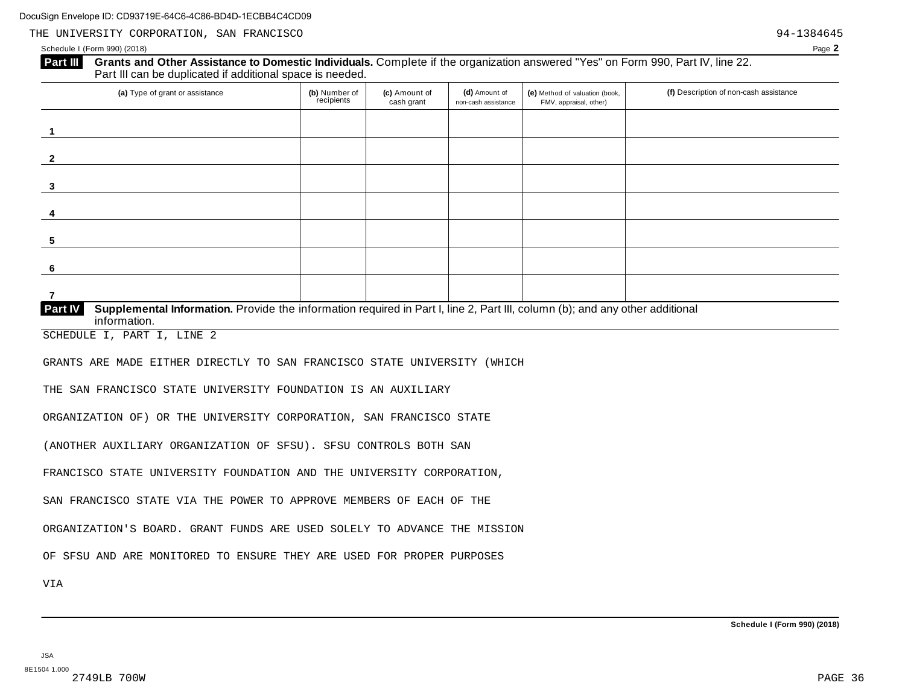THE UNIVERSITY CORPORATION, SAN FRANCISCO 94-1384645

Schedule I (Form 990) (2018) Page **2**

**Part III** **Grants and Other Assistance to Domestic Individuals.** Complete if the organization answered "Yes" on Form 990, Part IV, line 22. Part III can be duplicated if additional space is needed.

| (a) Type of grant or assistance | (b) Number of recipients | (c) Amount of cash grant | (d) Amount of non-cash assistance | (e) Method of valuation (book, FMV, appraisal, other) | (f) Description of non-cash assistance |
|---|---|---|---|---|---|
| 1 | | | | | |
| 2 | | | | | |
| 3 | | | | | |
| 4 | | | | | |
| 5 | | | | | |
| 6 | | | | | |
| 7 | | | | | |

**Part IV** **Supplemental Information.** Provide the information required in Part I, line 2, Part III, column (b); and any other additional information.

SCHEDULE I, PART I, LINE 2

GRANTS ARE MADE EITHER DIRECTLY TO SAN FRANCISCO STATE UNIVERSITY (WHICH THE SAN FRANCISCO STATE UNIVERSITY FOUNDATION IS AN AUXILIARY ORGANIZATION OF) OR THE UNIVERSITY CORPORATION, SAN FRANCISCO STATE (ANOTHER AUXILIARY ORGANIZATION OF SFSU). SFSU CONTROLS BOTH SAN FRANCISCO STATE UNIVERSITY FOUNDATION AND THE UNIVERSITY CORPORATION, SAN FRANCISCO STATE VIA THE POWER TO APPROVE MEMBERS OF EACH OF THE ORGANIZATION'S BOARD. GRANT FUNDS ARE USED SOLELY TO ADVANCE THE MISSION OF SFSU AND ARE MONITORED TO ENSURE THEY ARE USED FOR PROPER PURPOSES VIA

Schedule I (Form 990) (2018)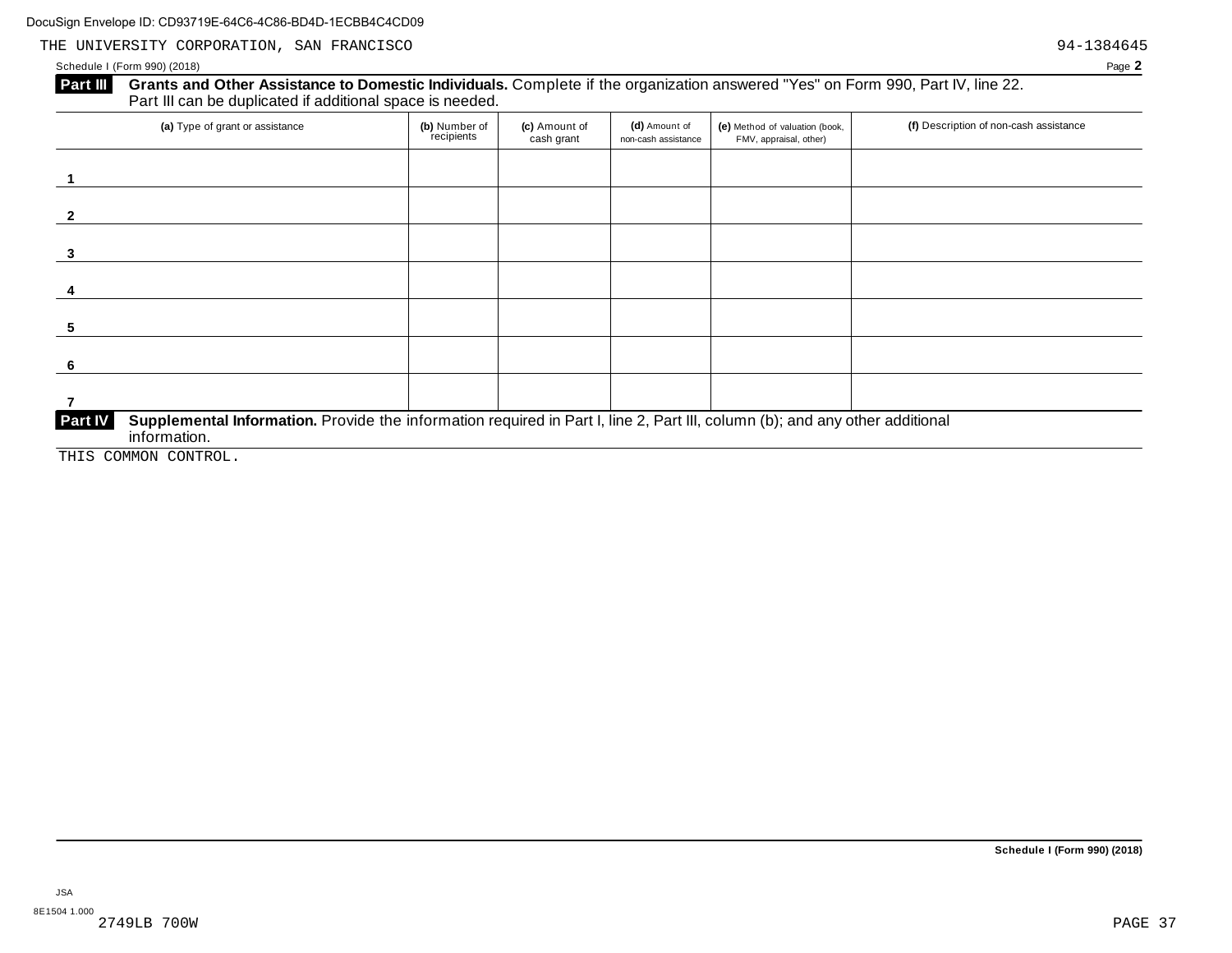THE UNIVERSITY CORPORATION, SAN FRANCISCO 94-1384645

Schedule I (Form 990) (2018) Page **2**

**Part III** **Grants and Other Assistance to Domestic Individuals.** Complete if the organization answered "Yes" on Form 990, Part IV, line 22. Part III can be duplicated if additional space is needed.

| | (a) Type of grant or assistance | (b) Number of recipients | (c) Amount of cash grant | (d) Amount of non-cash assistance | (e) Method of valuation (book, FMV, appraisal, other) | (f) Description of non-cash assistance |
|---|---|---|---|---|---|---|
| 1 | | | | | | |
| 2 | | | | | | |
| 3 | | | | | | |
| 4 | | | | | | |
| 5 | | | | | | |
| 6 | | | | | | |
| 7 | | | | | | |

**Part IV** **Supplemental Information.** Provide the information required in Part I, line 2, Part III, column (b); and any other additional information.

THIS COMMON CONTROL.

**Schedule I (Form 990) (2018)**

JSA
8E1504 1.000
2749LB 700W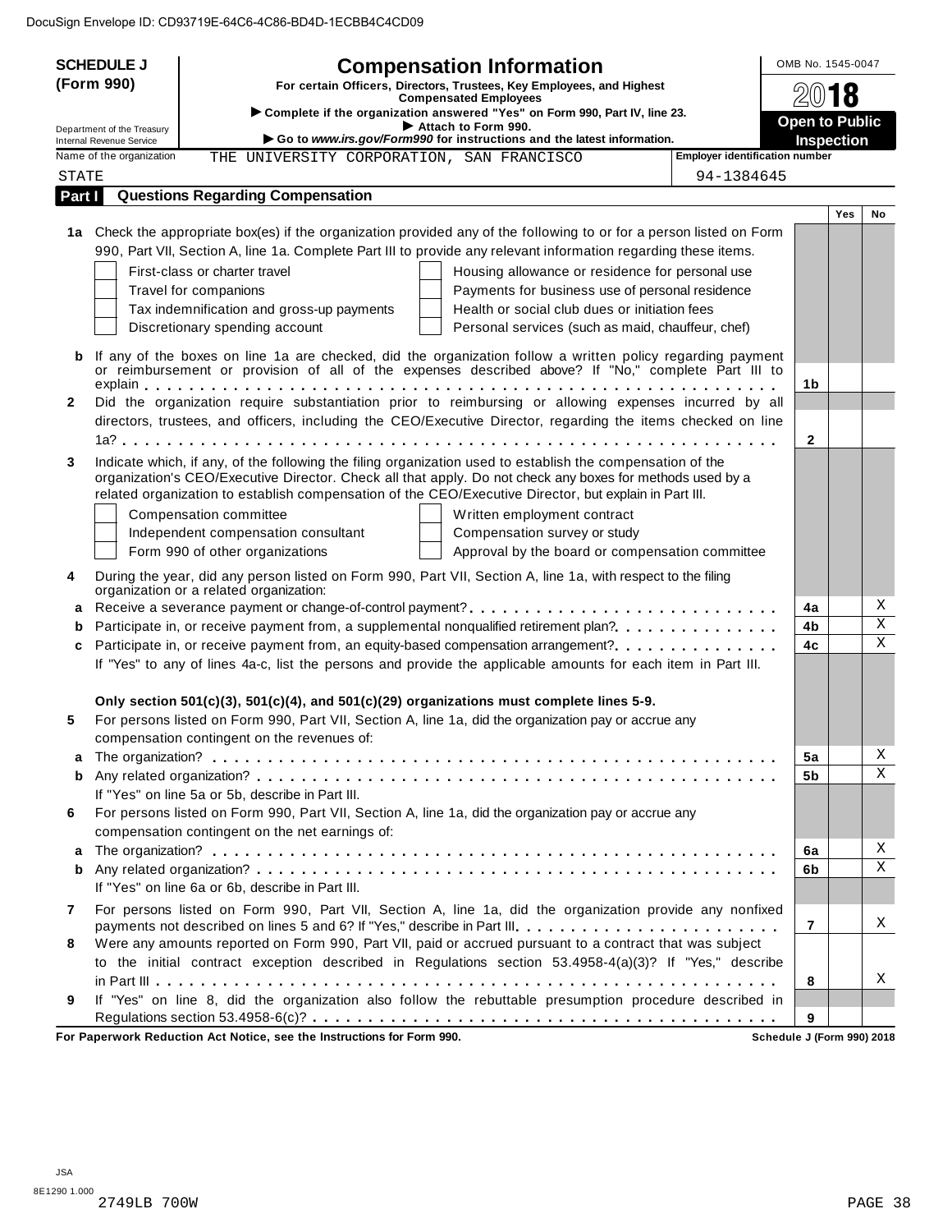DocuSign Envelope ID: CD93719E-64C6-4C86-BD4D-1ECBB4C4CD09

**SCHEDULE J (Form 990)**

Department of the Treasury
Internal Revenue Service

# Compensation Information

**For certain Officers, Directors, Trustees, Key Employees, and Highest Compensated Employees**

▶ Complete if the organization answered "Yes" on Form 990, Part IV, line 23.
▶ Attach to Form 990.
▶ Go to *www.irs.gov/Form990* for instructions and the latest information.

OMB No. 1545-0047

**2018**

**Open to Public Inspection**

Name of the organization: THE UNIVERSITY CORPORATION, SAN FRANCISCO STATE

Employer identification number: 94-1384645

## Part I Questions Regarding Compensation

| | | | Yes | No |
|---|---|---|---|---|
| **1a** | Check the appropriate box(es) if the organization provided any of the following to or for a person listed on Form 990, Part VII, Section A, line 1a. Complete Part III to provide any relevant information regarding these items.<br>☐ First-class or charter travel ☐ Housing allowance or residence for personal use<br>☐ Travel for companions ☐ Payments for business use of personal residence<br>☐ Tax indemnification and gross-up payments ☐ Health or social club dues or initiation fees<br>☐ Discretionary spending account ☐ Personal services (such as maid, chauffeur, chef) | | | |
| **b** | If any of the boxes on line 1a are checked, did the organization follow a written policy regarding payment or reimbursement or provision of all of the expenses described above? If "No," complete Part III to explain | 1b | | |
| **2** | Did the organization require substantiation prior to reimbursing or allowing expenses incurred by all directors, trustees, and officers, including the CEO/Executive Director, regarding the items checked on line 1a? | 2 | | |
| **3** | Indicate which, if any, of the following the filing organization used to establish the compensation of the organization's CEO/Executive Director. Check all that apply. Do not check any boxes for methods used by a related organization to establish compensation of the CEO/Executive Director, but explain in Part III.<br>☐ Compensation committee ☐ Written employment contract<br>☐ Independent compensation consultant ☐ Compensation survey or study<br>☐ Form 990 of other organizations ☐ Approval by the board or compensation committee | | | |
| **4** | During the year, did any person listed on Form 990, Part VII, Section A, line 1a, with respect to the filing organization or a related organization: | | | |
| **a** | Receive a severance payment or change-of-control payment? | 4a | | X |
| **b** | Participate in, or receive payment from, a supplemental nonqualified retirement plan? | 4b | | X |
| **c** | Participate in, or receive payment from, an equity-based compensation arrangement? | 4c | | X |
| | If "Yes" to any of lines 4a-c, list the persons and provide the applicable amounts for each item in Part III. | | | |
| | **Only section 501(c)(3), 501(c)(4), and 501(c)(29) organizations must complete lines 5-9.** | | | |
| **5** | For persons listed on Form 990, Part VII, Section A, line 1a, did the organization pay or accrue any compensation contingent on the revenues of: | | | |
| **a** | The organization? | 5a | | X |
| **b** | Any related organization? | 5b | | X |
| | If "Yes" on line 5a or 5b, describe in Part III. | | | |
| **6** | For persons listed on Form 990, Part VII, Section A, line 1a, did the organization pay or accrue any compensation contingent on the net earnings of: | | | |
| **a** | The organization? | 6a | | X |
| **b** | Any related organization? | 6b | | X |
| | If "Yes" on line 6a or 6b, describe in Part III. | | | |
| **7** | For persons listed on Form 990, Part VII, Section A, line 1a, did the organization provide any nonfixed payments not described on lines 5 and 6? If "Yes," describe in Part III | 7 | | X |
| **8** | Were any amounts reported on Form 990, Part VII, paid or accrued pursuant to a contract that was subject to the initial contract exception described in Regulations section 53.4958-4(a)(3)? If "Yes," describe in Part III | 8 | | X |
| **9** | If "Yes" on line 8, did the organization also follow the rebuttable presumption procedure described in Regulations section 53.4958-6(c)? | 9 | | |

**For Paperwork Reduction Act Notice, see the Instructions for Form 990.** **Schedule J (Form 990) 2018**

JSA
8E1290 1.000
2749LB 700W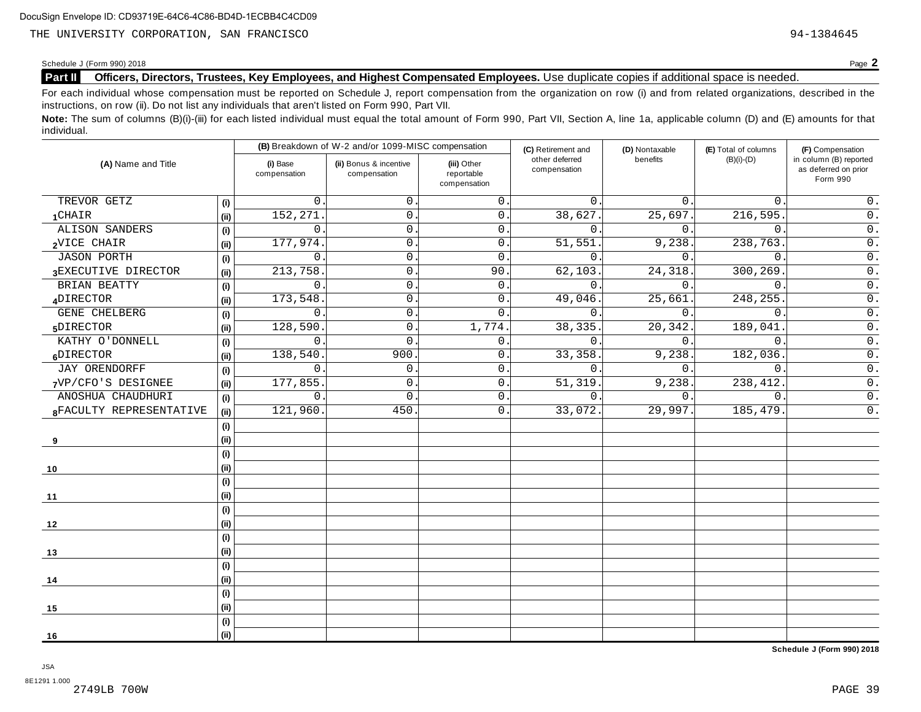THE UNIVERSITY CORPORATION, SAN FRANCISCO 94-1384645

Schedule J (Form 990) 2018

**Part II** **Officers, Directors, Trustees, Key Employees, and Highest Compensated Employees.** Use duplicate copies if additional space is needed.

For each individual whose compensation must be reported on Schedule J, report compensation from the organization on row (i) and from related organizations, described in the instructions, on row (ii). Do not list any individuals that aren't listed on Form 990, Part VII.

**Note:** The sum of columns (B)(i)-(iii) for each listed individual must equal the total amount of Form 990, Part VII, Section A, line 1a, applicable column (D) and (E) amounts for that individual.

| (A) Name and Title | | (B) Breakdown of W-2 and/or 1099-MISC compensation | | | (C) Retirement and other deferred compensation | (D) Nontaxable benefits | (E) Total of columns (B)(i)-(D) | (F) Compensation in column (B) reported as deferred on prior Form 990 |
|---|---|---|---|---|---|---|---|---|
| | | (i) Base compensation | (ii) Bonus & incentive compensation | (iii) Other reportable compensation | | | | |
| TREVOR GETZ | (i) | 0. | 0. | 0. | 0. | 0. | 0. | 0. |
| 1 CHAIR | (ii) | 152,271. | 0. | 0. | 38,627. | 25,697. | 216,595. | 0. |
| ALISON SANDERS | (i) | 0. | 0. | 0. | 0. | 0. | 0. | 0. |
| 2 VICE CHAIR | (ii) | 177,974. | 0. | 0. | 51,551. | 9,238. | 238,763. | 0. |
| JASON PORTH | (i) | 0. | 0. | 0. | 0. | 0. | 0. | 0. |
| 3 EXECUTIVE DIRECTOR | (ii) | 213,758. | 0. | 90. | 62,103. | 24,318. | 300,269. | 0. |
| BRIAN BEATTY | (i) | 0. | 0. | 0. | 0. | 0. | 0. | 0. |
| 4 DIRECTOR | (ii) | 173,548. | 0. | 0. | 49,046. | 25,661. | 248,255. | 0. |
| GENE CHELBERG | (i) | 0. | 0. | 0. | 0. | 0. | 0. | 0. |
| 5 DIRECTOR | (ii) | 128,590. | 0. | 1,774. | 38,335. | 20,342. | 189,041. | 0. |
| KATHY O'DONNELL | (i) | 0. | 0. | 0. | 0. | 0. | 0. | 0. |
| 6 DIRECTOR | (ii) | 138,540. | 900. | 0. | 33,358. | 9,238. | 182,036. | 0. |
| JAY ORENDORFF | (i) | 0. | 0. | 0. | 0. | 0. | 0. | 0. |
| 7 VP/CFO'S DESIGNEE | (ii) | 177,855. | 0. | 0. | 51,319. | 9,238. | 238,412. | 0. |
| ANOSHUA CHAUDHURI | (i) | 0. | 0. | 0. | 0. | 0. | 0. | 0. |
| 8 FACULTY REPRESENTATIVE | (ii) | 121,960. | 450. | 0. | 33,072. | 29,997. | 185,479. | 0. |
| | (i) | | | | | | | |
| 9 | (ii) | | | | | | | |
| | (i) | | | | | | | |
| 10 | (ii) | | | | | | | |
| | (i) | | | | | | | |
| 11 | (ii) | | | | | | | |
| | (i) | | | | | | | |
| 12 | (ii) | | | | | | | |
| | (i) | | | | | | | |
| 13 | (ii) | | | | | | | |
| | (i) | | | | | | | |
| 14 | (ii) | | | | | | | |
| | (i) | | | | | | | |
| 15 | (ii) | | | | | | | |
| | (i) | | | | | | | |
| 16 | (ii) | | | | | | | |

Schedule J (Form 990) 2018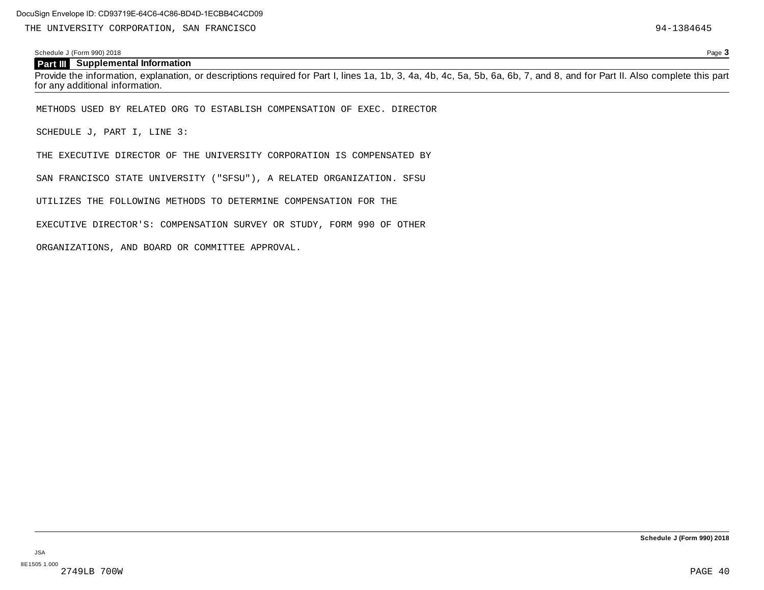THE UNIVERSITY CORPORATION, SAN FRANCISCO 94-1384645

Schedule J (Form 990) 2018

## Part III Supplemental Information

Provide the information, explanation, or descriptions required for Part I, lines 1a, 1b, 3, 4a, 4b, 4c, 5a, 5b, 6a, 6b, 7, and 8, and for Part II. Also complete this part for any additional information.

METHODS USED BY RELATED ORG TO ESTABLISH COMPENSATION OF EXEC. DIRECTOR

SCHEDULE J, PART I, LINE 3:

THE EXECUTIVE DIRECTOR OF THE UNIVERSITY CORPORATION IS COMPENSATED BY SAN FRANCISCO STATE UNIVERSITY ("SFSU"), A RELATED ORGANIZATION. SFSU UTILIZES THE FOLLOWING METHODS TO DETERMINE COMPENSATION FOR THE EXECUTIVE DIRECTOR'S: COMPENSATION SURVEY OR STUDY, FORM 990 OF OTHER ORGANIZATIONS, AND BOARD OR COMMITTEE APPROVAL.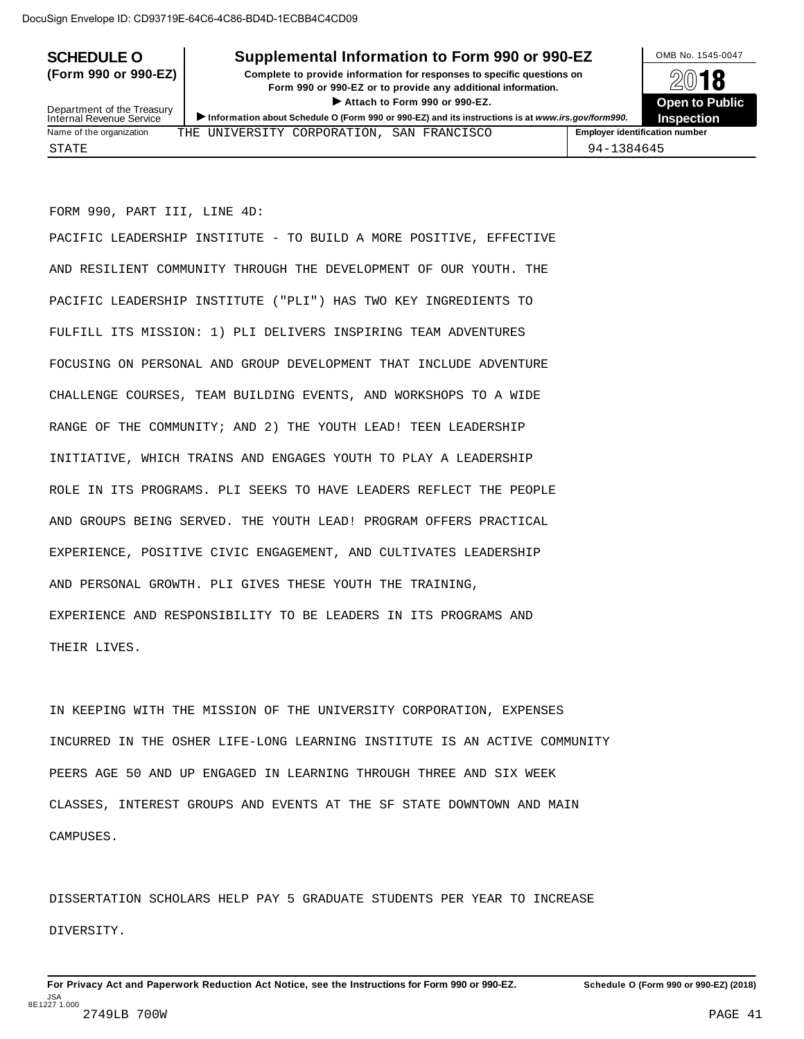DocuSign Envelope ID: CD93719E-64C6-4C86-BD4D-1ECBB4C4CD09

**SCHEDULE O** (Form 990 or 990-EZ)

Department of the Treasury
Internal Revenue Service

# Supplemental Information to Form 990 or 990-EZ

**Complete to provide information for responses to specific questions on Form 990 or 990-EZ or to provide any additional information.**

**▶ Attach to Form 990 or 990-EZ.**

**▶ Information about Schedule O (Form 990 or 990-EZ) and its instructions is at *www.irs.gov/form990*.**

OMB No. 1545-0047

**2018**

**Open to Public Inspection**

| Name of the organization | Employer identification number |
| --- | --- |
| THE UNIVERSITY CORPORATION, SAN FRANCISCO STATE | 94-1384645 |

FORM 990, PART III, LINE 4D:

PACIFIC LEADERSHIP INSTITUTE - TO BUILD A MORE POSITIVE, EFFECTIVE AND RESILIENT COMMUNITY THROUGH THE DEVELOPMENT OF OUR YOUTH. THE PACIFIC LEADERSHIP INSTITUTE ("PLI") HAS TWO KEY INGREDIENTS TO FULFILL ITS MISSION: 1) PLI DELIVERS INSPIRING TEAM ADVENTURES FOCUSING ON PERSONAL AND GROUP DEVELOPMENT THAT INCLUDE ADVENTURE CHALLENGE COURSES, TEAM BUILDING EVENTS, AND WORKSHOPS TO A WIDE RANGE OF THE COMMUNITY; AND 2) THE YOUTH LEAD! TEEN LEADERSHIP INITIATIVE, WHICH TRAINS AND ENGAGES YOUTH TO PLAY A LEADERSHIP ROLE IN ITS PROGRAMS. PLI SEEKS TO HAVE LEADERS REFLECT THE PEOPLE AND GROUPS BEING SERVED. THE YOUTH LEAD! PROGRAM OFFERS PRACTICAL EXPERIENCE, POSITIVE CIVIC ENGAGEMENT, AND CULTIVATES LEADERSHIP AND PERSONAL GROWTH. PLI GIVES THESE YOUTH THE TRAINING, EXPERIENCE AND RESPONSIBILITY TO BE LEADERS IN ITS PROGRAMS AND THEIR LIVES.

IN KEEPING WITH THE MISSION OF THE UNIVERSITY CORPORATION, EXPENSES INCURRED IN THE OSHER LIFE-LONG LEARNING INSTITUTE IS AN ACTIVE COMMUNITY PEERS AGE 50 AND UP ENGAGED IN LEARNING THROUGH THREE AND SIX WEEK CLASSES, INTEREST GROUPS AND EVENTS AT THE SF STATE DOWNTOWN AND MAIN CAMPUSES.

DISSERTATION SCHOLARS HELP PAY 5 GRADUATE STUDENTS PER YEAR TO INCREASE DIVERSITY.

**For Privacy Act and Paperwork Reduction Act Notice, see the Instructions for Form 990 or 990-EZ.** **Schedule O (Form 990 or 990-EZ) (2018)**

JSA
8E1227 1.000
2749LB 700W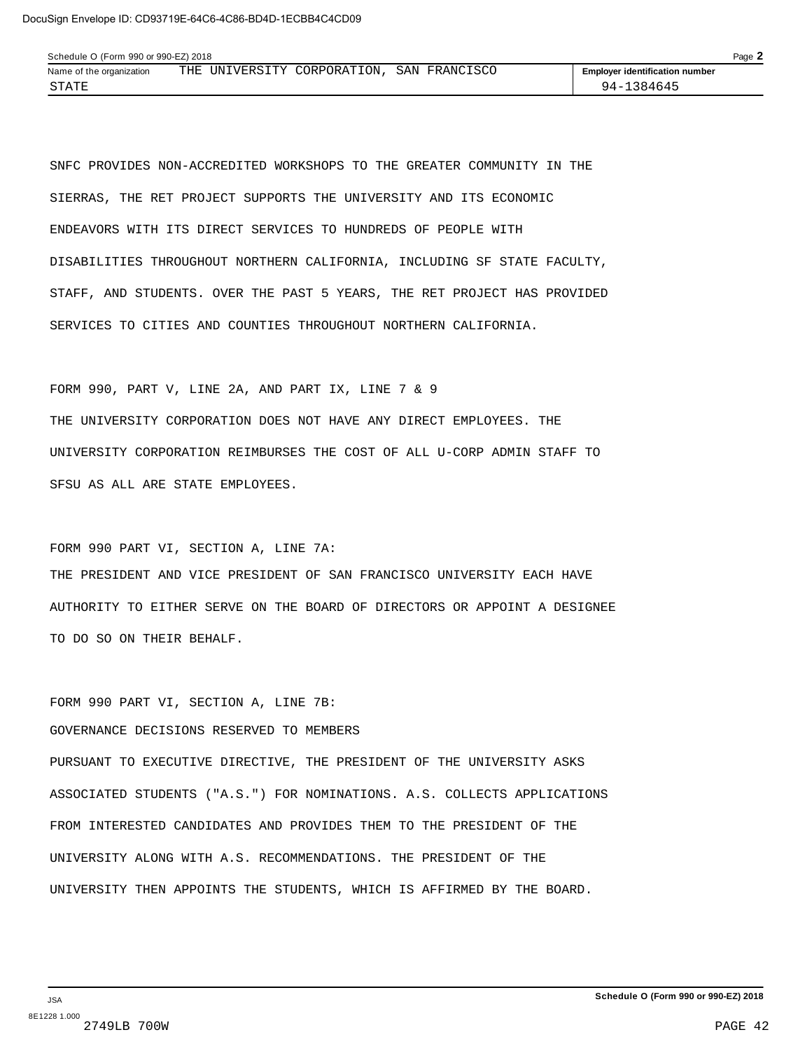| Name of the organization | THE UNIVERSITY CORPORATION, SAN FRANCISCO STATE | Employer identification number 94-1384645 |
|---|---|---|

SNFC PROVIDES NON-ACCREDITED WORKSHOPS TO THE GREATER COMMUNITY IN THE SIERRAS, THE RET PROJECT SUPPORTS THE UNIVERSITY AND ITS ECONOMIC ENDEAVORS WITH ITS DIRECT SERVICES TO HUNDREDS OF PEOPLE WITH DISABILITIES THROUGHOUT NORTHERN CALIFORNIA, INCLUDING SF STATE FACULTY, STAFF, AND STUDENTS. OVER THE PAST 5 YEARS, THE RET PROJECT HAS PROVIDED SERVICES TO CITIES AND COUNTIES THROUGHOUT NORTHERN CALIFORNIA.

FORM 990, PART V, LINE 2A, AND PART IX, LINE 7 & 9

THE UNIVERSITY CORPORATION DOES NOT HAVE ANY DIRECT EMPLOYEES. THE UNIVERSITY CORPORATION REIMBURSES THE COST OF ALL U-CORP ADMIN STAFF TO SFSU AS ALL ARE STATE EMPLOYEES.

FORM 990 PART VI, SECTION A, LINE 7A:

THE PRESIDENT AND VICE PRESIDENT OF SAN FRANCISCO UNIVERSITY EACH HAVE AUTHORITY TO EITHER SERVE ON THE BOARD OF DIRECTORS OR APPOINT A DESIGNEE TO DO SO ON THEIR BEHALF.

FORM 990 PART VI, SECTION A, LINE 7B:

GOVERNANCE DECISIONS RESERVED TO MEMBERS

PURSUANT TO EXECUTIVE DIRECTIVE, THE PRESIDENT OF THE UNIVERSITY ASKS ASSOCIATED STUDENTS ("A.S.") FOR NOMINATIONS. A.S. COLLECTS APPLICATIONS FROM INTERESTED CANDIDATES AND PROVIDES THEM TO THE PRESIDENT OF THE UNIVERSITY ALONG WITH A.S. RECOMMENDATIONS. THE PRESIDENT OF THE UNIVERSITY THEN APPOINTS THE STUDENTS, WHICH IS AFFIRMED BY THE BOARD.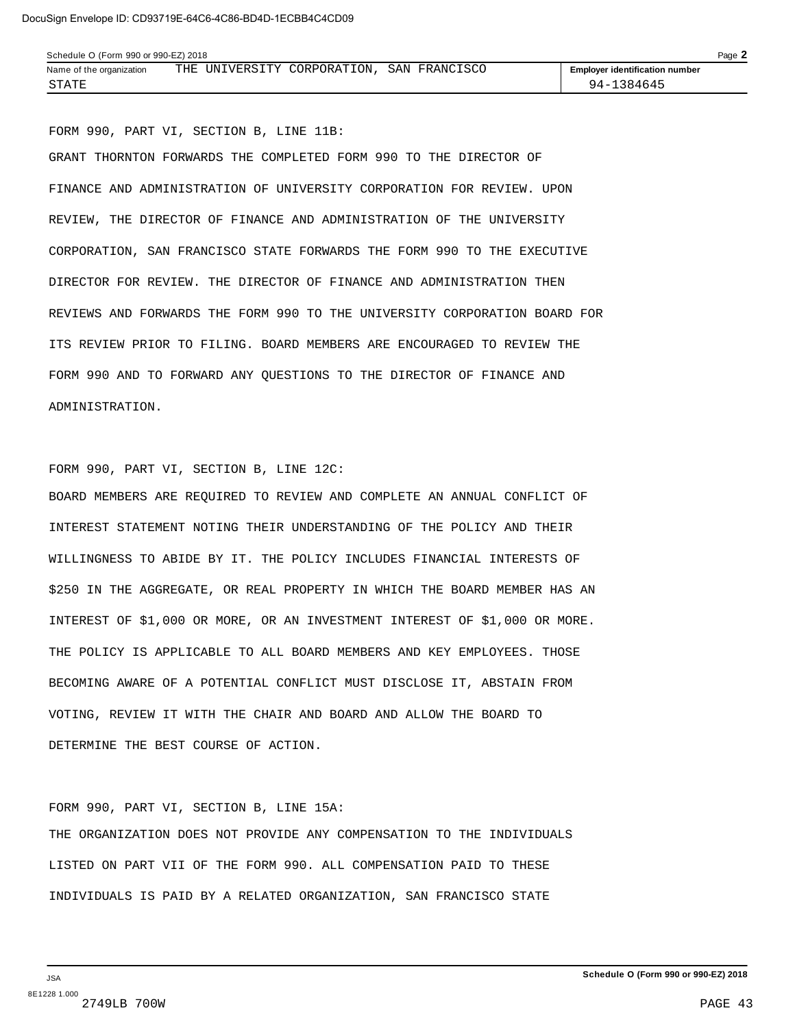Schedule O (Form 990 or 990-EZ) 2018

| Name of the organization | Employer identification number |
|---|---|
| THE UNIVERSITY CORPORATION, SAN FRANCISCO STATE | 94-1384645 |

FORM 990, PART VI, SECTION B, LINE 11B:

GRANT THORNTON FORWARDS THE COMPLETED FORM 990 TO THE DIRECTOR OF FINANCE AND ADMINISTRATION OF UNIVERSITY CORPORATION FOR REVIEW. UPON REVIEW, THE DIRECTOR OF FINANCE AND ADMINISTRATION OF THE UNIVERSITY CORPORATION, SAN FRANCISCO STATE FORWARDS THE FORM 990 TO THE EXECUTIVE DIRECTOR FOR REVIEW. THE DIRECTOR OF FINANCE AND ADMINISTRATION THEN REVIEWS AND FORWARDS THE FORM 990 TO THE UNIVERSITY CORPORATION BOARD FOR ITS REVIEW PRIOR TO FILING. BOARD MEMBERS ARE ENCOURAGED TO REVIEW THE FORM 990 AND TO FORWARD ANY QUESTIONS TO THE DIRECTOR OF FINANCE AND ADMINISTRATION.

FORM 990, PART VI, SECTION B, LINE 12C:

BOARD MEMBERS ARE REQUIRED TO REVIEW AND COMPLETE AN ANNUAL CONFLICT OF INTEREST STATEMENT NOTING THEIR UNDERSTANDING OF THE POLICY AND THEIR WILLINGNESS TO ABIDE BY IT. THE POLICY INCLUDES FINANCIAL INTERESTS OF $250 IN THE AGGREGATE, OR REAL PROPERTY IN WHICH THE BOARD MEMBER HAS AN INTEREST OF $1,000 OR MORE, OR AN INVESTMENT INTEREST OF $1,000 OR MORE. THE POLICY IS APPLICABLE TO ALL BOARD MEMBERS AND KEY EMPLOYEES. THOSE BECOMING AWARE OF A POTENTIAL CONFLICT MUST DISCLOSE IT, ABSTAIN FROM VOTING, REVIEW IT WITH THE CHAIR AND BOARD AND ALLOW THE BOARD TO DETERMINE THE BEST COURSE OF ACTION.

FORM 990, PART VI, SECTION B, LINE 15A:

THE ORGANIZATION DOES NOT PROVIDE ANY COMPENSATION TO THE INDIVIDUALS LISTED ON PART VII OF THE FORM 990. ALL COMPENSATION PAID TO THESE INDIVIDUALS IS PAID BY A RELATED ORGANIZATION, SAN FRANCISCO STATE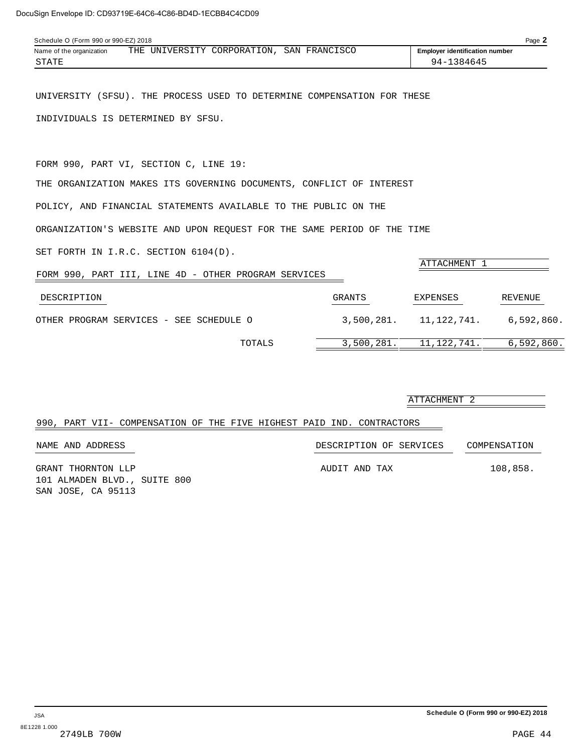Schedule O (Form 990 or 990-EZ) 2018

Name of the organization: THE UNIVERSITY CORPORATION, SAN FRANCISCO STATE

Employer identification number: 94-1384645

UNIVERSITY (SFSU). THE PROCESS USED TO DETERMINE COMPENSATION FOR THESE INDIVIDUALS IS DETERMINED BY SFSU.

FORM 990, PART VI, SECTION C, LINE 19:

THE ORGANIZATION MAKES ITS GOVERNING DOCUMENTS, CONFLICT OF INTEREST POLICY, AND FINANCIAL STATEMENTS AVAILABLE TO THE PUBLIC ON THE ORGANIZATION'S WEBSITE AND UPON REQUEST FOR THE SAME PERIOD OF THE TIME SET FORTH IN I.R.C. SECTION 6104(D).

ATTACHMENT 1

FORM 990, PART III, LINE 4D - OTHER PROGRAM SERVICES

| DESCRIPTION | GRANTS | EXPENSES | REVENUE |
|---|---|---|---|
| OTHER PROGRAM SERVICES - SEE SCHEDULE O | 3,500,281. | 11,122,741. | 6,592,860. |
| TOTALS | 3,500,281. | 11,122,741. | 6,592,860. |

ATTACHMENT 2

990, PART VII- COMPENSATION OF THE FIVE HIGHEST PAID IND. CONTRACTORS

| NAME AND ADDRESS | DESCRIPTION OF SERVICES | COMPENSATION |
|---|---|---|
| GRANT THORNTON LLP<br>101 ALMADEN BLVD., SUITE 800<br>SAN JOSE, CA 95113 | AUDIT AND TAX | 108,858. |

Schedule O (Form 990 or 990-EZ) 2018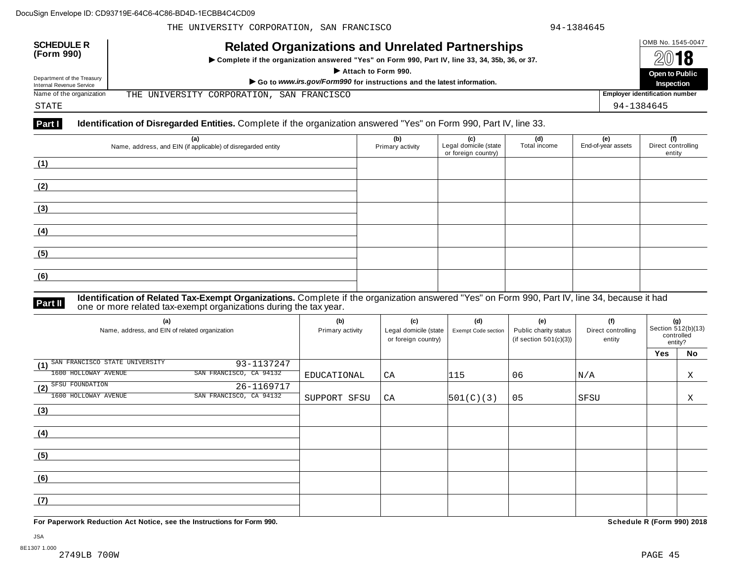DocuSign Envelope ID: CD93719E-64C6-4C86-BD4D-1ECBB4C4CD09

THE UNIVERSITY CORPORATION, SAN FRANCISCO 94-1384645

**SCHEDULE R (Form 990)**

Department of the Treasury Internal Revenue Service

# Related Organizations and Unrelated Partnerships

▶ Complete if the organization answered "Yes" on Form 990, Part IV, line 33, 34, 35b, 36, or 37.

▶ Attach to Form 990.

▶ Go to *www.irs.gov/Form990* for instructions and the latest information.

OMB No. 1545-0047

2018

**Open to Public Inspection**

Name of the organization: THE UNIVERSITY CORPORATION, SAN FRANCISCO STATE

Employer identification number: 94-1384645

**Part I** **Identification of Disregarded Entities.** Complete if the organization answered "Yes" on Form 990, Part IV, line 33.

| (a) Name, address, and EIN (if applicable) of disregarded entity | (b) Primary activity | (c) Legal domicile (state or foreign country) | (d) Total income | (e) End-of-year assets | (f) Direct controlling entity |
|---|---|---|---|---|---|
| (1) | | | | | |
| (2) | | | | | |
| (3) | | | | | |
| (4) | | | | | |
| (5) | | | | | |
| (6) | | | | | |

**Part II** **Identification of Related Tax-Exempt Organizations.** Complete if the organization answered "Yes" on Form 990, Part IV, line 34, because it had one or more related tax-exempt organizations during the tax year.

| (a) Name, address, and EIN of related organization | (b) Primary activity | (c) Legal domicile (state or foreign country) | (d) Exempt Code section | (e) Public charity status (if section 501(c)(3)) | (f) Direct controlling entity | (g) Section 512(b)(13) controlled entity? | |
|---|---|---|---|---|---|---|---|
| | | | | | | Yes | No |
| (1) SAN FRANCISCO STATE UNIVERSITY 93-1137247<br>1600 HOLLOWAY AVENUE SAN FRANCISCO, CA 94132 | EDUCATIONAL | CA | 115 | 06 | N/A | | X |
| (2) SFSU FOUNDATION 26-1169717<br>1600 HOLLOWAY AVENUE SAN FRANCISCO, CA 94132 | SUPPORT SFSU | CA | 501(C)(3) | 05 | SFSU | | X |
| (3) | | | | | | | |
| (4) | | | | | | | |
| (5) | | | | | | | |
| (6) | | | | | | | |
| (7) | | | | | | | |

**For Paperwork Reduction Act Notice, see the Instructions for Form 990.** **Schedule R (Form 990) 2018**

JSA
8E1307 1.000
2749LB 700W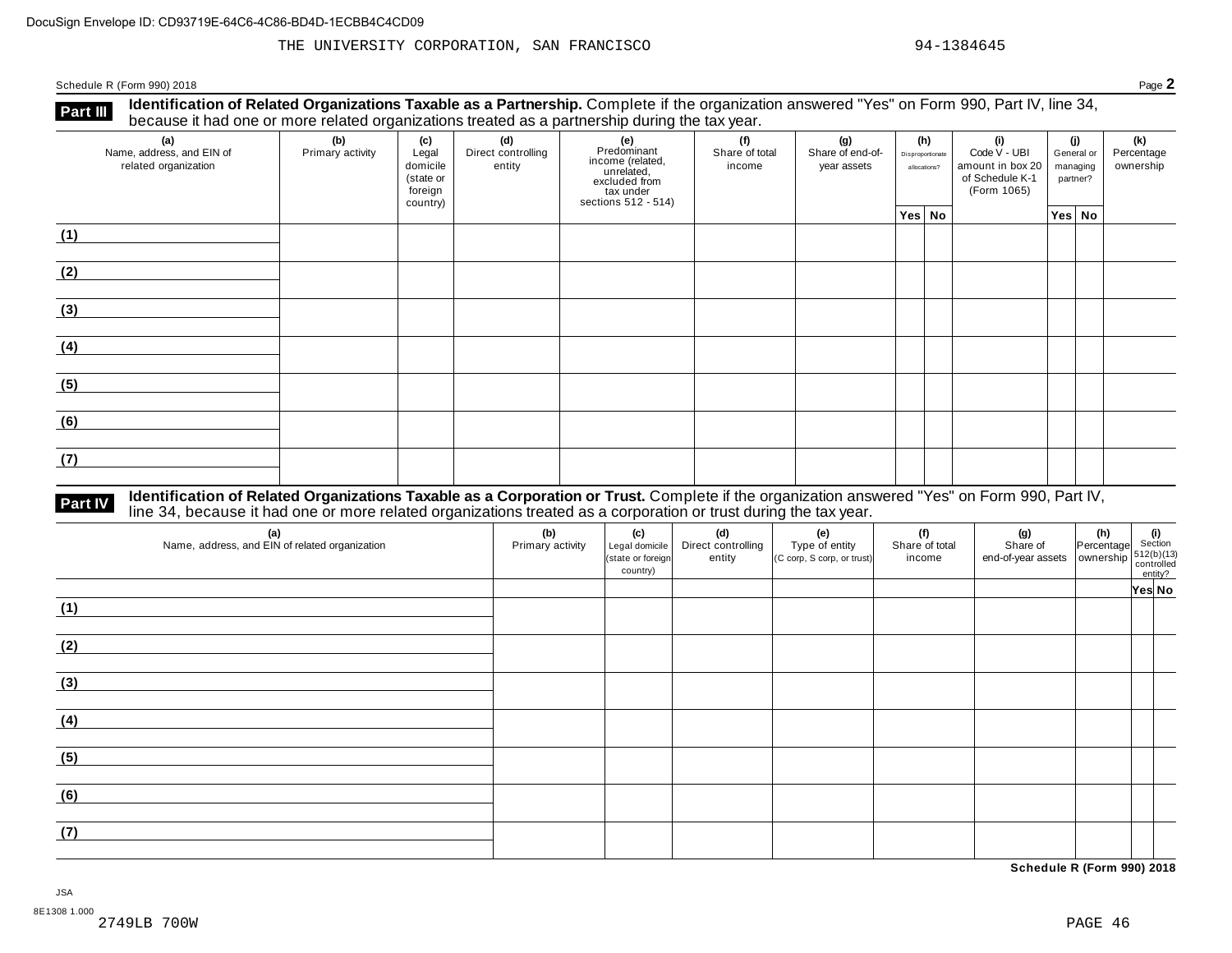THE UNIVERSITY CORPORATION, SAN FRANCISCO 94-1384645

Schedule R (Form 990) 2018

**Part III** **Identification of Related Organizations Taxable as a Partnership.** Complete if the organization answered "Yes" on Form 990, Part IV, line 34, because it had one or more related organizations treated as a partnership during the tax year.

| (a) Name, address, and EIN of related organization | (b) Primary activity | (c) Legal domicile (state or foreign country) | (d) Direct controlling entity | (e) Predominant income (related, unrelated, excluded from tax under sections 512 - 514) | (f) Share of total income | (g) Share of end-of-year assets | (h) Disproportionate allocations? | | (i) Code V - UBI amount in box 20 of Schedule K-1 (Form 1065) | (j) General or managing partner? | | (k) Percentage ownership |
|---|---|---|---|---|---|---|---|---|---|---|---|---|
| | | | | | | | Yes | No | | Yes | No | |
| (1) | | | | | | | | | | | | |
| (2) | | | | | | | | | | | | |
| (3) | | | | | | | | | | | | |
| (4) | | | | | | | | | | | | |
| (5) | | | | | | | | | | | | |
| (6) | | | | | | | | | | | | |
| (7) | | | | | | | | | | | | |

**Part IV** **Identification of Related Organizations Taxable as a Corporation or Trust.** Complete if the organization answered "Yes" on Form 990, Part IV, line 34, because it had one or more related organizations treated as a corporation or trust during the tax year.

| (a) Name, address, and EIN of related organization | (b) Primary activity | (c) Legal domicile (state or foreign country) | (d) Direct controlling entity | (e) Type of entity (C corp, S corp, or trust) | (f) Share of total income | (g) Share of end-of-year assets | (h) Percentage ownership | (i) Section 512(b)(13) controlled entity? | |
|---|---|---|---|---|---|---|---|---|---|
| | | | | | | | | Yes | No |
| (1) | | | | | | | | | |
| (2) | | | | | | | | | |
| (3) | | | | | | | | | |
| (4) | | | | | | | | | |
| (5) | | | | | | | | | |
| (6) | | | | | | | | | |
| (7) | | | | | | | | | |

**Schedule R (Form 990) 2018**

JSA
8E1308 1.000
2749LB 700W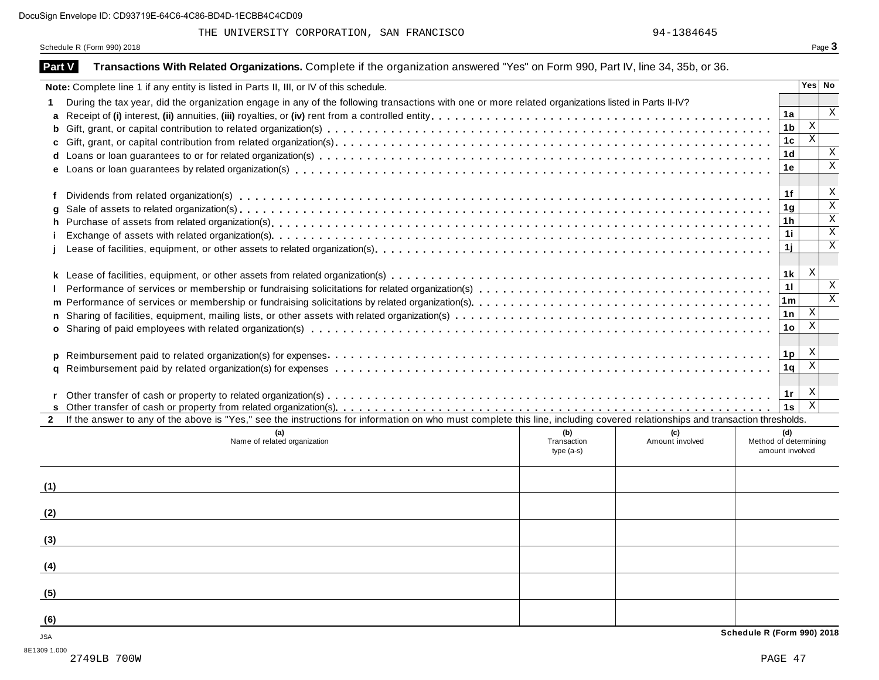THE UNIVERSITY CORPORATION, SAN FRANCISCO 94-1384645

Schedule R (Form 990) 2018

## Part V Transactions With Related Organizations. Complete if the organization answered "Yes" on Form 990, Part IV, line 34, 35b, or 36.

**Note:** Complete line 1 if any entity is listed in Parts II, III, or IV of this schedule.

| | | Line | Yes | No |
|---|---|---|---|---|
| **1** | During the tax year, did the organization engage in any of the following transactions with one or more related organizations listed in Parts II-IV? | | | |
| **a** | Receipt of **(i)** interest, **(ii)** annuities, **(iii)** royalties, or **(iv)** rent from a controlled entity | 1a | | X |
| **b** | Gift, grant, or capital contribution to related organization(s) | 1b | X | |
| **c** | Gift, grant, or capital contribution from related organization(s) | 1c | X | |
| **d** | Loans or loan guarantees to or for related organization(s) | 1d | | X |
| **e** | Loans or loan guarantees by related organization(s) | 1e | | X |
| **f** | Dividends from related organization(s) | 1f | | X |
| **g** | Sale of assets to related organization(s) | 1g | | X |
| **h** | Purchase of assets from related organization(s) | 1h | | X |
| **i** | Exchange of assets with related organization(s) | 1i | | X |
| **j** | Lease of facilities, equipment, or other assets to related organization(s) | 1j | | X |
| **k** | Lease of facilities, equipment, or other assets from related organization(s) | 1k | X | |
| **l** | Performance of services or membership or fundraising solicitations for related organization(s) | 1l | | X |
| **m** | Performance of services or membership or fundraising solicitations by related organization(s) | 1m | | X |
| **n** | Sharing of facilities, equipment, mailing lists, or other assets with related organization(s) | 1n | X | |
| **o** | Sharing of paid employees with related organization(s) | 1o | X | |
| **p** | Reimbursement paid to related organization(s) for expenses | 1p | X | |
| **q** | Reimbursement paid by related organization(s) for expenses | 1q | X | |
| **r** | Other transfer of cash or property to related organization(s) | 1r | X | |
| **s** | Other transfer of cash or property from related organization(s) | 1s | X | |

**2** If the answer to any of the above is "Yes," see the instructions for information on who must complete this line, including covered relationships and transaction thresholds.

| | (a) Name of related organization | (b) Transaction type (a-s) | (c) Amount involved | (d) Method of determining amount involved |
|---|---|---|---|---|
| (1) | | | | |
| (2) | | | | |
| (3) | | | | |
| (4) | | | | |
| (5) | | | | |
| (6) | | | | |

Schedule R (Form 990) 2018

JSA
8E1309 1.000
2749LB 700W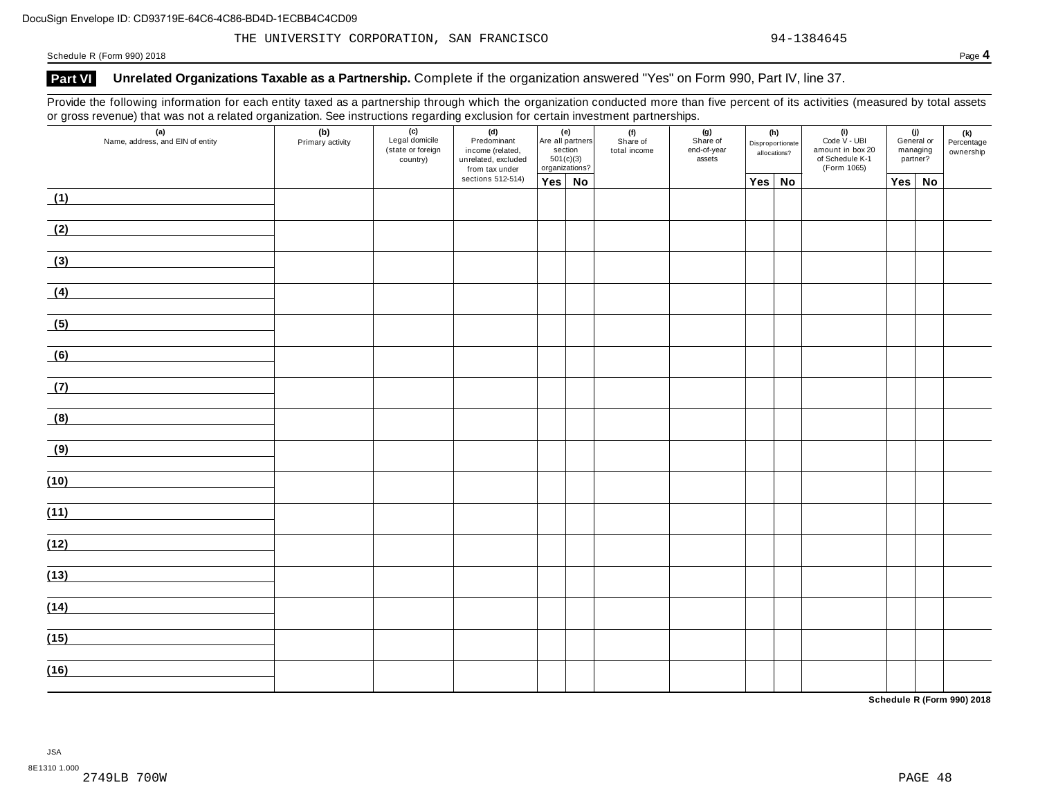THE UNIVERSITY CORPORATION, SAN FRANCISCO 94-1384645

## Part VI Unrelated Organizations Taxable as a Partnership.

Complete if the organization answered "Yes" on Form 990, Part IV, line 37.

Provide the following information for each entity taxed as a partnership through which the organization conducted more than five percent of its activities (measured by total assets or gross revenue) that was not a related organization. See instructions regarding exclusion for certain investment partnerships.

| (a) Name, address, and EIN of entity | (b) Primary activity | (c) Legal domicile (state or foreign country) | (d) Predominant income (related, unrelated, excluded from tax under sections 512-514) | (e) Are all partners section 501(c)(3) organizations? | | (f) Share of total income | (g) Share of end-of-year assets | (h) Disproportionate allocations? | | (i) Code V - UBI amount in box 20 of Schedule K-1 (Form 1065) | (j) General or managing partner? | | (k) Percentage ownership |
|---|---|---|---|---|---|---|---|---|---|---|---|---|---|
| | | | | Yes | No | | | Yes | No | | Yes | No | |
| (1) | | | | | | | | | | | | | |
| (2) | | | | | | | | | | | | | |
| (3) | | | | | | | | | | | | | |
| (4) | | | | | | | | | | | | | |
| (5) | | | | | | | | | | | | | |
| (6) | | | | | | | | | | | | | |
| (7) | | | | | | | | | | | | | |
| (8) | | | | | | | | | | | | | |
| (9) | | | | | | | | | | | | | |
| (10) | | | | | | | | | | | | | |
| (11) | | | | | | | | | | | | | |
| (12) | | | | | | | | | | | | | |
| (13) | | | | | | | | | | | | | |
| (14) | | | | | | | | | | | | | |
| (15) | | | | | | | | | | | | | |
| (16) | | | | | | | | | | | | | |

**Schedule R (Form 990) 2018**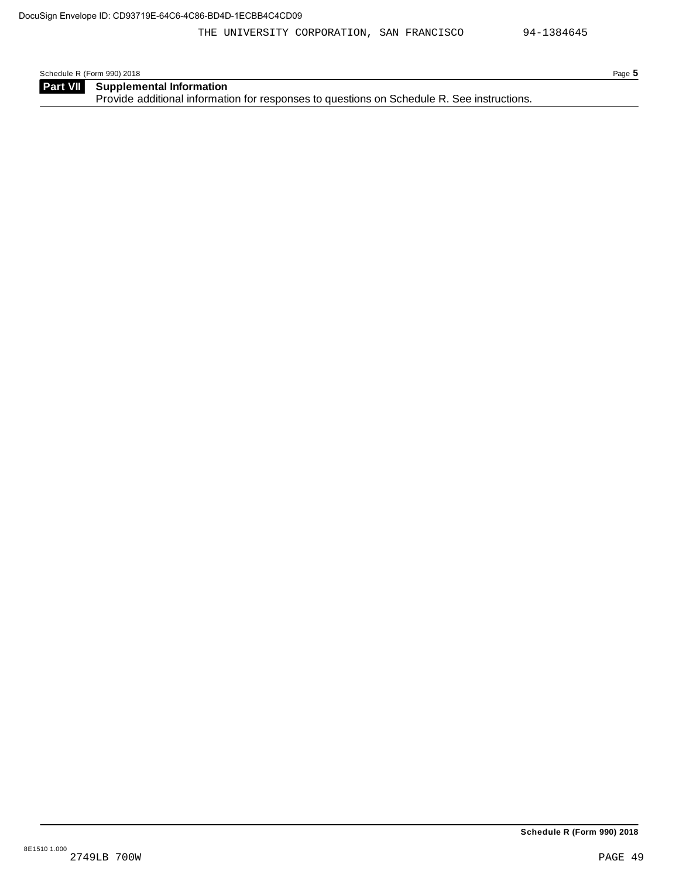## Part VII Supplemental Information

Provide additional information for responses to questions on Schedule R. See instructions.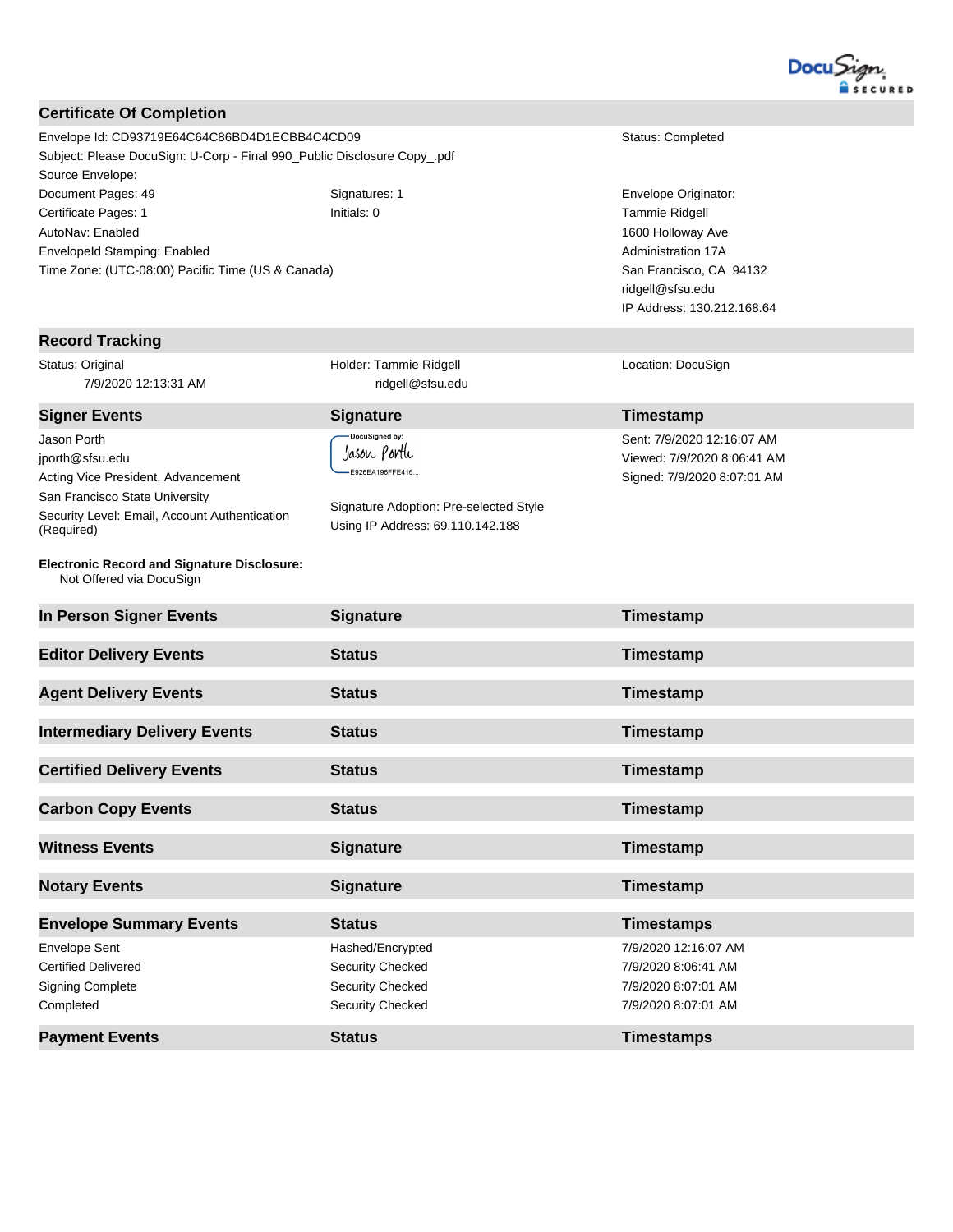## Certificate Of Completion

| | | |
|---|---|---|
| Envelope Id: CD93719E64C64C86BD4D1ECBB4C4CD09 | | Status: Completed |
| Subject: Please DocuSign: U-Corp - Final 990_Public Disclosure Copy_.pdf | | |
| Source Envelope: | | |
| Document Pages: 49 | Signatures: 1 | Envelope Originator: |
| Certificate Pages: 1 | Initials: 0 | Tammie Ridgell |
| AutoNav: Enabled | | 1600 Holloway Ave |
| EnvelopeId Stamping: Enabled | | Administration 17A |
| Time Zone: (UTC-08:00) Pacific Time (US & Canada) | | San Francisco, CA 94132 |
| | | ridgell@sfsu.edu |
| | | IP Address: 130.212.168.64 |

## Record Tracking

| | | |
|---|---|---|
| Status: Original<br>7/9/2020 12:13:31 AM | Holder: Tammie Ridgell<br>ridgell@sfsu.edu | Location: DocuSign |

| Signer Events | Signature | Timestamp |
|---|---|---|
| Jason Porth<br>jporth@sfsu.edu<br>Acting Vice President, Advancement<br>San Francisco State University<br>Security Level: Email, Account Authentication (Required) | DocuSigned by:<br>Jason Porth<br>E926EA196FFE416...<br><br>Signature Adoption: Pre-selected Style<br>Using IP Address: 69.110.142.188 | Sent: 7/9/2020 12:16:07 AM<br>Viewed: 7/9/2020 8:06:41 AM<br>Signed: 7/9/2020 8:07:01 AM |

**Electronic Record and Signature Disclosure:**
Not Offered via DocuSign

| In Person Signer Events | Signature | Timestamp |
|---|---|---|

| Editor Delivery Events | Status | Timestamp |
|---|---|---|

| Agent Delivery Events | Status | Timestamp |
|---|---|---|

| Intermediary Delivery Events | Status | Timestamp |
|---|---|---|

| Certified Delivery Events | Status | Timestamp |
|---|---|---|

| Carbon Copy Events | Status | Timestamp |
|---|---|---|

| Witness Events | Signature | Timestamp |
|---|---|---|

| Notary Events | Signature | Timestamp |
|---|---|---|

| Envelope Summary Events | Status | Timestamps |
|---|---|---|
| Envelope Sent | Hashed/Encrypted | 7/9/2020 12:16:07 AM |
| Certified Delivered | Security Checked | 7/9/2020 8:06:41 AM |
| Signing Complete | Security Checked | 7/9/2020 8:07:01 AM |
| Completed | Security Checked | 7/9/2020 8:07:01 AM |

| Payment Events | Status | Timestamps |
|---|---|---|